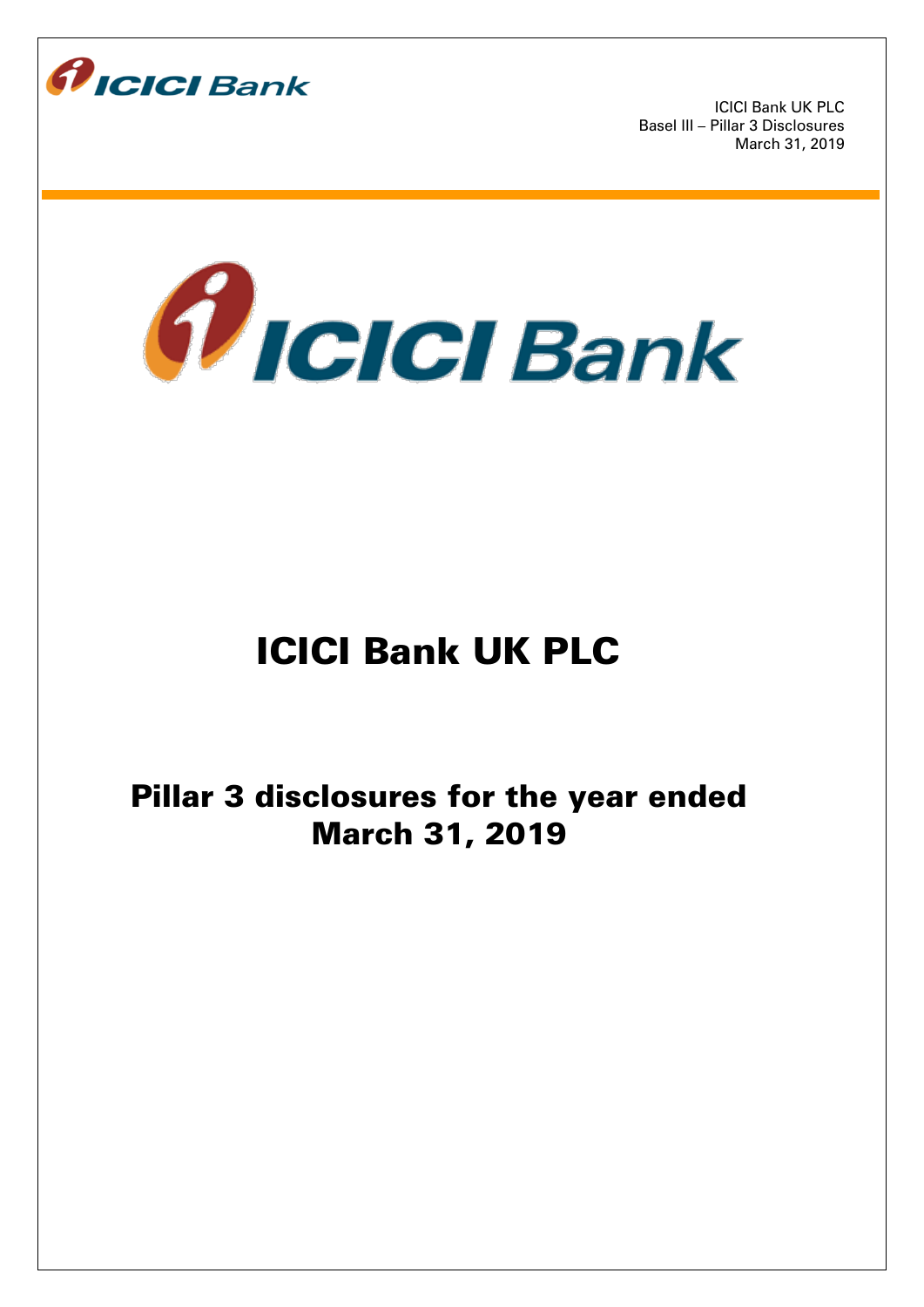# ICICI Bank UK PLC

## Pillar 3 disclosures for the year ended March 31, 2019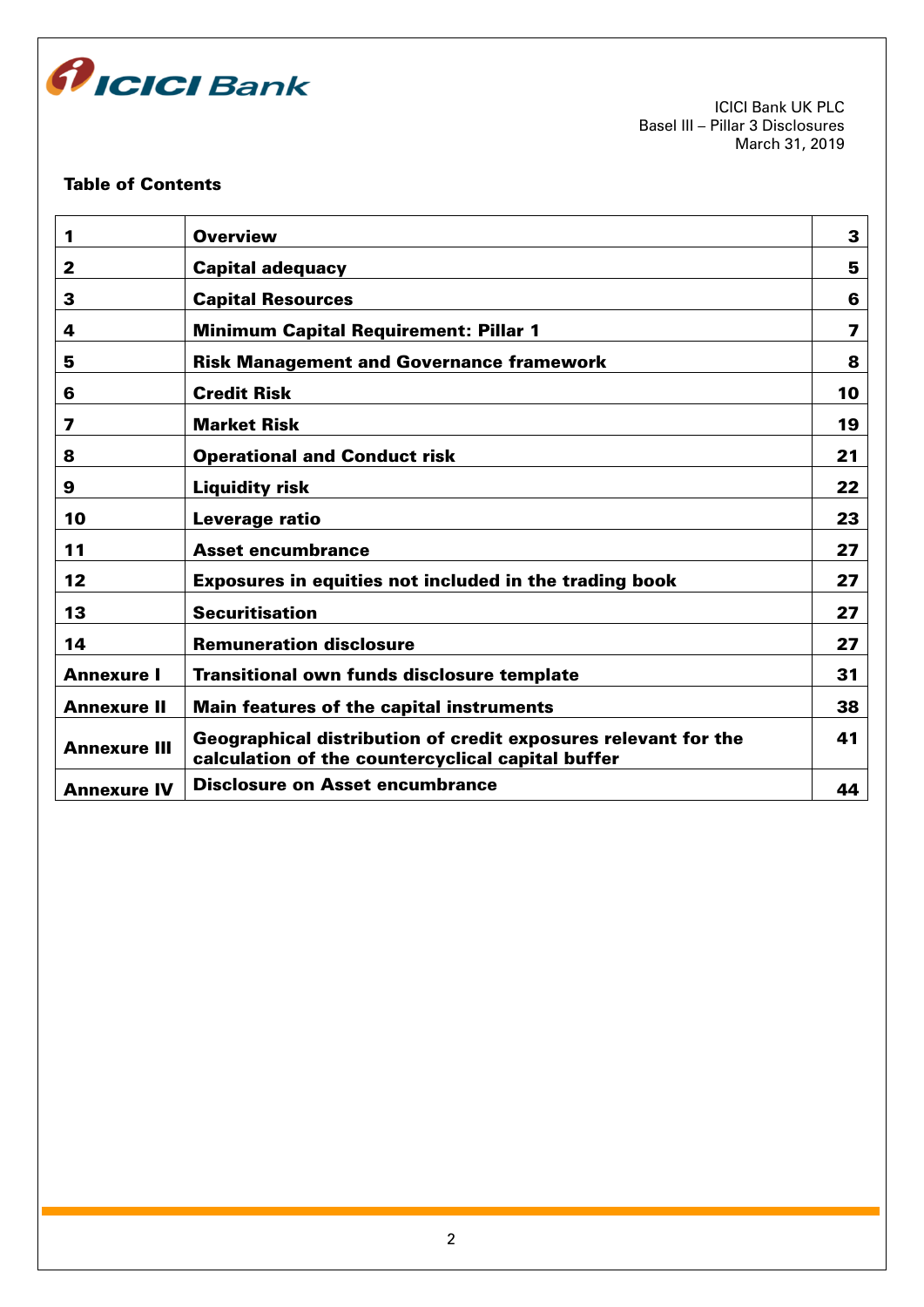ICICI Bank UK PLC
Basel III – Pillar 3 Disclosures
March 31, 2019

**Table of Contents**

| | | |
|---|---|---|
| **1** | **Overview** | **3** |
| **2** | **Capital adequacy** | **5** |
| **3** | **Capital Resources** | **6** |
| **4** | **Minimum Capital Requirement: Pillar 1** | **7** |
| **5** | **Risk Management and Governance framework** | **8** |
| **6** | **Credit Risk** | **10** |
| **7** | **Market Risk** | **19** |
| **8** | **Operational and Conduct risk** | **21** |
| **9** | **Liquidity risk** | **22** |
| **10** | **Leverage ratio** | **23** |
| **11** | **Asset encumbrance** | **27** |
| **12** | **Exposures in equities not included in the trading book** | **27** |
| **13** | **Securitisation** | **27** |
| **14** | **Remuneration disclosure** | **27** |
| **Annexure I** | **Transitional own funds disclosure template** | **31** |
| **Annexure II** | **Main features of the capital instruments** | **38** |
| **Annexure III** | **Geographical distribution of credit exposures relevant for the calculation of the countercyclical capital buffer** | **41** |
| **Annexure IV** | **Disclosure on Asset encumbrance** | **44** |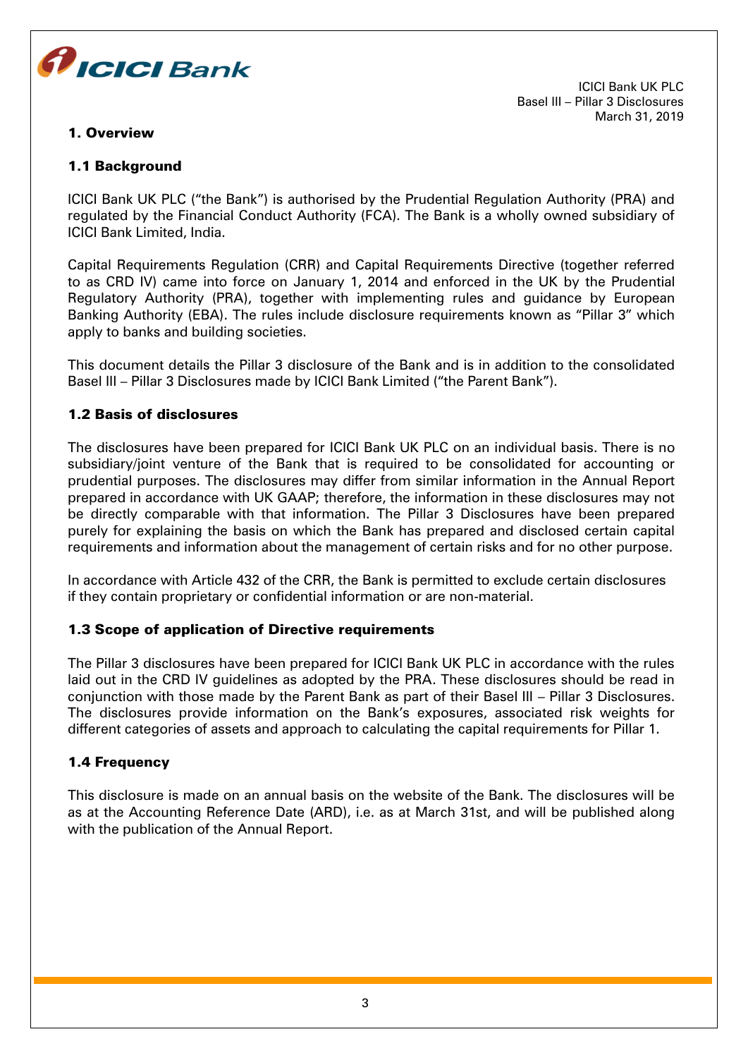## 1. Overview

### 1.1 Background

ICICI Bank UK PLC ("the Bank") is authorised by the Prudential Regulation Authority (PRA) and regulated by the Financial Conduct Authority (FCA). The Bank is a wholly owned subsidiary of ICICI Bank Limited, India.

Capital Requirements Regulation (CRR) and Capital Requirements Directive (together referred to as CRD IV) came into force on January 1, 2014 and enforced in the UK by the Prudential Regulatory Authority (PRA), together with implementing rules and guidance by European Banking Authority (EBA). The rules include disclosure requirements known as "Pillar 3" which apply to banks and building societies.

This document details the Pillar 3 disclosure of the Bank and is in addition to the consolidated Basel III – Pillar 3 Disclosures made by ICICI Bank Limited ("the Parent Bank").

### 1.2 Basis of disclosures

The disclosures have been prepared for ICICI Bank UK PLC on an individual basis. There is no subsidiary/joint venture of the Bank that is required to be consolidated for accounting or prudential purposes. The disclosures may differ from similar information in the Annual Report prepared in accordance with UK GAAP; therefore, the information in these disclosures may not be directly comparable with that information. The Pillar 3 Disclosures have been prepared purely for explaining the basis on which the Bank has prepared and disclosed certain capital requirements and information about the management of certain risks and for no other purpose.

In accordance with Article 432 of the CRR, the Bank is permitted to exclude certain disclosures if they contain proprietary or confidential information or are non-material.

### 1.3 Scope of application of Directive requirements

The Pillar 3 disclosures have been prepared for ICICI Bank UK PLC in accordance with the rules laid out in the CRD IV guidelines as adopted by the PRA. These disclosures should be read in conjunction with those made by the Parent Bank as part of their Basel III – Pillar 3 Disclosures. The disclosures provide information on the Bank's exposures, associated risk weights for different categories of assets and approach to calculating the capital requirements for Pillar 1.

### 1.4 Frequency

This disclosure is made on an annual basis on the website of the Bank. The disclosures will be as at the Accounting Reference Date (ARD), i.e. as at March 31st, and will be published along with the publication of the Annual Report.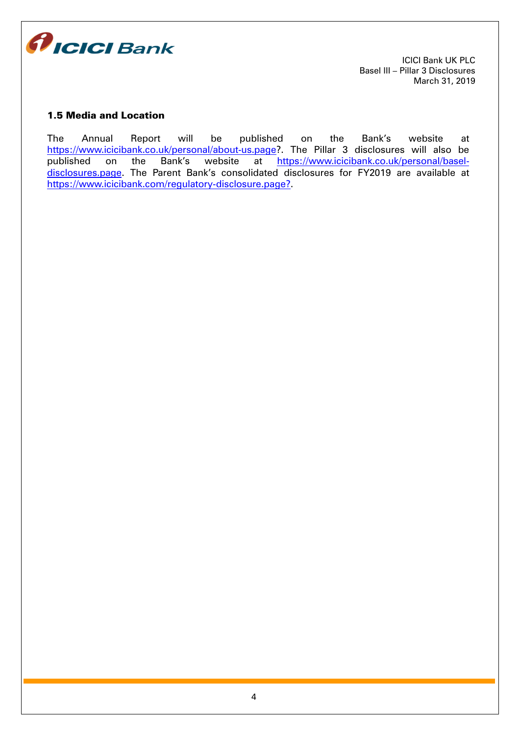### 1.5 Media and Location

The Annual Report will be published on the Bank's website at https://www.icicibank.co.uk/personal/about-us.page?. The Pillar 3 disclosures will also be published on the Bank's website at https://www.icicibank.co.uk/personal/basel-disclosures.page. The Parent Bank's consolidated disclosures for FY2019 are available at https://www.icicibank.com/regulatory-disclosure.page?.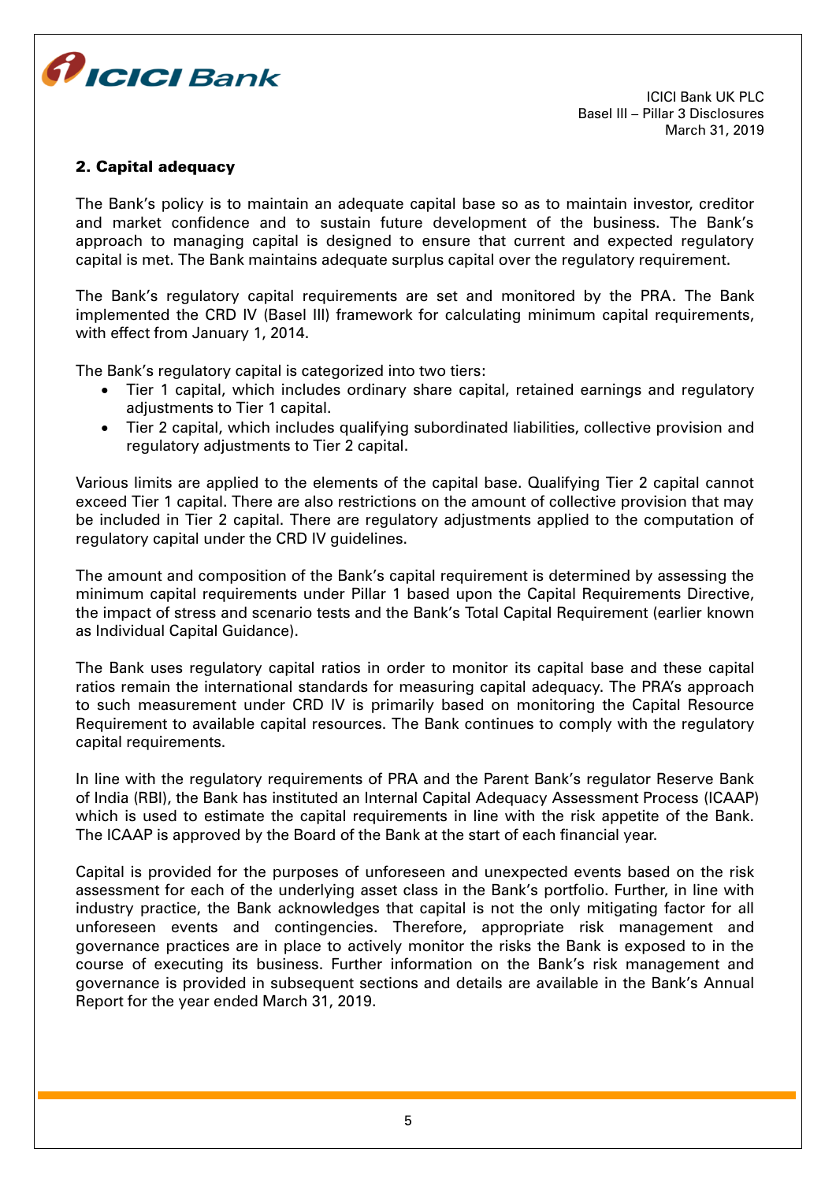## 2. Capital adequacy

The Bank's policy is to maintain an adequate capital base so as to maintain investor, creditor and market confidence and to sustain future development of the business. The Bank's approach to managing capital is designed to ensure that current and expected regulatory capital is met. The Bank maintains adequate surplus capital over the regulatory requirement.

The Bank's regulatory capital requirements are set and monitored by the PRA. The Bank implemented the CRD IV (Basel III) framework for calculating minimum capital requirements, with effect from January 1, 2014.

The Bank's regulatory capital is categorized into two tiers:

- Tier 1 capital, which includes ordinary share capital, retained earnings and regulatory adjustments to Tier 1 capital.
- Tier 2 capital, which includes qualifying subordinated liabilities, collective provision and regulatory adjustments to Tier 2 capital.

Various limits are applied to the elements of the capital base. Qualifying Tier 2 capital cannot exceed Tier 1 capital. There are also restrictions on the amount of collective provision that may be included in Tier 2 capital. There are regulatory adjustments applied to the computation of regulatory capital under the CRD IV guidelines.

The amount and composition of the Bank's capital requirement is determined by assessing the minimum capital requirements under Pillar 1 based upon the Capital Requirements Directive, the impact of stress and scenario tests and the Bank's Total Capital Requirement (earlier known as Individual Capital Guidance).

The Bank uses regulatory capital ratios in order to monitor its capital base and these capital ratios remain the international standards for measuring capital adequacy. The PRA's approach to such measurement under CRD IV is primarily based on monitoring the Capital Resource Requirement to available capital resources. The Bank continues to comply with the regulatory capital requirements.

In line with the regulatory requirements of PRA and the Parent Bank's regulator Reserve Bank of India (RBI), the Bank has instituted an Internal Capital Adequacy Assessment Process (ICAAP) which is used to estimate the capital requirements in line with the risk appetite of the Bank. The ICAAP is approved by the Board of the Bank at the start of each financial year.

Capital is provided for the purposes of unforeseen and unexpected events based on the risk assessment for each of the underlying asset class in the Bank's portfolio. Further, in line with industry practice, the Bank acknowledges that capital is not the only mitigating factor for all unforeseen events and contingencies. Therefore, appropriate risk management and governance practices are in place to actively monitor the risks the Bank is exposed to in the course of executing its business. Further information on the Bank's risk management and governance is provided in subsequent sections and details are available in the Bank's Annual Report for the year ended March 31, 2019.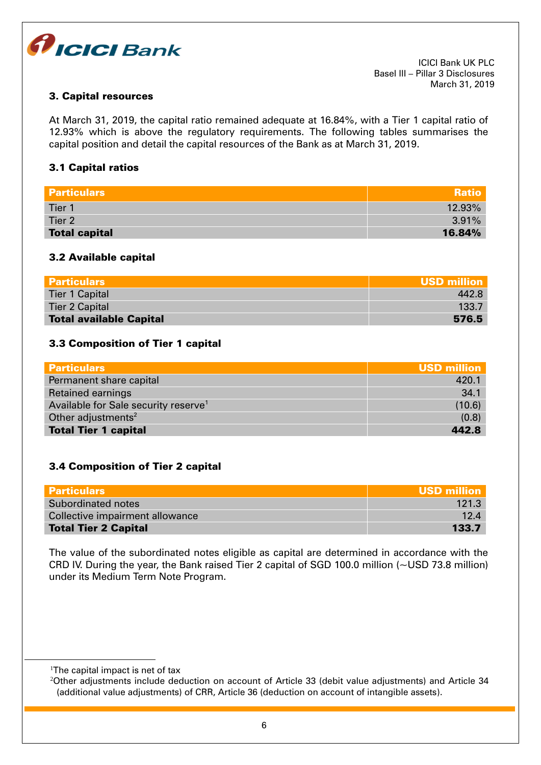### 3. Capital resources

At March 31, 2019, the capital ratio remained adequate at 16.84%, with a Tier 1 capital ratio of 12.93% which is above the regulatory requirements. The following tables summarises the capital position and detail the capital resources of the Bank as at March 31, 2019.

#### 3.1 Capital ratios

| Particulars | Ratio |
|---|---:|
| Tier 1 | 12.93% |
| Tier 2 | 3.91% |
| **Total capital** | **16.84%** |

#### 3.2 Available capital

| Particulars | USD million |
|---|---:|
| Tier 1 Capital | 442.8 |
| Tier 2 Capital | 133.7 |
| **Total available Capital** | **576.5** |

#### 3.3 Composition of Tier 1 capital

| Particulars | USD million |
|---|---:|
| Permanent share capital | 420.1 |
| Retained earnings | 34.1 |
| Available for Sale security reserve[1] | (10.6) |
| Other adjustments[2] | (0.8) |
| **Total Tier 1 capital** | **442.8** |

#### 3.4 Composition of Tier 2 capital

| Particulars | USD million |
|---|---:|
| Subordinated notes | 121.3 |
| Collective impairment allowance | 12.4 |
| **Total Tier 2 Capital** | **133.7** |

The value of the subordinated notes eligible as capital are determined in accordance with the CRD IV. During the year, the Bank raised Tier 2 capital of SGD 100.0 million (~USD 73.8 million) under its Medium Term Note Program.

---

[1]The capital impact is net of tax

[2]Other adjustments include deduction on account of Article 33 (debit value adjustments) and Article 34 (additional value adjustments) of CRR, Article 36 (deduction on account of intangible assets).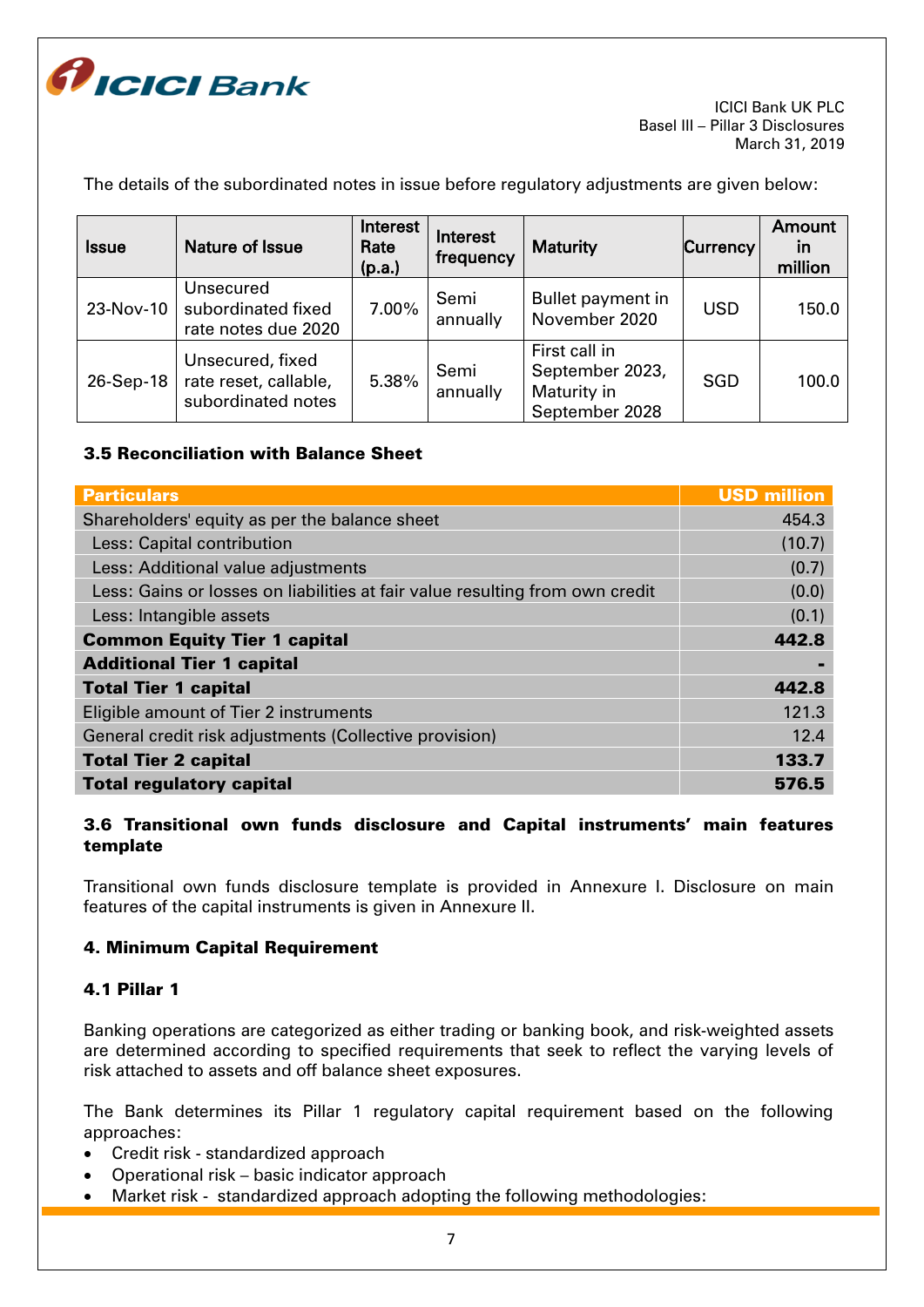The details of the subordinated notes in issue before regulatory adjustments are given below:

| Issue | Nature of Issue | Interest Rate (p.a.) | Interest frequency | Maturity | Currency | Amount in million |
|---|---|---|---|---|---|---|
| 23-Nov-10 | Unsecured subordinated fixed rate notes due 2020 | 7.00% | Semi annually | Bullet payment in November 2020 | USD | 150.0 |
| 26-Sep-18 | Unsecured, fixed rate reset, callable, subordinated notes | 5.38% | Semi annually | First call in September 2023, Maturity in September 2028 | SGD | 100.0 |

### 3.5 Reconciliation with Balance Sheet

| Particulars | USD million |
|---|---|
| Shareholders' equity as per the balance sheet | 454.3 |
| Less: Capital contribution | (10.7) |
| Less: Additional value adjustments | (0.7) |
| Less: Gains or losses on liabilities at fair value resulting from own credit | (0.0) |
| Less: Intangible assets | (0.1) |
| **Common Equity Tier 1 capital** | **442.8** |
| **Additional Tier 1 capital** | **-** |
| **Total Tier 1 capital** | **442.8** |
| Eligible amount of Tier 2 instruments | 121.3 |
| General credit risk adjustments (Collective provision) | 12.4 |
| **Total Tier 2 capital** | **133.7** |
| **Total regulatory capital** | **576.5** |

### 3.6 Transitional own funds disclosure and Capital instruments' main features template

Transitional own funds disclosure template is provided in Annexure I. Disclosure on main features of the capital instruments is given in Annexure II.

## 4. Minimum Capital Requirement

### 4.1 Pillar 1

Banking operations are categorized as either trading or banking book, and risk-weighted assets are determined according to specified requirements that seek to reflect the varying levels of risk attached to assets and off balance sheet exposures.

The Bank determines its Pillar 1 regulatory capital requirement based on the following approaches:

- Credit risk - standardized approach
- Operational risk – basic indicator approach
- Market risk - standardized approach adopting the following methodologies: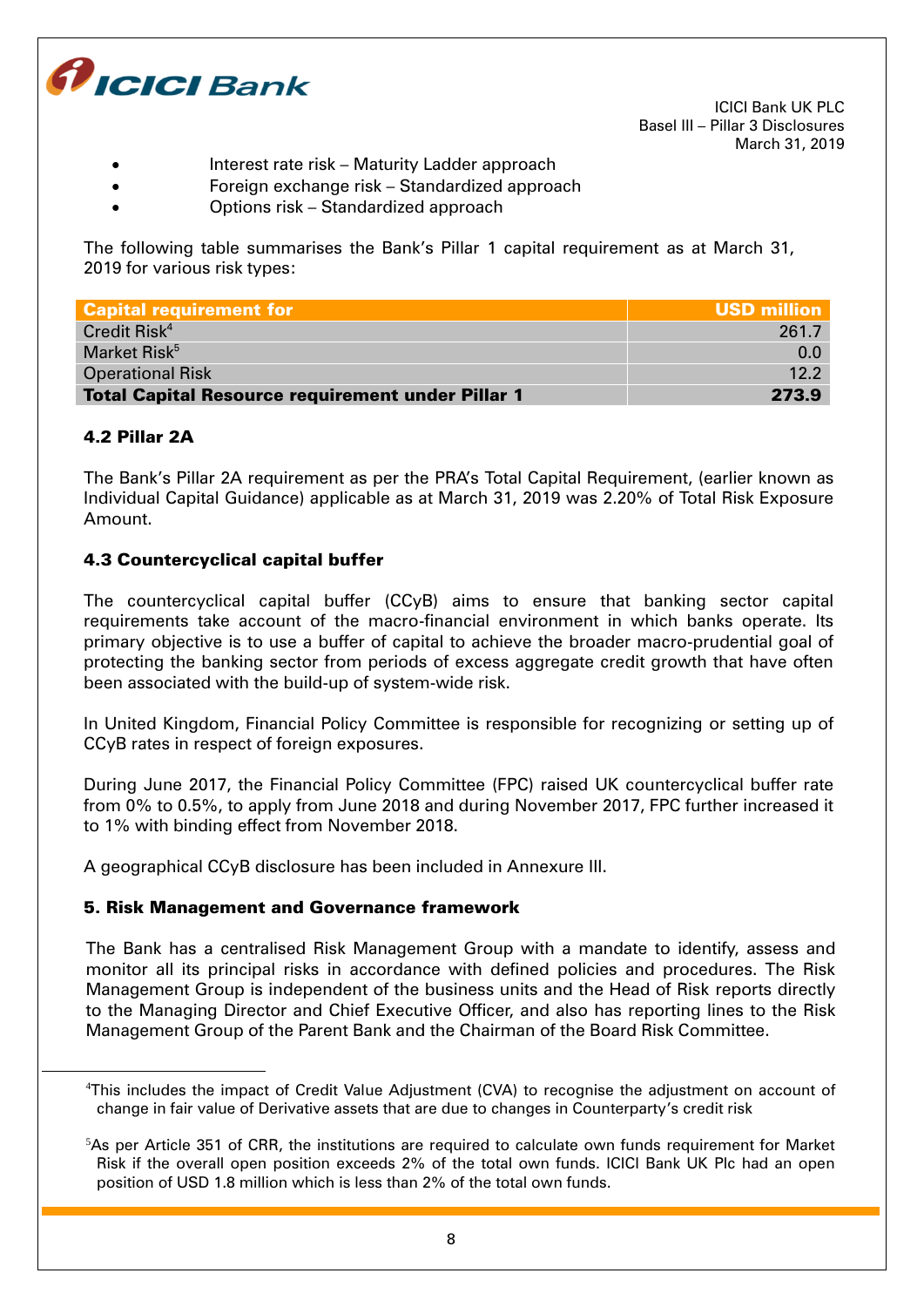- Interest rate risk – Maturity Ladder approach
- Foreign exchange risk – Standardized approach
- Options risk – Standardized approach

The following table summarises the Bank's Pillar 1 capital requirement as at March 31, 2019 for various risk types:

| Capital requirement for | USD million |
|---|---|
| Credit Risk[4] | 261.7 |
| Market Risk[5] | 0.0 |
| Operational Risk | 12.2 |
| **Total Capital Resource requirement under Pillar 1** | **273.9** |

### 4.2 Pillar 2A

The Bank's Pillar 2A requirement as per the PRA's Total Capital Requirement, (earlier known as Individual Capital Guidance) applicable as at March 31, 2019 was 2.20% of Total Risk Exposure Amount.

### 4.3 Countercyclical capital buffer

The countercyclical capital buffer (CCyB) aims to ensure that banking sector capital requirements take account of the macro-financial environment in which banks operate. Its primary objective is to use a buffer of capital to achieve the broader macro-prudential goal of protecting the banking sector from periods of excess aggregate credit growth that have often been associated with the build-up of system-wide risk.

In United Kingdom, Financial Policy Committee is responsible for recognizing or setting up of CCyB rates in respect of foreign exposures.

During June 2017, the Financial Policy Committee (FPC) raised UK countercyclical buffer rate from 0% to 0.5%, to apply from June 2018 and during November 2017, FPC further increased it to 1% with binding effect from November 2018.

A geographical CCyB disclosure has been included in Annexure III.

## 5. Risk Management and Governance framework

The Bank has a centralised Risk Management Group with a mandate to identify, assess and monitor all its principal risks in accordance with defined policies and procedures. The Risk Management Group is independent of the business units and the Head of Risk reports directly to the Managing Director and Chief Executive Officer, and also has reporting lines to the Risk Management Group of the Parent Bank and the Chairman of the Board Risk Committee.

---

[4] This includes the impact of Credit Value Adjustment (CVA) to recognise the adjustment on account of change in fair value of Derivative assets that are due to changes in Counterparty's credit risk

[5] As per Article 351 of CRR, the institutions are required to calculate own funds requirement for Market Risk if the overall open position exceeds 2% of the total own funds. ICICI Bank UK Plc had an open position of USD 1.8 million which is less than 2% of the total own funds.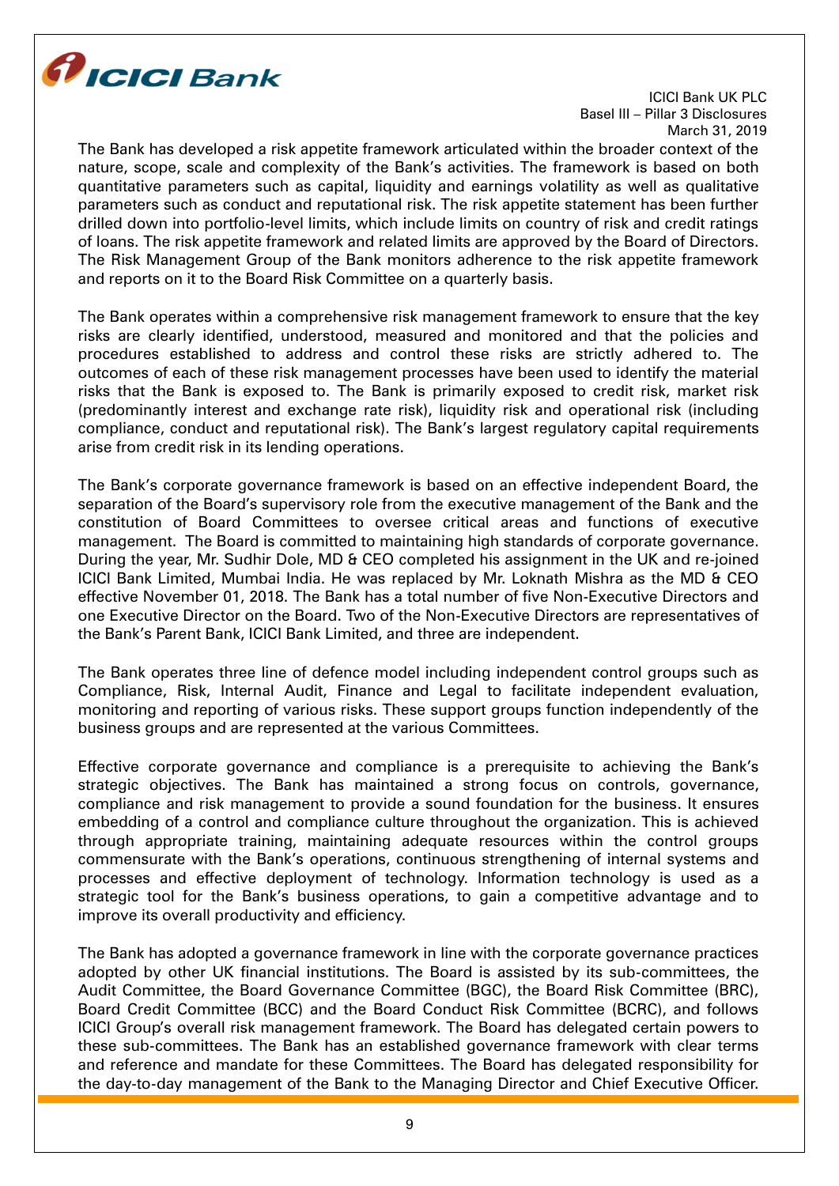The Bank has developed a risk appetite framework articulated within the broader context of the nature, scope, scale and complexity of the Bank's activities. The framework is based on both quantitative parameters such as capital, liquidity and earnings volatility as well as qualitative parameters such as conduct and reputational risk. The risk appetite statement has been further drilled down into portfolio-level limits, which include limits on country of risk and credit ratings of loans. The risk appetite framework and related limits are approved by the Board of Directors. The Risk Management Group of the Bank monitors adherence to the risk appetite framework and reports on it to the Board Risk Committee on a quarterly basis.

The Bank operates within a comprehensive risk management framework to ensure that the key risks are clearly identified, understood, measured and monitored and that the policies and procedures established to address and control these risks are strictly adhered to. The outcomes of each of these risk management processes have been used to identify the material risks that the Bank is exposed to. The Bank is primarily exposed to credit risk, market risk (predominantly interest and exchange rate risk), liquidity risk and operational risk (including compliance, conduct and reputational risk). The Bank's largest regulatory capital requirements arise from credit risk in its lending operations.

The Bank's corporate governance framework is based on an effective independent Board, the separation of the Board's supervisory role from the executive management of the Bank and the constitution of Board Committees to oversee critical areas and functions of executive management. The Board is committed to maintaining high standards of corporate governance. During the year, Mr. Sudhir Dole, MD & CEO completed his assignment in the UK and re-joined ICICI Bank Limited, Mumbai India. He was replaced by Mr. Loknath Mishra as the MD & CEO effective November 01, 2018. The Bank has a total number of five Non-Executive Directors and one Executive Director on the Board. Two of the Non-Executive Directors are representatives of the Bank's Parent Bank, ICICI Bank Limited, and three are independent.

The Bank operates three line of defence model including independent control groups such as Compliance, Risk, Internal Audit, Finance and Legal to facilitate independent evaluation, monitoring and reporting of various risks. These support groups function independently of the business groups and are represented at the various Committees.

Effective corporate governance and compliance is a prerequisite to achieving the Bank's strategic objectives. The Bank has maintained a strong focus on controls, governance, compliance and risk management to provide a sound foundation for the business. It ensures embedding of a control and compliance culture throughout the organization. This is achieved through appropriate training, maintaining adequate resources within the control groups commensurate with the Bank's operations, continuous strengthening of internal systems and processes and effective deployment of technology. Information technology is used as a strategic tool for the Bank's business operations, to gain a competitive advantage and to improve its overall productivity and efficiency.

The Bank has adopted a governance framework in line with the corporate governance practices adopted by other UK financial institutions. The Board is assisted by its sub-committees, the Audit Committee, the Board Governance Committee (BGC), the Board Risk Committee (BRC), Board Credit Committee (BCC) and the Board Conduct Risk Committee (BCRC), and follows ICICI Group's overall risk management framework. The Board has delegated certain powers to these sub-committees. The Bank has an established governance framework with clear terms and reference and mandate for these Committees. The Board has delegated responsibility for the day-to-day management of the Bank to the Managing Director and Chief Executive Officer.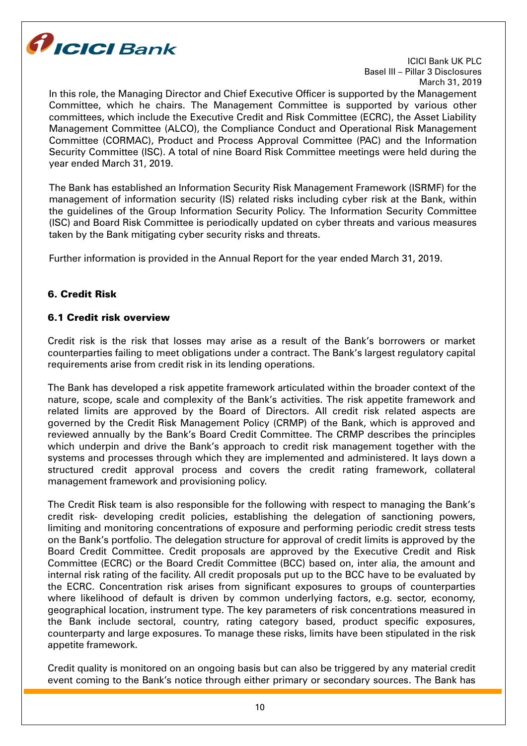In this role, the Managing Director and Chief Executive Officer is supported by the Management Committee, which he chairs. The Management Committee is supported by various other committees, which include the Executive Credit and Risk Committee (ECRC), the Asset Liability Management Committee (ALCO), the Compliance Conduct and Operational Risk Management Committee (CORMAC), Product and Process Approval Committee (PAC) and the Information Security Committee (ISC). A total of nine Board Risk Committee meetings were held during the year ended March 31, 2019.

The Bank has established an Information Security Risk Management Framework (ISRMF) for the management of information security (IS) related risks including cyber risk at the Bank, within the guidelines of the Group Information Security Policy. The Information Security Committee (ISC) and Board Risk Committee is periodically updated on cyber threats and various measures taken by the Bank mitigating cyber security risks and threats.

Further information is provided in the Annual Report for the year ended March 31, 2019.

## 6. Credit Risk

### 6.1 Credit risk overview

Credit risk is the risk that losses may arise as a result of the Bank's borrowers or market counterparties failing to meet obligations under a contract. The Bank's largest regulatory capital requirements arise from credit risk in its lending operations.

The Bank has developed a risk appetite framework articulated within the broader context of the nature, scope, scale and complexity of the Bank's activities. The risk appetite framework and related limits are approved by the Board of Directors. All credit risk related aspects are governed by the Credit Risk Management Policy (CRMP) of the Bank, which is approved and reviewed annually by the Bank's Board Credit Committee. The CRMP describes the principles which underpin and drive the Bank's approach to credit risk management together with the systems and processes through which they are implemented and administered. It lays down a structured credit approval process and covers the credit rating framework, collateral management framework and provisioning policy.

The Credit Risk team is also responsible for the following with respect to managing the Bank's credit risk- developing credit policies, establishing the delegation of sanctioning powers, limiting and monitoring concentrations of exposure and performing periodic credit stress tests on the Bank's portfolio. The delegation structure for approval of credit limits is approved by the Board Credit Committee. Credit proposals are approved by the Executive Credit and Risk Committee (ECRC) or the Board Credit Committee (BCC) based on, inter alia, the amount and internal risk rating of the facility. All credit proposals put up to the BCC have to be evaluated by the ECRC. Concentration risk arises from significant exposures to groups of counterparties where likelihood of default is driven by common underlying factors, e.g. sector, economy, geographical location, instrument type. The key parameters of risk concentrations measured in the Bank include sectoral, country, rating category based, product specific exposures, counterparty and large exposures. To manage these risks, limits have been stipulated in the risk appetite framework.

Credit quality is monitored on an ongoing basis but can also be triggered by any material credit event coming to the Bank's notice through either primary or secondary sources. The Bank has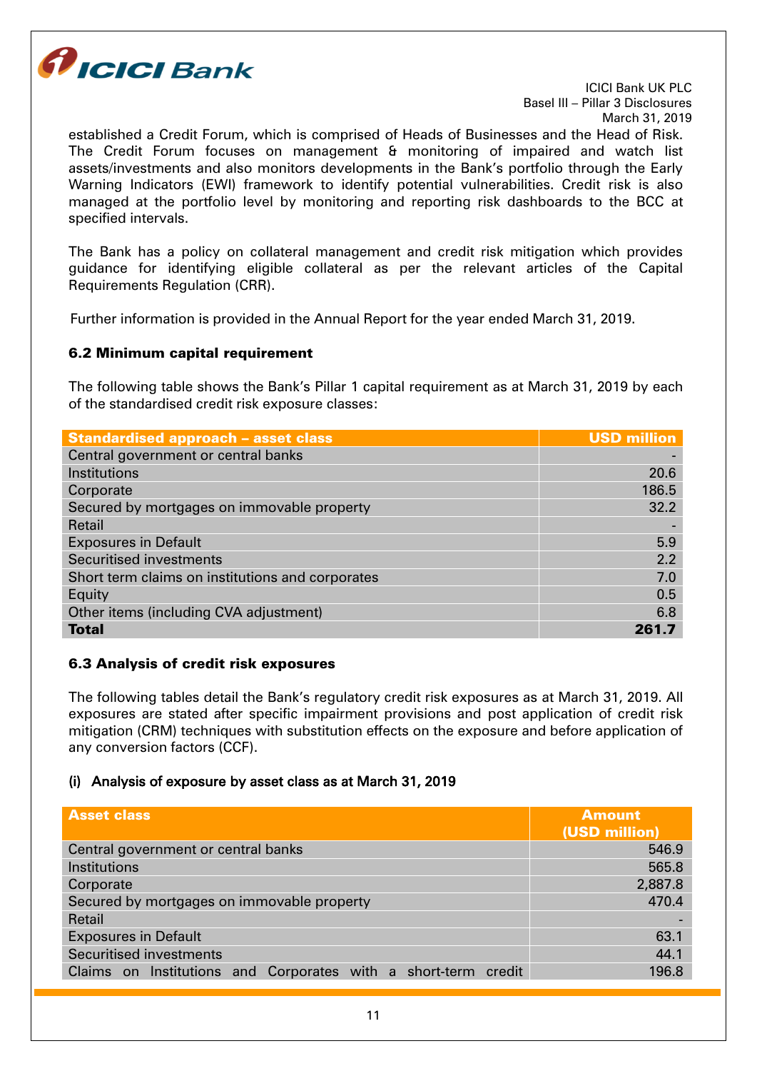established a Credit Forum, which is comprised of Heads of Businesses and the Head of Risk. The Credit Forum focuses on management & monitoring of impaired and watch list assets/investments and also monitors developments in the Bank's portfolio through the Early Warning Indicators (EWI) framework to identify potential vulnerabilities. Credit risk is also managed at the portfolio level by monitoring and reporting risk dashboards to the BCC at specified intervals.

The Bank has a policy on collateral management and credit risk mitigation which provides guidance for identifying eligible collateral as per the relevant articles of the Capital Requirements Regulation (CRR).

Further information is provided in the Annual Report for the year ended March 31, 2019.

### 6.2 Minimum capital requirement

The following table shows the Bank's Pillar 1 capital requirement as at March 31, 2019 by each of the standardised credit risk exposure classes:

| Standardised approach – asset class | USD million |
|---|---|
| Central government or central banks | - |
| Institutions | 20.6 |
| Corporate | 186.5 |
| Secured by mortgages on immovable property | 32.2 |
| Retail | - |
| Exposures in Default | 5.9 |
| Securitised investments | 2.2 |
| Short term claims on institutions and corporates | 7.0 |
| Equity | 0.5 |
| Other items (including CVA adjustment) | 6.8 |
| **Total** | **261.7** |

### 6.3 Analysis of credit risk exposures

The following tables detail the Bank's regulatory credit risk exposures as at March 31, 2019. All exposures are stated after specific impairment provisions and post application of credit risk mitigation (CRM) techniques with substitution effects on the exposure and before application of any conversion factors (CCF).

#### (i) Analysis of exposure by asset class as at March 31, 2019

| Asset class | Amount (USD million) |
|---|---|
| Central government or central banks | 546.9 |
| Institutions | 565.8 |
| Corporate | 2,887.8 |
| Secured by mortgages on immovable property | 470.4 |
| Retail | - |
| Exposures in Default | 63.1 |
| Securitised investments | 44.1 |
| Claims on Institutions and Corporates with a short-term credit | 196.8 |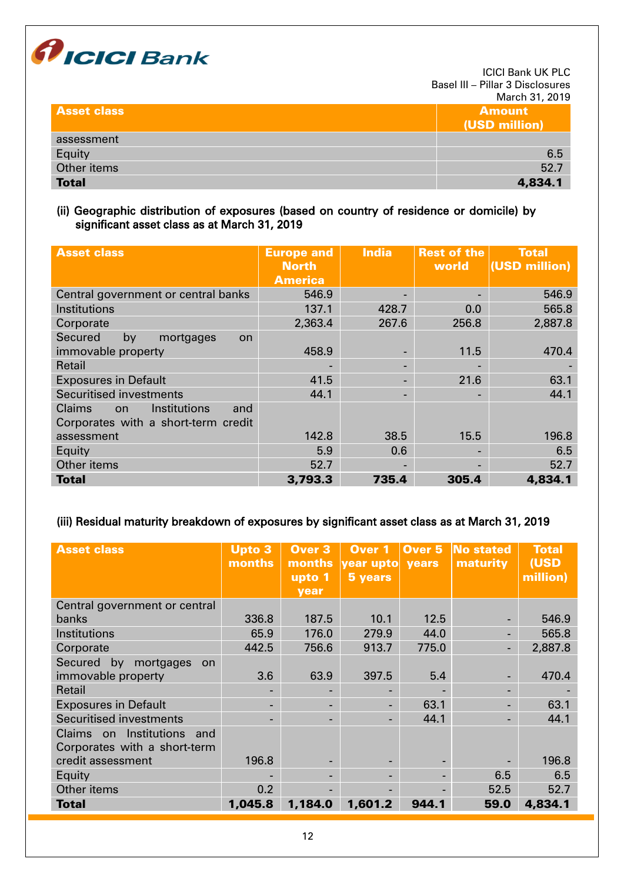| Asset class | Amount (USD million) |
|---|---|
| assessment | |
| Equity | 6.5 |
| Other items | 52.7 |
| **Total** | **4,834.1** |

(ii) Geographic distribution of exposures (based on country of residence or domicile) by significant asset class as at March 31, 2019

| Asset class | Europe and North America | India | Rest of the world | Total (USD million) |
|---|---|---|---|---|
| Central government or central banks | 546.9 | - | - | 546.9 |
| Institutions | 137.1 | 428.7 | 0.0 | 565.8 |
| Corporate | 2,363.4 | 267.6 | 256.8 | 2,887.8 |
| Secured by mortgages on immovable property | 458.9 | - | 11.5 | 470.4 |
| Retail | - | - | - | - |
| Exposures in Default | 41.5 | - | 21.6 | 63.1 |
| Securitised investments | 44.1 | - | - | 44.1 |
| Claims on Institutions and Corporates with a short-term credit assessment | 142.8 | 38.5 | 15.5 | 196.8 |
| Equity | 5.9 | 0.6 | - | 6.5 |
| Other items | 52.7 | - | - | 52.7 |
| **Total** | **3,793.3** | **735.4** | **305.4** | **4,834.1** |

(iii) Residual maturity breakdown of exposures by significant asset class as at March 31, 2019

| Asset class | Upto 3 months | Over 3 months upto 1 year | Over 1 year upto 5 years | Over 5 years | No stated maturity | Total (USD million) |
|---|---|---|---|---|---|---|
| Central government or central banks | 336.8 | 187.5 | 10.1 | 12.5 | - | 546.9 |
| Institutions | 65.9 | 176.0 | 279.9 | 44.0 | - | 565.8 |
| Corporate | 442.5 | 756.6 | 913.7 | 775.0 | - | 2,887.8 |
| Secured by mortgages on immovable property | 3.6 | 63.9 | 397.5 | 5.4 | - | 470.4 |
| Retail | - | - | - | - | - | - |
| Exposures in Default | - | - | - | 63.1 | - | 63.1 |
| Securitised investments | - | - | - | 44.1 | - | 44.1 |
| Claims on Institutions and Corporates with a short-term credit assessment | 196.8 | - | - | - | - | 196.8 |
| Equity | - | - | - | - | 6.5 | 6.5 |
| Other items | 0.2 | - | - | - | 52.5 | 52.7 |
| **Total** | **1,045.8** | **1,184.0** | **1,601.2** | **944.1** | **59.0** | **4,834.1** |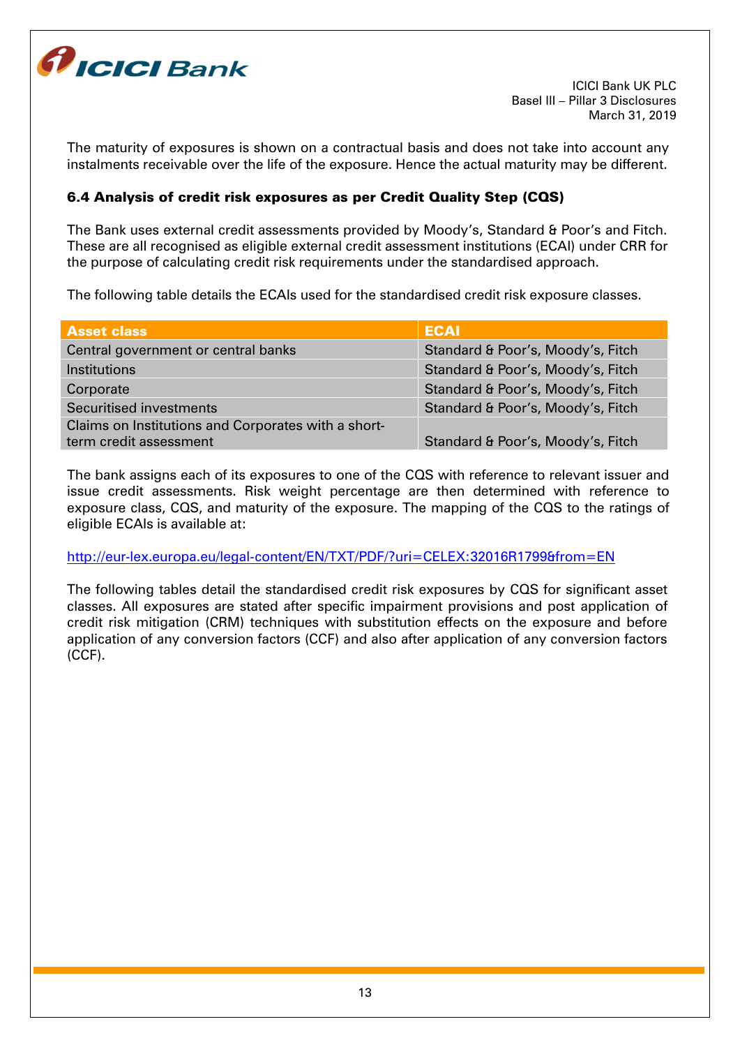The maturity of exposures is shown on a contractual basis and does not take into account any instalments receivable over the life of the exposure. Hence the actual maturity may be different.

### 6.4 Analysis of credit risk exposures as per Credit Quality Step (CQS)

The Bank uses external credit assessments provided by Moody's, Standard & Poor's and Fitch. These are all recognised as eligible external credit assessment institutions (ECAI) under CRR for the purpose of calculating credit risk requirements under the standardised approach.

The following table details the ECAIs used for the standardised credit risk exposure classes.

| Asset class | ECAI |
|---|---|
| Central government or central banks | Standard & Poor's, Moody's, Fitch |
| Institutions | Standard & Poor's, Moody's, Fitch |
| Corporate | Standard & Poor's, Moody's, Fitch |
| Securitised investments | Standard & Poor's, Moody's, Fitch |
| Claims on Institutions and Corporates with a short-term credit assessment | Standard & Poor's, Moody's, Fitch |

The bank assigns each of its exposures to one of the CQS with reference to relevant issuer and issue credit assessments. Risk weight percentage are then determined with reference to exposure class, CQS, and maturity of the exposure. The mapping of the CQS to the ratings of eligible ECAIs is available at:

http://eur-lex.europa.eu/legal-content/EN/TXT/PDF/?uri=CELEX:32016R1799&from=EN

The following tables detail the standardised credit risk exposures by CQS for significant asset classes. All exposures are stated after specific impairment provisions and post application of credit risk mitigation (CRM) techniques with substitution effects on the exposure and before application of any conversion factors (CCF) and also after application of any conversion factors (CCF).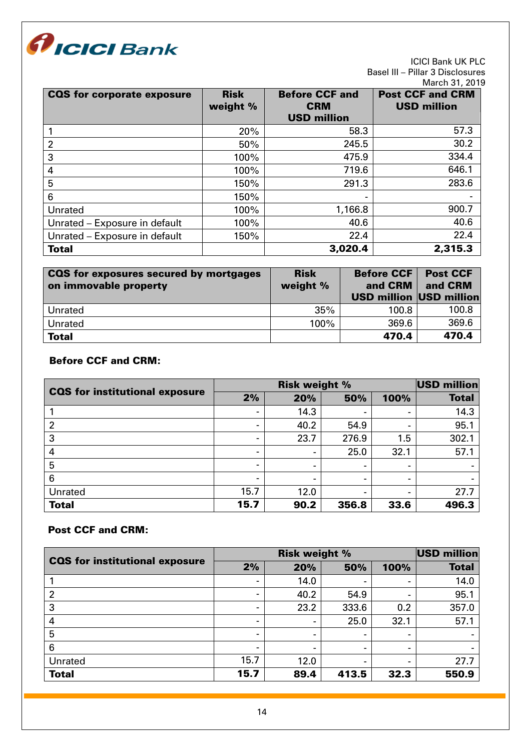| CQS for corporate exposure | Risk weight % | Before CCF and CRM USD million | Post CCF and CRM USD million |
|---|---|---|---|
| 1 | 20% | 58.3 | 57.3 |
| 2 | 50% | 245.5 | 30.2 |
| 3 | 100% | 475.9 | 334.4 |
| 4 | 100% | 719.6 | 646.1 |
| 5 | 150% | 291.3 | 283.6 |
| 6 | 150% | - | - |
| Unrated | 100% | 1,166.8 | 900.7 |
| Unrated – Exposure in default | 100% | 40.6 | 40.6 |
| Unrated – Exposure in default | 150% | 22.4 | 22.4 |
| **Total** | | **3,020.4** | **2,315.3** |

| CQS for exposures secured by mortgages on immovable property | Risk weight % | Before CCF and CRM USD million | Post CCF and CRM USD million |
|---|---|---|---|
| Unrated | 35% | 100.8 | 100.8 |
| Unrated | 100% | 369.6 | 369.6 |
| **Total** | | **470.4** | **470.4** |

**Before CCF and CRM:**

| CQS for institutional exposure | Risk weight % | | | | USD million |
|---|---|---|---|---|---|
| | 2% | 20% | 50% | 100% | Total |
| 1 | - | 14.3 | - | - | 14.3 |
| 2 | - | 40.2 | 54.9 | - | 95.1 |
| 3 | - | 23.7 | 276.9 | 1.5 | 302.1 |
| 4 | - | - | 25.0 | 32.1 | 57.1 |
| 5 | - | - | - | - | - |
| 6 | - | - | - | - | - |
| Unrated | 15.7 | 12.0 | - | - | 27.7 |
| **Total** | **15.7** | **90.2** | **356.8** | **33.6** | **496.3** |

**Post CCF and CRM:**

| CQS for institutional exposure | Risk weight % | | | | USD million |
|---|---|---|---|---|---|
| | 2% | 20% | 50% | 100% | Total |
| 1 | - | 14.0 | - | - | 14.0 |
| 2 | - | 40.2 | 54.9 | - | 95.1 |
| 3 | - | 23.2 | 333.6 | 0.2 | 357.0 |
| 4 | - | - | 25.0 | 32.1 | 57.1 |
| 5 | - | - | - | - | - |
| 6 | - | - | - | - | - |
| Unrated | 15.7 | 12.0 | - | - | 27.7 |
| **Total** | **15.7** | **89.4** | **413.5** | **32.3** | **550.9** |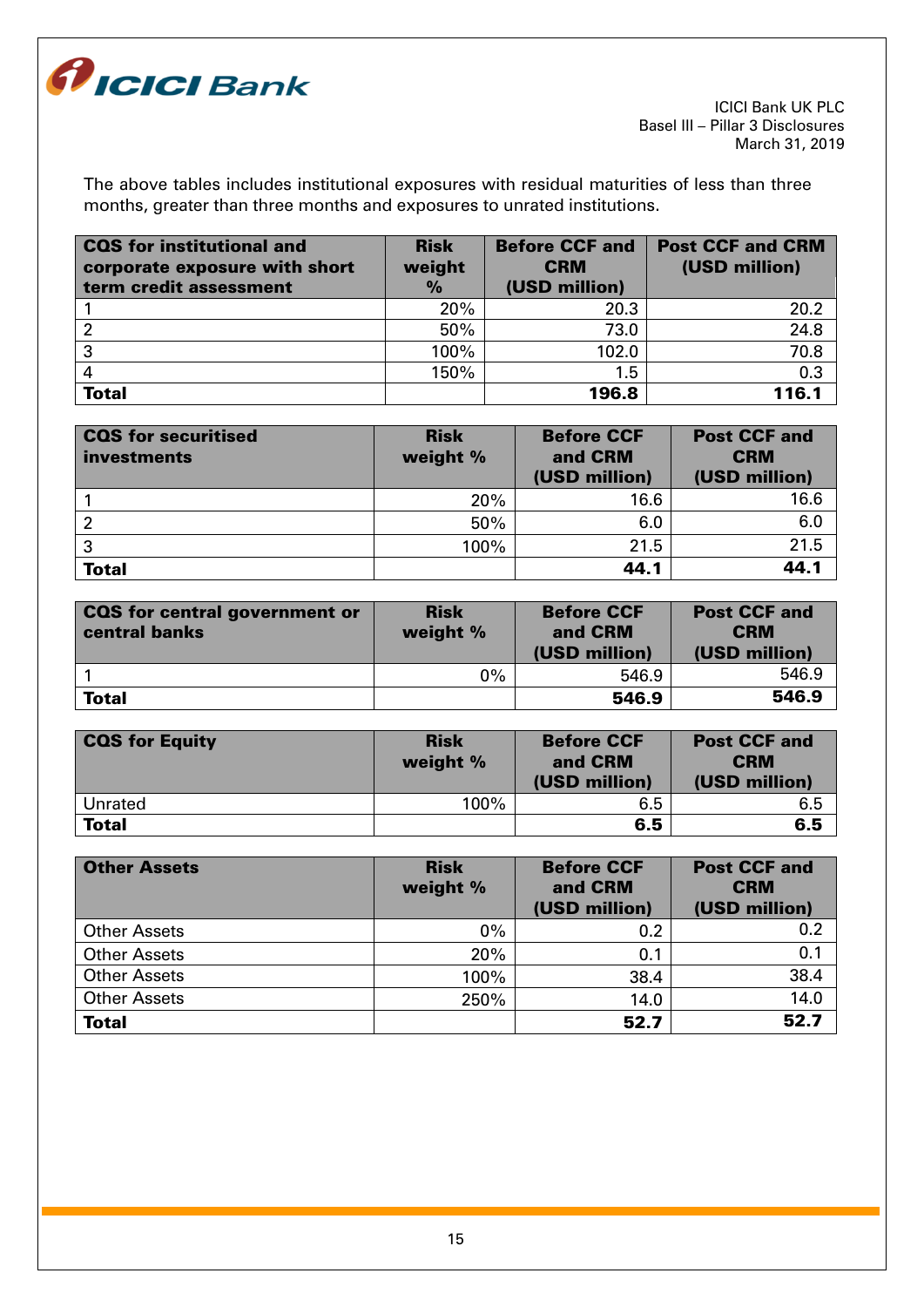The above tables includes institutional exposures with residual maturities of less than three months, greater than three months and exposures to unrated institutions.

| CQS for institutional and corporate exposure with short term credit assessment | Risk weight % | Before CCF and CRM (USD million) | Post CCF and CRM (USD million) |
|---|---|---|---|
| 1 | 20% | 20.3 | 20.2 |
| 2 | 50% | 73.0 | 24.8 |
| 3 | 100% | 102.0 | 70.8 |
| 4 | 150% | 1.5 | 0.3 |
| **Total** | | **196.8** | **116.1** |

| CQS for securitised investments | Risk weight % | Before CCF and CRM (USD million) | Post CCF and CRM (USD million) |
|---|---|---|---|
| 1 | 20% | 16.6 | 16.6 |
| 2 | 50% | 6.0 | 6.0 |
| 3 | 100% | 21.5 | 21.5 |
| **Total** | | **44.1** | **44.1** |

| CQS for central government or central banks | Risk weight % | Before CCF and CRM (USD million) | Post CCF and CRM (USD million) |
|---|---|---|---|
| 1 | 0% | 546.9 | 546.9 |
| **Total** | | **546.9** | **546.9** |

| CQS for Equity | Risk weight % | Before CCF and CRM (USD million) | Post CCF and CRM (USD million) |
|---|---|---|---|
| Unrated | 100% | 6.5 | 6.5 |
| **Total** | | **6.5** | **6.5** |

| Other Assets | Risk weight % | Before CCF and CRM (USD million) | Post CCF and CRM (USD million) |
|---|---|---|---|
| Other Assets | 0% | 0.2 | 0.2 |
| Other Assets | 20% | 0.1 | 0.1 |
| Other Assets | 100% | 38.4 | 38.4 |
| Other Assets | 250% | 14.0 | 14.0 |
| **Total** | | **52.7** | **52.7** |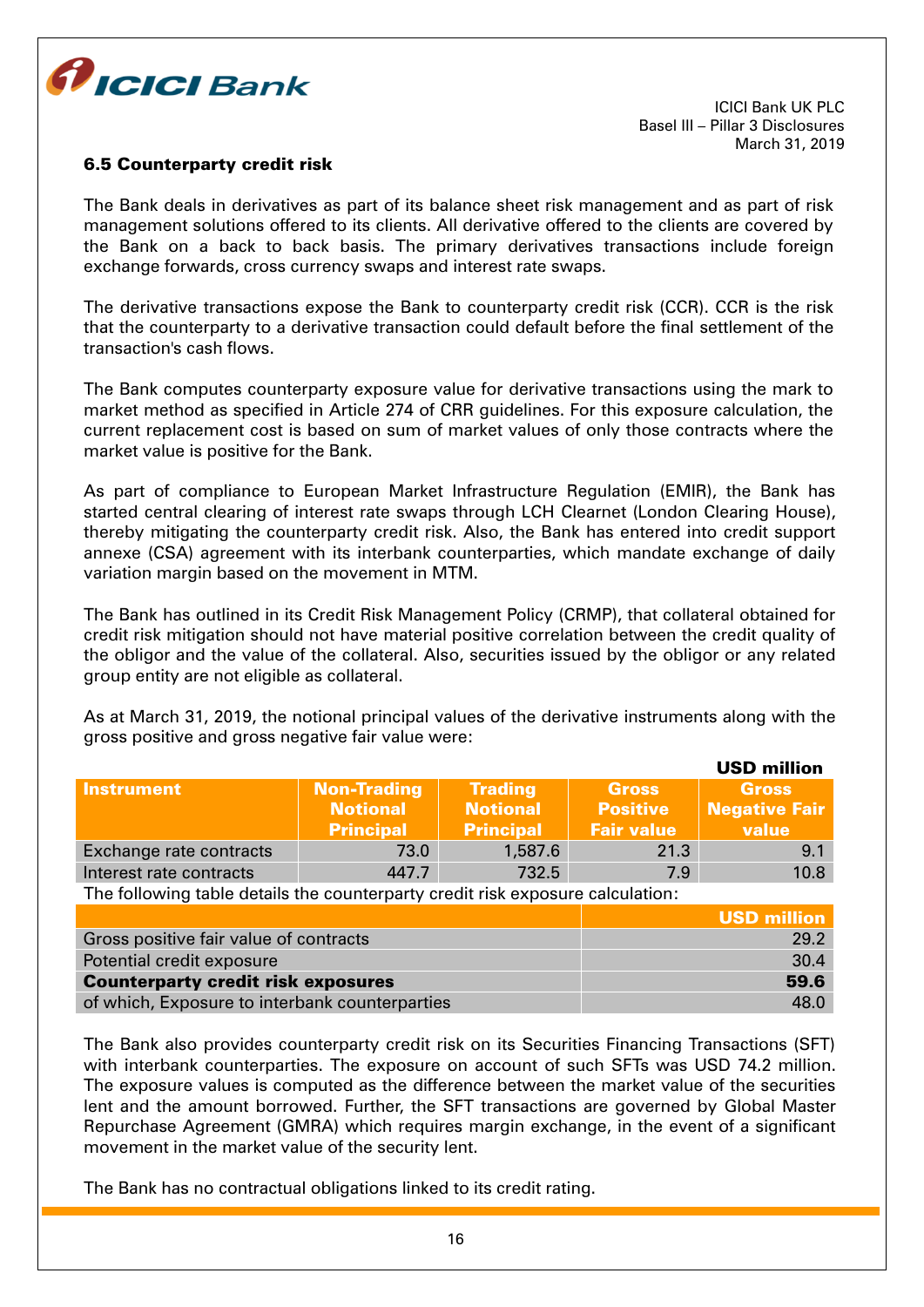### 6.5 Counterparty credit risk

The Bank deals in derivatives as part of its balance sheet risk management and as part of risk management solutions offered to its clients. All derivative offered to the clients are covered by the Bank on a back to back basis. The primary derivatives transactions include foreign exchange forwards, cross currency swaps and interest rate swaps.

The derivative transactions expose the Bank to counterparty credit risk (CCR). CCR is the risk that the counterparty to a derivative transaction could default before the final settlement of the transaction's cash flows.

The Bank computes counterparty exposure value for derivative transactions using the mark to market method as specified in Article 274 of CRR guidelines. For this exposure calculation, the current replacement cost is based on sum of market values of only those contracts where the market value is positive for the Bank.

As part of compliance to European Market Infrastructure Regulation (EMIR), the Bank has started central clearing of interest rate swaps through LCH Clearnet (London Clearing House), thereby mitigating the counterparty credit risk. Also, the Bank has entered into credit support annexe (CSA) agreement with its interbank counterparties, which mandate exchange of daily variation margin based on the movement in MTM.

The Bank has outlined in its Credit Risk Management Policy (CRMP), that collateral obtained for credit risk mitigation should not have material positive correlation between the credit quality of the obligor and the value of the collateral. Also, securities issued by the obligor or any related group entity are not eligible as collateral.

As at March 31, 2019, the notional principal values of the derivative instruments along with the gross positive and gross negative fair value were:

**USD million**

| Instrument | Non-Trading Notional Principal | Trading Notional Principal | Gross Positive Fair value | Gross Negative Fair value |
|---|---|---|---|---|
| Exchange rate contracts | 73.0 | 1,587.6 | 21.3 | 9.1 |
| Interest rate contracts | 447.7 | 732.5 | 7.9 | 10.8 |

The following table details the counterparty credit risk exposure calculation:

| | USD million |
|---|---|
| Gross positive fair value of contracts | 29.2 |
| Potential credit exposure | 30.4 |
| **Counterparty credit risk exposures** | **59.6** |
| of which, Exposure to interbank counterparties | 48.0 |

The Bank also provides counterparty credit risk on its Securities Financing Transactions (SFT) with interbank counterparties. The exposure on account of such SFTs was USD 74.2 million. The exposure values is computed as the difference between the market value of the securities lent and the amount borrowed. Further, the SFT transactions are governed by Global Master Repurchase Agreement (GMRA) which requires margin exchange, in the event of a significant movement in the market value of the security lent.

The Bank has no contractual obligations linked to its credit rating.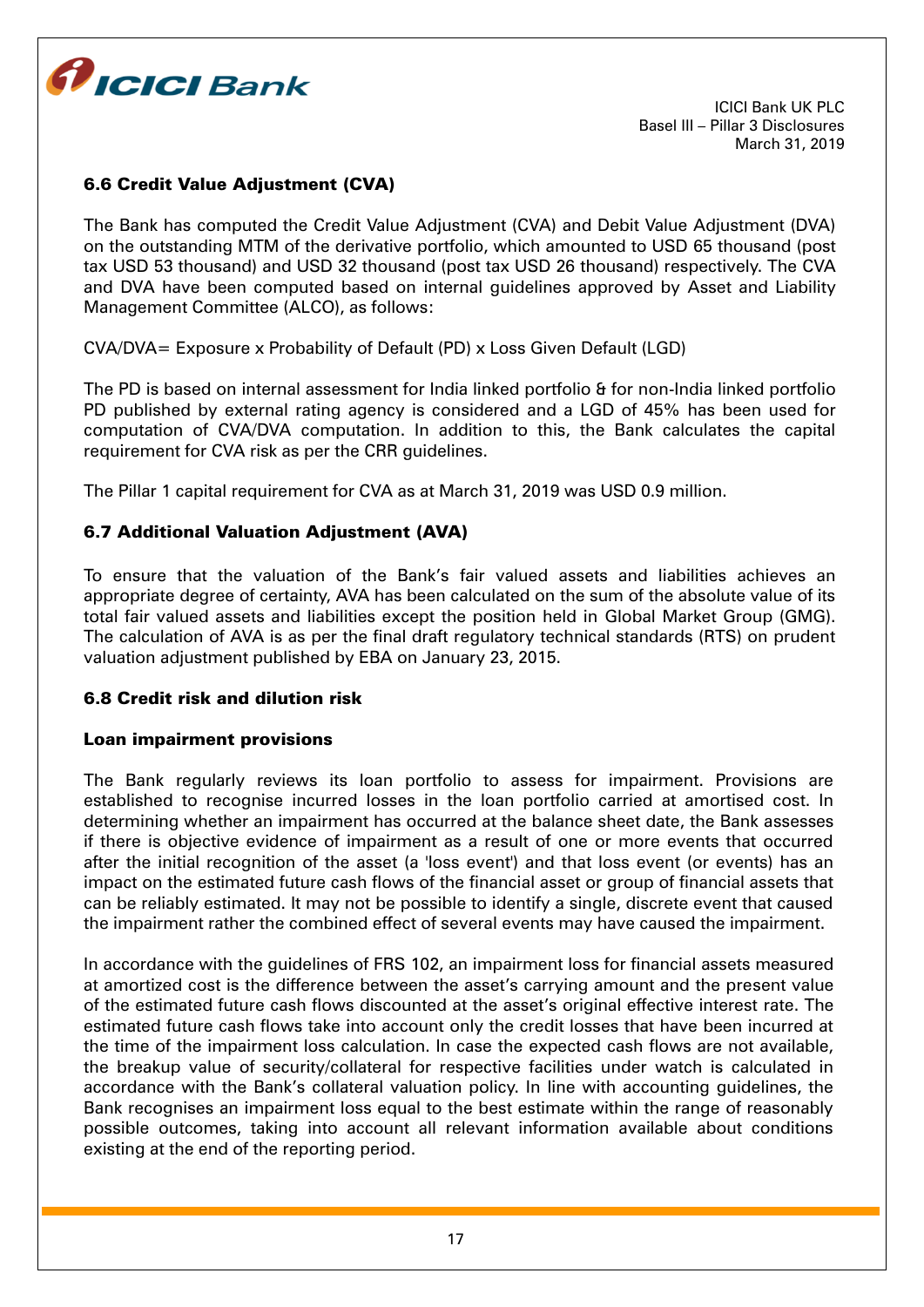### 6.6 Credit Value Adjustment (CVA)

The Bank has computed the Credit Value Adjustment (CVA) and Debit Value Adjustment (DVA) on the outstanding MTM of the derivative portfolio, which amounted to USD 65 thousand (post tax USD 53 thousand) and USD 32 thousand (post tax USD 26 thousand) respectively. The CVA and DVA have been computed based on internal guidelines approved by Asset and Liability Management Committee (ALCO), as follows:

CVA/DVA= Exposure x Probability of Default (PD) x Loss Given Default (LGD)

The PD is based on internal assessment for India linked portfolio & for non-India linked portfolio PD published by external rating agency is considered and a LGD of 45% has been used for computation of CVA/DVA computation. In addition to this, the Bank calculates the capital requirement for CVA risk as per the CRR guidelines.

The Pillar 1 capital requirement for CVA as at March 31, 2019 was USD 0.9 million.

### 6.7 Additional Valuation Adjustment (AVA)

To ensure that the valuation of the Bank's fair valued assets and liabilities achieves an appropriate degree of certainty, AVA has been calculated on the sum of the absolute value of its total fair valued assets and liabilities except the position held in Global Market Group (GMG). The calculation of AVA is as per the final draft regulatory technical standards (RTS) on prudent valuation adjustment published by EBA on January 23, 2015.

### 6.8 Credit risk and dilution risk

#### Loan impairment provisions

The Bank regularly reviews its loan portfolio to assess for impairment. Provisions are established to recognise incurred losses in the loan portfolio carried at amortised cost. In determining whether an impairment has occurred at the balance sheet date, the Bank assesses if there is objective evidence of impairment as a result of one or more events that occurred after the initial recognition of the asset (a 'loss event') and that loss event (or events) has an impact on the estimated future cash flows of the financial asset or group of financial assets that can be reliably estimated. It may not be possible to identify a single, discrete event that caused the impairment rather the combined effect of several events may have caused the impairment.

In accordance with the guidelines of FRS 102, an impairment loss for financial assets measured at amortized cost is the difference between the asset's carrying amount and the present value of the estimated future cash flows discounted at the asset's original effective interest rate. The estimated future cash flows take into account only the credit losses that have been incurred at the time of the impairment loss calculation. In case the expected cash flows are not available, the breakup value of security/collateral for respective facilities under watch is calculated in accordance with the Bank's collateral valuation policy. In line with accounting guidelines, the Bank recognises an impairment loss equal to the best estimate within the range of reasonably possible outcomes, taking into account all relevant information available about conditions existing at the end of the reporting period.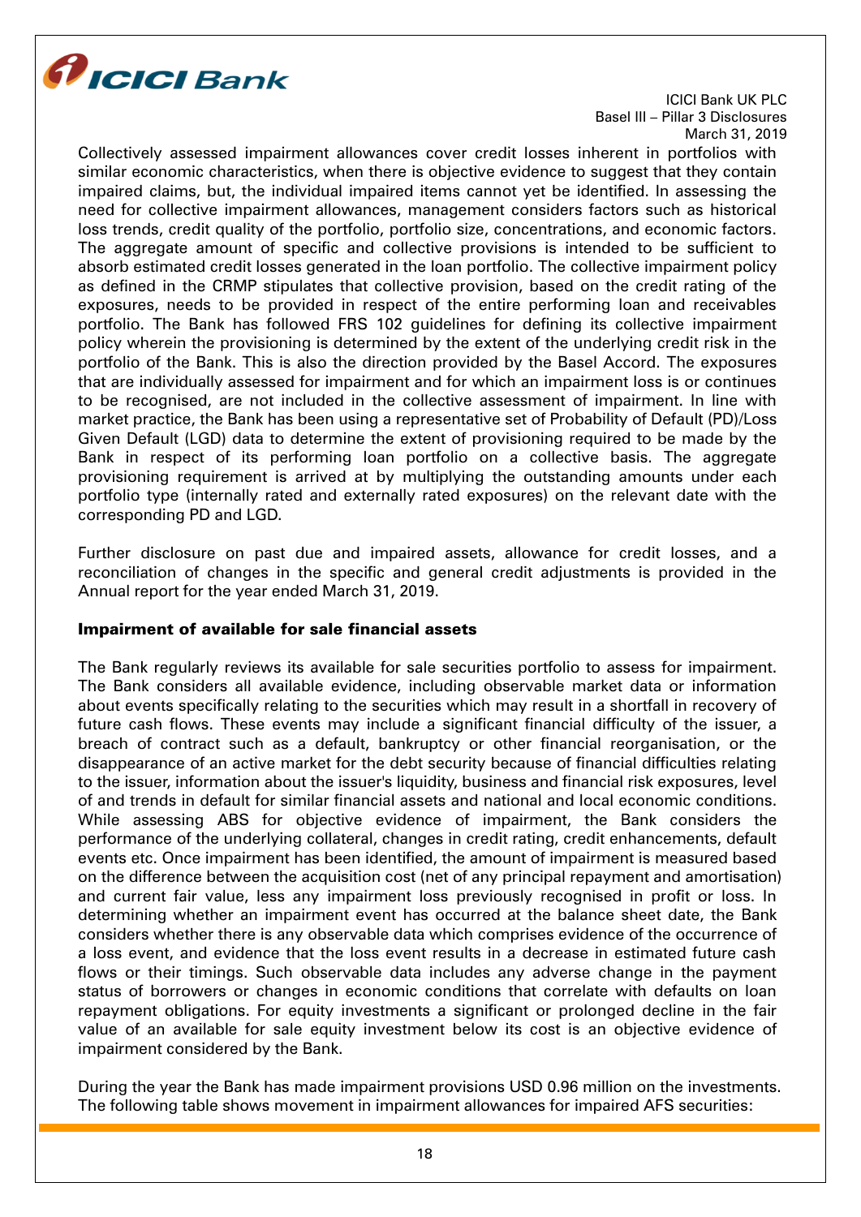Collectively assessed impairment allowances cover credit losses inherent in portfolios with similar economic characteristics, when there is objective evidence to suggest that they contain impaired claims, but, the individual impaired items cannot yet be identified. In assessing the need for collective impairment allowances, management considers factors such as historical loss trends, credit quality of the portfolio, portfolio size, concentrations, and economic factors. The aggregate amount of specific and collective provisions is intended to be sufficient to absorb estimated credit losses generated in the loan portfolio. The collective impairment policy as defined in the CRMP stipulates that collective provision, based on the credit rating of the exposures, needs to be provided in respect of the entire performing loan and receivables portfolio. The Bank has followed FRS 102 guidelines for defining its collective impairment policy wherein the provisioning is determined by the extent of the underlying credit risk in the portfolio of the Bank. This is also the direction provided by the Basel Accord. The exposures that are individually assessed for impairment and for which an impairment loss is or continues to be recognised, are not included in the collective assessment of impairment. In line with market practice, the Bank has been using a representative set of Probability of Default (PD)/Loss Given Default (LGD) data to determine the extent of provisioning required to be made by the Bank in respect of its performing loan portfolio on a collective basis. The aggregate provisioning requirement is arrived at by multiplying the outstanding amounts under each portfolio type (internally rated and externally rated exposures) on the relevant date with the corresponding PD and LGD.

Further disclosure on past due and impaired assets, allowance for credit losses, and a reconciliation of changes in the specific and general credit adjustments is provided in the Annual report for the year ended March 31, 2019.

### Impairment of available for sale financial assets

The Bank regularly reviews its available for sale securities portfolio to assess for impairment. The Bank considers all available evidence, including observable market data or information about events specifically relating to the securities which may result in a shortfall in recovery of future cash flows. These events may include a significant financial difficulty of the issuer, a breach of contract such as a default, bankruptcy or other financial reorganisation, or the disappearance of an active market for the debt security because of financial difficulties relating to the issuer, information about the issuer's liquidity, business and financial risk exposures, level of and trends in default for similar financial assets and national and local economic conditions. While assessing ABS for objective evidence of impairment, the Bank considers the performance of the underlying collateral, changes in credit rating, credit enhancements, default events etc. Once impairment has been identified, the amount of impairment is measured based on the difference between the acquisition cost (net of any principal repayment and amortisation) and current fair value, less any impairment loss previously recognised in profit or loss. In determining whether an impairment event has occurred at the balance sheet date, the Bank considers whether there is any observable data which comprises evidence of the occurrence of a loss event, and evidence that the loss event results in a decrease in estimated future cash flows or their timings. Such observable data includes any adverse change in the payment status of borrowers or changes in economic conditions that correlate with defaults on loan repayment obligations. For equity investments a significant or prolonged decline in the fair value of an available for sale equity investment below its cost is an objective evidence of impairment considered by the Bank.

During the year the Bank has made impairment provisions USD 0.96 million on the investments. The following table shows movement in impairment allowances for impaired AFS securities: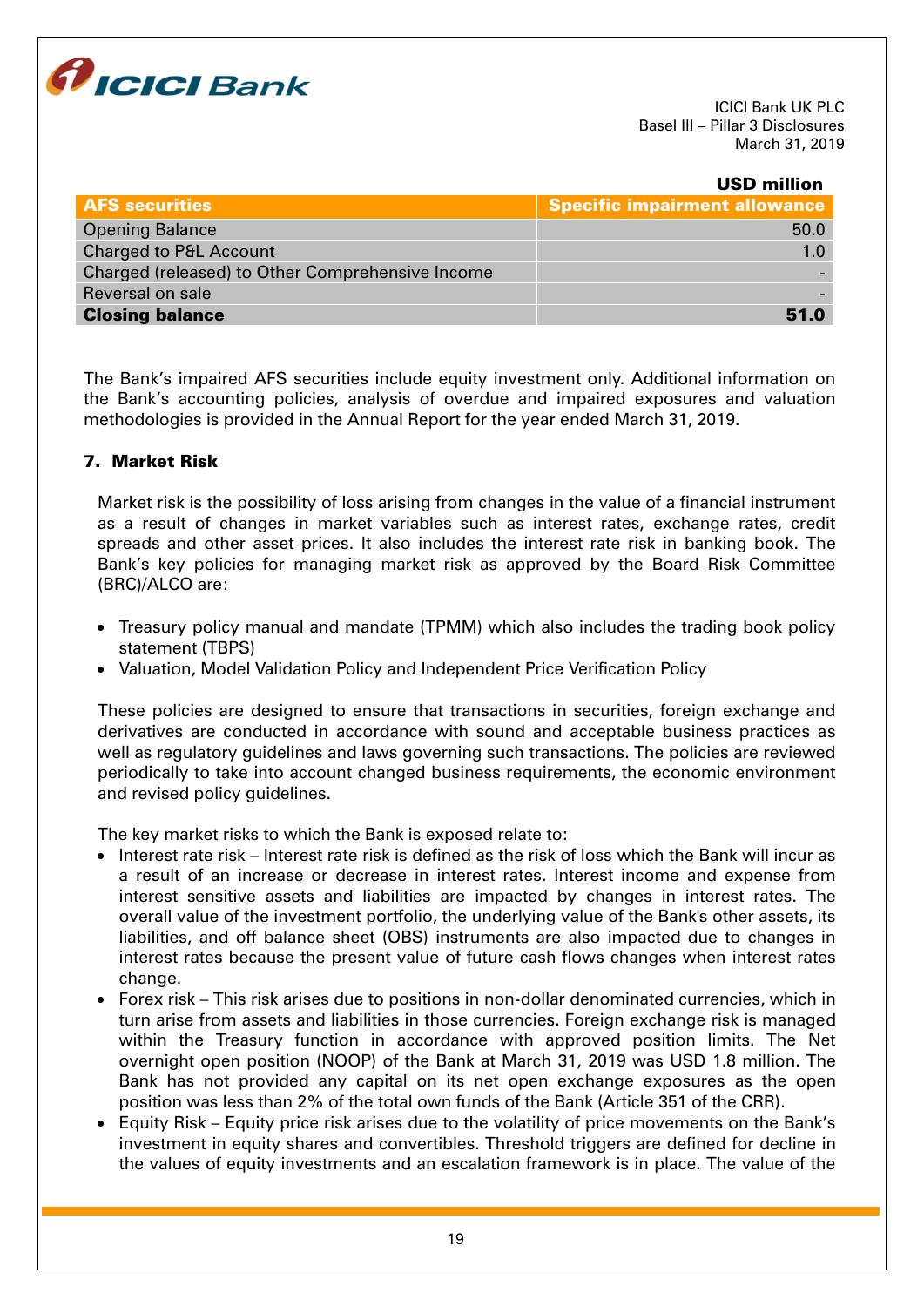USD million

| AFS securities | Specific impairment allowance |
|---|---|
| Opening Balance | 50.0 |
| Charged to P&L Account | 1.0 |
| Charged (released) to Other Comprehensive Income | - |
| Reversal on sale | - |
| **Closing balance** | **51.0** |

The Bank's impaired AFS securities include equity investment only. Additional information on the Bank's accounting policies, analysis of overdue and impaired exposures and valuation methodologies is provided in the Annual Report for the year ended March 31, 2019.

## 7. Market Risk

Market risk is the possibility of loss arising from changes in the value of a financial instrument as a result of changes in market variables such as interest rates, exchange rates, credit spreads and other asset prices. It also includes the interest rate risk in banking book. The Bank's key policies for managing market risk as approved by the Board Risk Committee (BRC)/ALCO are:

- Treasury policy manual and mandate (TPMM) which also includes the trading book policy statement (TBPS)
- Valuation, Model Validation Policy and Independent Price Verification Policy

These policies are designed to ensure that transactions in securities, foreign exchange and derivatives are conducted in accordance with sound and acceptable business practices as well as regulatory guidelines and laws governing such transactions. The policies are reviewed periodically to take into account changed business requirements, the economic environment and revised policy guidelines.

The key market risks to which the Bank is exposed relate to:

- Interest rate risk – Interest rate risk is defined as the risk of loss which the Bank will incur as a result of an increase or decrease in interest rates. Interest income and expense from interest sensitive assets and liabilities are impacted by changes in interest rates. The overall value of the investment portfolio, the underlying value of the Bank's other assets, its liabilities, and off balance sheet (OBS) instruments are also impacted due to changes in interest rates because the present value of future cash flows changes when interest rates change.
- Forex risk – This risk arises due to positions in non-dollar denominated currencies, which in turn arise from assets and liabilities in those currencies. Foreign exchange risk is managed within the Treasury function in accordance with approved position limits. The Net overnight open position (NOOP) of the Bank at March 31, 2019 was USD 1.8 million. The Bank has not provided any capital on its net open exchange exposures as the open position was less than 2% of the total own funds of the Bank (Article 351 of the CRR).
- Equity Risk – Equity price risk arises due to the volatility of price movements on the Bank's investment in equity shares and convertibles. Threshold triggers are defined for decline in the values of equity investments and an escalation framework is in place. The value of the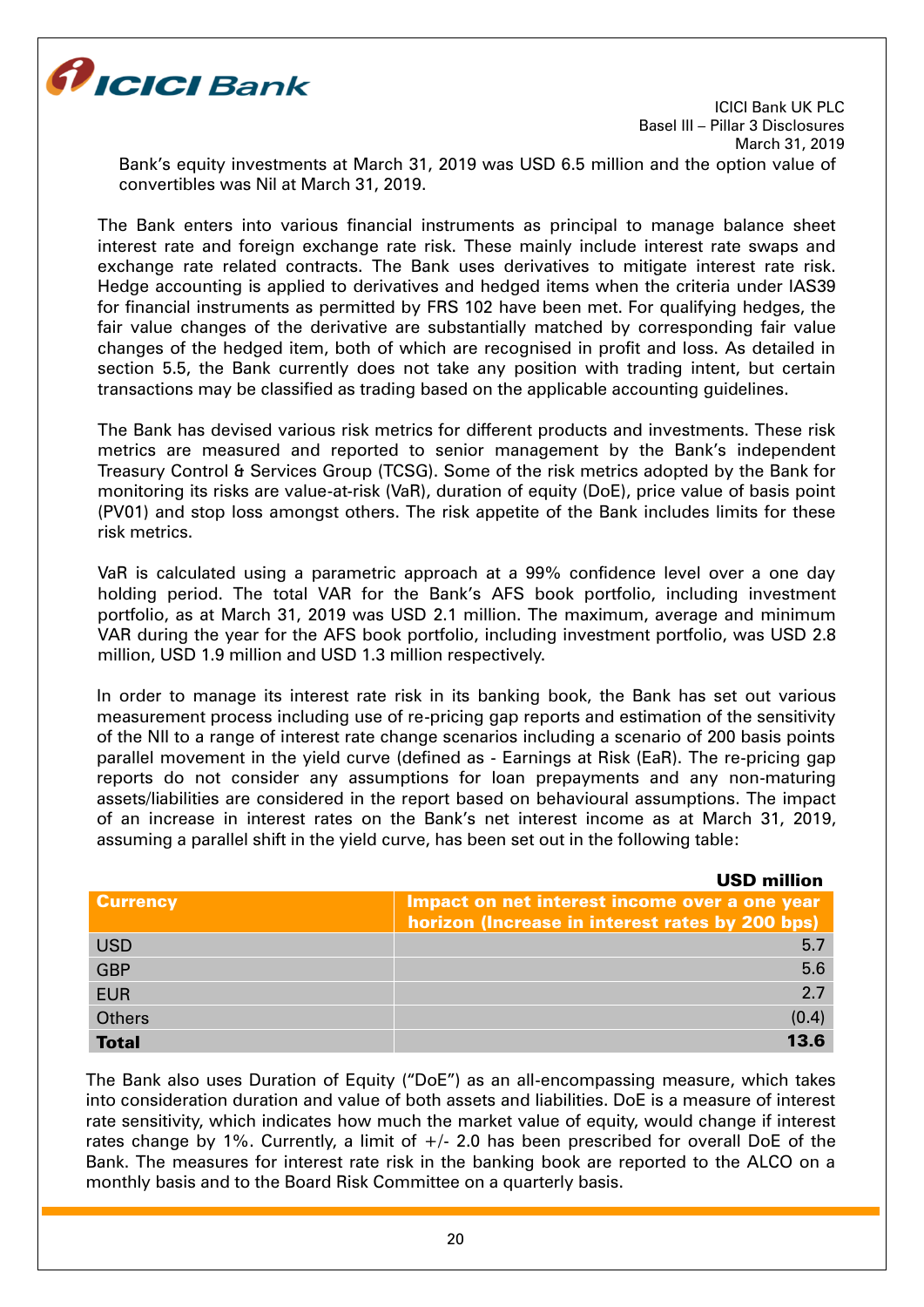Bank's equity investments at March 31, 2019 was USD 6.5 million and the option value of convertibles was Nil at March 31, 2019.

The Bank enters into various financial instruments as principal to manage balance sheet interest rate and foreign exchange rate risk. These mainly include interest rate swaps and exchange rate related contracts. The Bank uses derivatives to mitigate interest rate risk. Hedge accounting is applied to derivatives and hedged items when the criteria under IAS39 for financial instruments as permitted by FRS 102 have been met. For qualifying hedges, the fair value changes of the derivative are substantially matched by corresponding fair value changes of the hedged item, both of which are recognised in profit and loss. As detailed in section 5.5, the Bank currently does not take any position with trading intent, but certain transactions may be classified as trading based on the applicable accounting guidelines.

The Bank has devised various risk metrics for different products and investments. These risk metrics are measured and reported to senior management by the Bank's independent Treasury Control & Services Group (TCSG). Some of the risk metrics adopted by the Bank for monitoring its risks are value-at-risk (VaR), duration of equity (DoE), price value of basis point (PV01) and stop loss amongst others. The risk appetite of the Bank includes limits for these risk metrics.

VaR is calculated using a parametric approach at a 99% confidence level over a one day holding period. The total VAR for the Bank's AFS book portfolio, including investment portfolio, as at March 31, 2019 was USD 2.1 million. The maximum, average and minimum VAR during the year for the AFS book portfolio, including investment portfolio, was USD 2.8 million, USD 1.9 million and USD 1.3 million respectively.

In order to manage its interest rate risk in its banking book, the Bank has set out various measurement process including use of re-pricing gap reports and estimation of the sensitivity of the NII to a range of interest rate change scenarios including a scenario of 200 basis points parallel movement in the yield curve (defined as - Earnings at Risk (EaR). The re-pricing gap reports do not consider any assumptions for loan prepayments and any non-maturing assets/liabilities are considered in the report based on behavioural assumptions. The impact of an increase in interest rates on the Bank's net interest income as at March 31, 2019, assuming a parallel shift in the yield curve, has been set out in the following table:

**USD million**

| Currency | Impact on net interest income over a one year horizon (Increase in interest rates by 200 bps) |
|---|---|
| USD | 5.7 |
| GBP | 5.6 |
| EUR | 2.7 |
| Others | (0.4) |
| **Total** | **13.6** |

The Bank also uses Duration of Equity ("DoE") as an all-encompassing measure, which takes into consideration duration and value of both assets and liabilities. DoE is a measure of interest rate sensitivity, which indicates how much the market value of equity, would change if interest rates change by 1%. Currently, a limit of +/- 2.0 has been prescribed for overall DoE of the Bank. The measures for interest rate risk in the banking book are reported to the ALCO on a monthly basis and to the Board Risk Committee on a quarterly basis.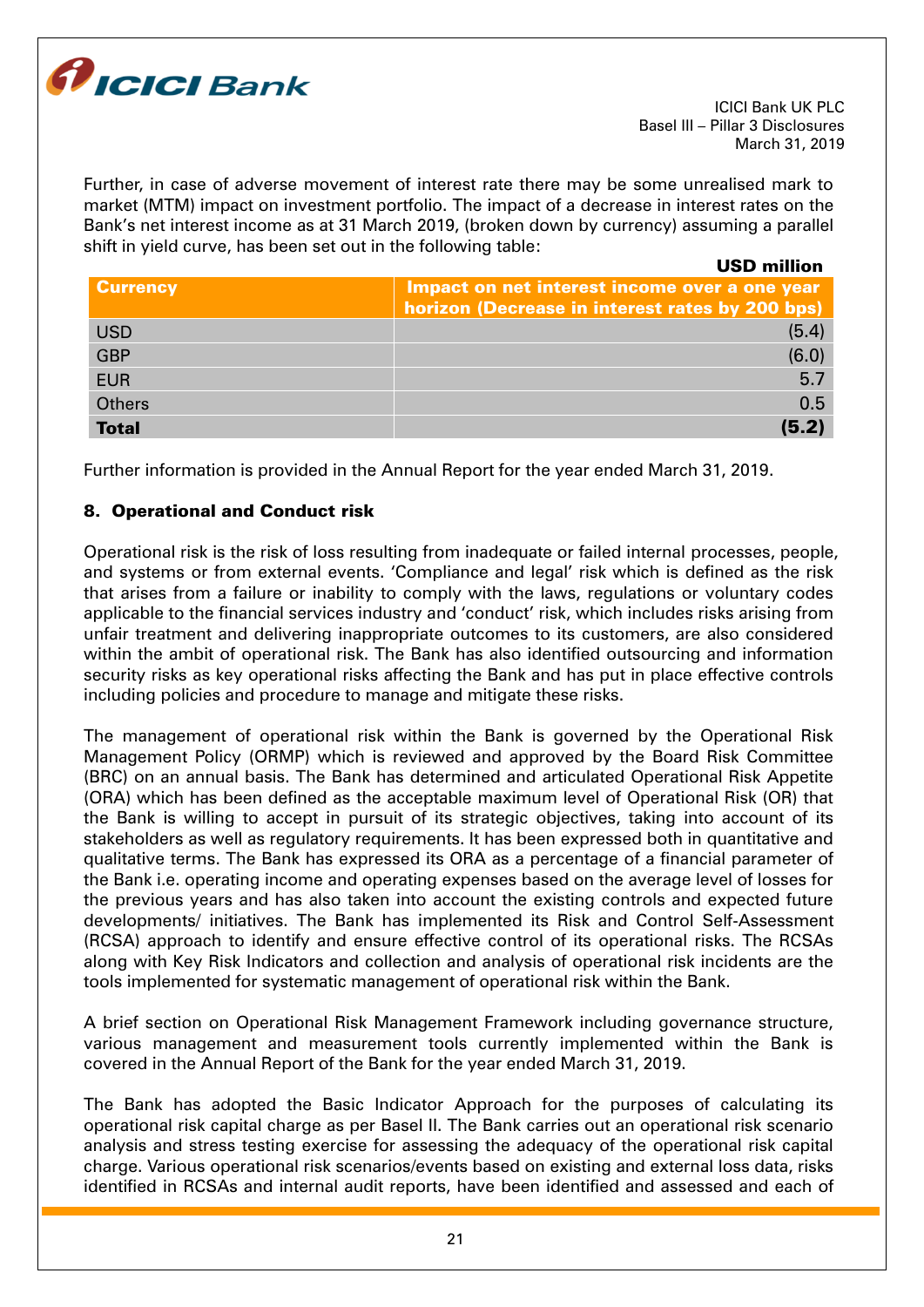Further, in case of adverse movement of interest rate there may be some unrealised mark to market (MTM) impact on investment portfolio. The impact of a decrease in interest rates on the Bank's net interest income as at 31 March 2019, (broken down by currency) assuming a parallel shift in yield curve, has been set out in the following table:

**USD million**

| Currency | Impact on net interest income over a one year horizon (Decrease in interest rates by 200 bps) |
|---|---|
| USD | (5.4) |
| GBP | (6.0) |
| EUR | 5.7 |
| Others | 0.5 |
| **Total** | **(5.2)** |

Further information is provided in the Annual Report for the year ended March 31, 2019.

## 8. Operational and Conduct risk

Operational risk is the risk of loss resulting from inadequate or failed internal processes, people, and systems or from external events. 'Compliance and legal' risk which is defined as the risk that arises from a failure or inability to comply with the laws, regulations or voluntary codes applicable to the financial services industry and 'conduct' risk, which includes risks arising from unfair treatment and delivering inappropriate outcomes to its customers, are also considered within the ambit of operational risk. The Bank has also identified outsourcing and information security risks as key operational risks affecting the Bank and has put in place effective controls including policies and procedure to manage and mitigate these risks.

The management of operational risk within the Bank is governed by the Operational Risk Management Policy (ORMP) which is reviewed and approved by the Board Risk Committee (BRC) on an annual basis. The Bank has determined and articulated Operational Risk Appetite (ORA) which has been defined as the acceptable maximum level of Operational Risk (OR) that the Bank is willing to accept in pursuit of its strategic objectives, taking into account of its stakeholders as well as regulatory requirements. It has been expressed both in quantitative and qualitative terms. The Bank has expressed its ORA as a percentage of a financial parameter of the Bank i.e. operating income and operating expenses based on the average level of losses for the previous years and has also taken into account the existing controls and expected future developments/ initiatives. The Bank has implemented its Risk and Control Self-Assessment (RCSA) approach to identify and ensure effective control of its operational risks. The RCSAs along with Key Risk Indicators and collection and analysis of operational risk incidents are the tools implemented for systematic management of operational risk within the Bank.

A brief section on Operational Risk Management Framework including governance structure, various management and measurement tools currently implemented within the Bank is covered in the Annual Report of the Bank for the year ended March 31, 2019.

The Bank has adopted the Basic Indicator Approach for the purposes of calculating its operational risk capital charge as per Basel II. The Bank carries out an operational risk scenario analysis and stress testing exercise for assessing the adequacy of the operational risk capital charge. Various operational risk scenarios/events based on existing and external loss data, risks identified in RCSAs and internal audit reports, have been identified and assessed and each of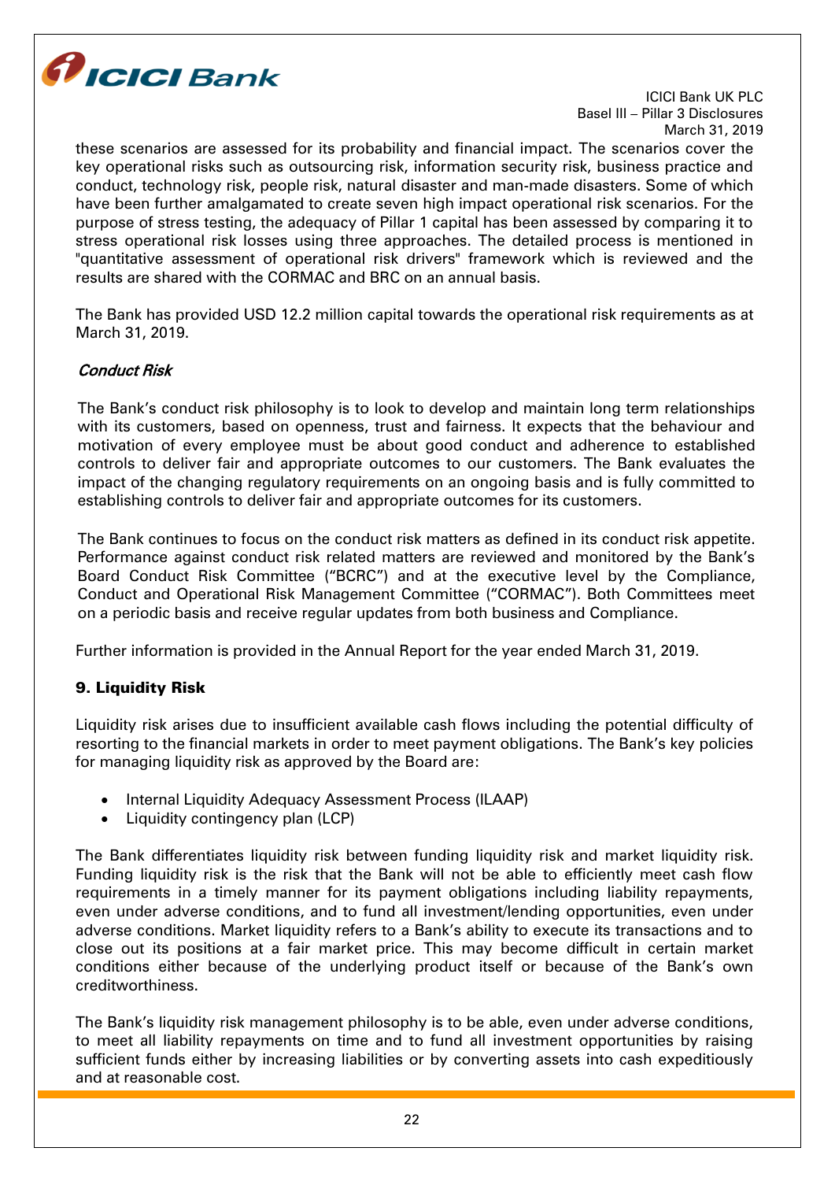these scenarios are assessed for its probability and financial impact. The scenarios cover the key operational risks such as outsourcing risk, information security risk, business practice and conduct, technology risk, people risk, natural disaster and man-made disasters. Some of which have been further amalgamated to create seven high impact operational risk scenarios. For the purpose of stress testing, the adequacy of Pillar 1 capital has been assessed by comparing it to stress operational risk losses using three approaches. The detailed process is mentioned in "quantitative assessment of operational risk drivers" framework which is reviewed and the results are shared with the CORMAC and BRC on an annual basis.

The Bank has provided USD 12.2 million capital towards the operational risk requirements as at March 31, 2019.

### *Conduct Risk*

The Bank's conduct risk philosophy is to look to develop and maintain long term relationships with its customers, based on openness, trust and fairness. It expects that the behaviour and motivation of every employee must be about good conduct and adherence to established controls to deliver fair and appropriate outcomes to our customers. The Bank evaluates the impact of the changing regulatory requirements on an ongoing basis and is fully committed to establishing controls to deliver fair and appropriate outcomes for its customers.

The Bank continues to focus on the conduct risk matters as defined in its conduct risk appetite. Performance against conduct risk related matters are reviewed and monitored by the Bank's Board Conduct Risk Committee ("BCRC") and at the executive level by the Compliance, Conduct and Operational Risk Management Committee ("CORMAC"). Both Committees meet on a periodic basis and receive regular updates from both business and Compliance.

Further information is provided in the Annual Report for the year ended March 31, 2019.

## 9. Liquidity Risk

Liquidity risk arises due to insufficient available cash flows including the potential difficulty of resorting to the financial markets in order to meet payment obligations. The Bank's key policies for managing liquidity risk as approved by the Board are:

- Internal Liquidity Adequacy Assessment Process (ILAAP)
- Liquidity contingency plan (LCP)

The Bank differentiates liquidity risk between funding liquidity risk and market liquidity risk. Funding liquidity risk is the risk that the Bank will not be able to efficiently meet cash flow requirements in a timely manner for its payment obligations including liability repayments, even under adverse conditions, and to fund all investment/lending opportunities, even under adverse conditions. Market liquidity refers to a Bank's ability to execute its transactions and to close out its positions at a fair market price. This may become difficult in certain market conditions either because of the underlying product itself or because of the Bank's own creditworthiness.

The Bank's liquidity risk management philosophy is to be able, even under adverse conditions, to meet all liability repayments on time and to fund all investment opportunities by raising sufficient funds either by increasing liabilities or by converting assets into cash expeditiously and at reasonable cost.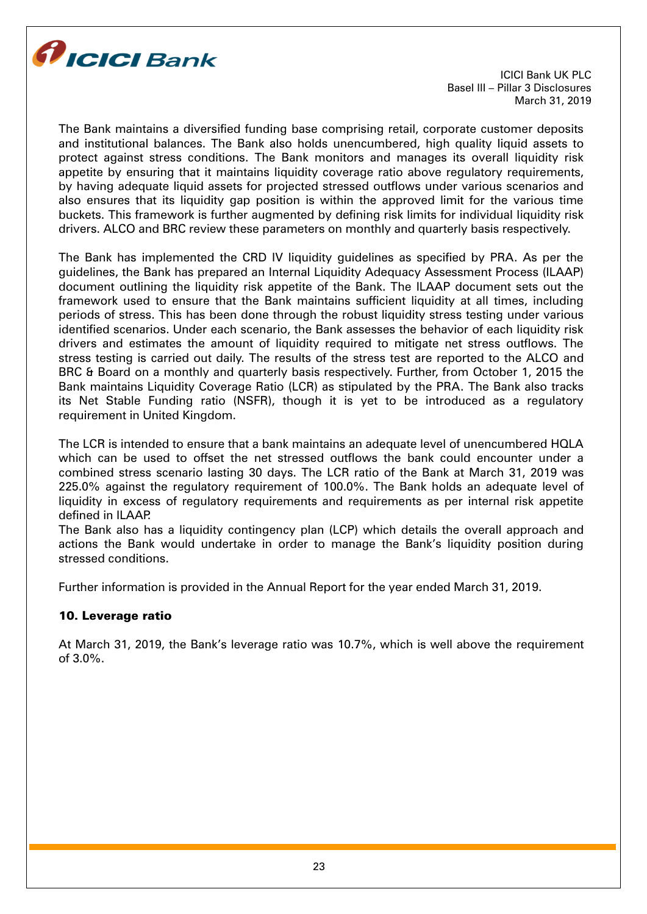The Bank maintains a diversified funding base comprising retail, corporate customer deposits and institutional balances. The Bank also holds unencumbered, high quality liquid assets to protect against stress conditions. The Bank monitors and manages its overall liquidity risk appetite by ensuring that it maintains liquidity coverage ratio above regulatory requirements, by having adequate liquid assets for projected stressed outflows under various scenarios and also ensures that its liquidity gap position is within the approved limit for the various time buckets. This framework is further augmented by defining risk limits for individual liquidity risk drivers. ALCO and BRC review these parameters on monthly and quarterly basis respectively.

The Bank has implemented the CRD IV liquidity guidelines as specified by PRA. As per the guidelines, the Bank has prepared an Internal Liquidity Adequacy Assessment Process (ILAAP) document outlining the liquidity risk appetite of the Bank. The ILAAP document sets out the framework used to ensure that the Bank maintains sufficient liquidity at all times, including periods of stress. This has been done through the robust liquidity stress testing under various identified scenarios. Under each scenario, the Bank assesses the behavior of each liquidity risk drivers and estimates the amount of liquidity required to mitigate net stress outflows. The stress testing is carried out daily. The results of the stress test are reported to the ALCO and BRC & Board on a monthly and quarterly basis respectively. Further, from October 1, 2015 the Bank maintains Liquidity Coverage Ratio (LCR) as stipulated by the PRA. The Bank also tracks its Net Stable Funding ratio (NSFR), though it is yet to be introduced as a regulatory requirement in United Kingdom.

The LCR is intended to ensure that a bank maintains an adequate level of unencumbered HQLA which can be used to offset the net stressed outflows the bank could encounter under a combined stress scenario lasting 30 days. The LCR ratio of the Bank at March 31, 2019 was 225.0% against the regulatory requirement of 100.0%. The Bank holds an adequate level of liquidity in excess of regulatory requirements and requirements as per internal risk appetite defined in ILAAP.
The Bank also has a liquidity contingency plan (LCP) which details the overall approach and actions the Bank would undertake in order to manage the Bank's liquidity position during stressed conditions.

Further information is provided in the Annual Report for the year ended March 31, 2019.

### 10. Leverage ratio

At March 31, 2019, the Bank's leverage ratio was 10.7%, which is well above the requirement of 3.0%.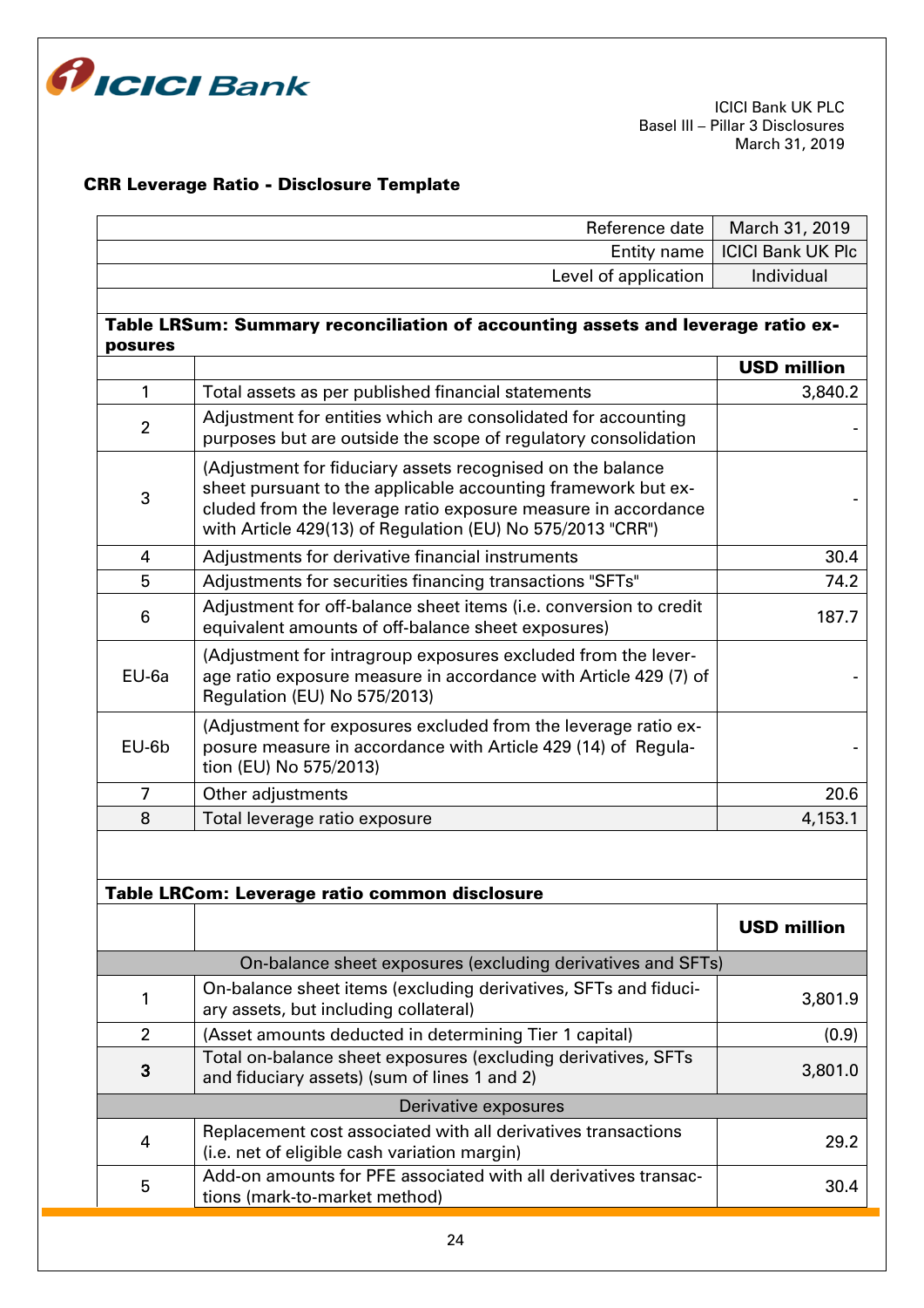## CRR Leverage Ratio - Disclosure Template

| | |
|---|---|
| Reference date | March 31, 2019 |
| Entity name | ICICI Bank UK Plc |
| Level of application | Individual |

**Table LRSum: Summary reconciliation of accounting assets and leverage ratio exposures**

| | | USD million |
|---|---|---|
| 1 | Total assets as per published financial statements | 3,840.2 |
| 2 | Adjustment for entities which are consolidated for accounting purposes but are outside the scope of regulatory consolidation | - |
| 3 | (Adjustment for fiduciary assets recognised on the balance sheet pursuant to the applicable accounting framework but excluded from the leverage ratio exposure measure in accordance with Article 429(13) of Regulation (EU) No 575/2013 "CRR") | - |
| 4 | Adjustments for derivative financial instruments | 30.4 |
| 5 | Adjustments for securities financing transactions "SFTs" | 74.2 |
| 6 | Adjustment for off-balance sheet items (i.e. conversion to credit equivalent amounts of off-balance sheet exposures) | 187.7 |
| EU-6a | (Adjustment for intragroup exposures excluded from the leverage ratio exposure measure in accordance with Article 429 (7) of Regulation (EU) No 575/2013) | - |
| EU-6b | (Adjustment for exposures excluded from the leverage ratio exposure measure in accordance with Article 429 (14) of Regulation (EU) No 575/2013) | - |
| 7 | Other adjustments | 20.6 |
| 8 | Total leverage ratio exposure | 4,153.1 |

**Table LRCom: Leverage ratio common disclosure**

| | | USD million |
|---|---|---|
| | **On-balance sheet exposures (excluding derivatives and SFTs)** | |
| 1 | On-balance sheet items (excluding derivatives, SFTs and fiduciary assets, but including collateral) | 3,801.9 |
| 2 | (Asset amounts deducted in determining Tier 1 capital) | (0.9) |
| **3** | Total on-balance sheet exposures (excluding derivatives, SFTs and fiduciary assets) (sum of lines 1 and 2) | 3,801.0 |
| | **Derivative exposures** | |
| 4 | Replacement cost associated with all derivatives transactions (i.e. net of eligible cash variation margin) | 29.2 |
| 5 | Add-on amounts for PFE associated with all derivatives transactions (mark-to-market method) | 30.4 |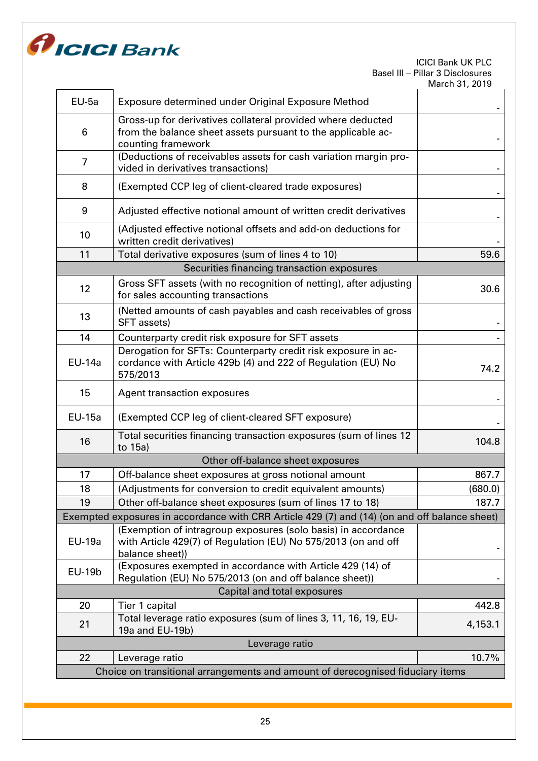| | | |
|---|---|---|
| EU-5a | Exposure determined under Original Exposure Method | - |
| 6 | Gross-up for derivatives collateral provided where deducted from the balance sheet assets pursuant to the applicable accounting framework | - |
| 7 | (Deductions of receivables assets for cash variation margin provided in derivatives transactions) | - |
| 8 | (Exempted CCP leg of client-cleared trade exposures) | - |
| 9 | Adjusted effective notional amount of written credit derivatives | - |
| 10 | (Adjusted effective notional offsets and add-on deductions for written credit derivatives) | - |
| 11 | Total derivative exposures (sum of lines 4 to 10) | 59.6 |
| Securities financing transaction exposures | | |
| 12 | Gross SFT assets (with no recognition of netting), after adjusting for sales accounting transactions | 30.6 |
| 13 | (Netted amounts of cash payables and cash receivables of gross SFT assets) | - |
| 14 | Counterparty credit risk exposure for SFT assets | - |
| EU-14a | Derogation for SFTs: Counterparty credit risk exposure in accordance with Article 429b (4) and 222 of Regulation (EU) No 575/2013 | 74.2 |
| 15 | Agent transaction exposures | - |
| EU-15a | (Exempted CCP leg of client-cleared SFT exposure) | - |
| 16 | Total securities financing transaction exposures (sum of lines 12 to 15a) | 104.8 |
| Other off-balance sheet exposures | | |
| 17 | Off-balance sheet exposures at gross notional amount | 867.7 |
| 18 | (Adjustments for conversion to credit equivalent amounts) | (680.0) |
| 19 | Other off-balance sheet exposures (sum of lines 17 to 18) | 187.7 |
| Exempted exposures in accordance with CRR Article 429 (7) and (14) (on and off balance sheet) | | |
| EU-19a | (Exemption of intragroup exposures (solo basis) in accordance with Article 429(7) of Regulation (EU) No 575/2013 (on and off balance sheet)) | - |
| EU-19b | (Exposures exempted in accordance with Article 429 (14) of Regulation (EU) No 575/2013 (on and off balance sheet)) | - |
| Capital and total exposures | | |
| 20 | Tier 1 capital | 442.8 |
| 21 | Total leverage ratio exposures (sum of lines 3, 11, 16, 19, EU-19a and EU-19b) | 4,153.1 |
| Leverage ratio | | |
| 22 | Leverage ratio | 10.7% |
| Choice on transitional arrangements and amount of derecognised fiduciary items | | |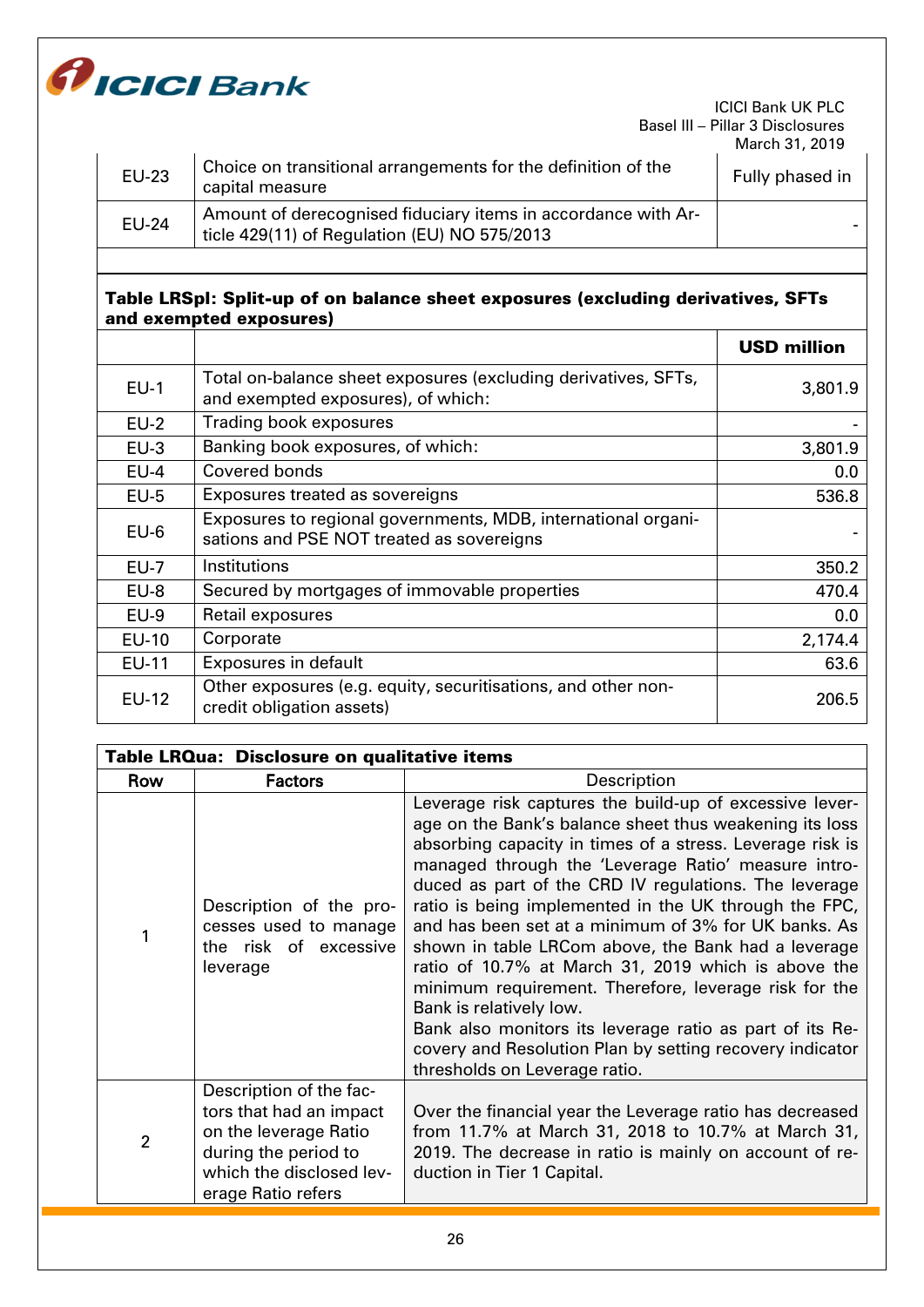| | | |
|---|---|---|
| EU-23 | Choice on transitional arrangements for the definition of the capital measure | Fully phased in |
| EU-24 | Amount of derecognised fiduciary items in accordance with Article 429(11) of Regulation (EU) NO 575/2013 | - |

**Table LRSpl: Split-up of on balance sheet exposures (excluding derivatives, SFTs and exempted exposures)**

| | | USD million |
|---|---|---|
| EU-1 | Total on-balance sheet exposures (excluding derivatives, SFTs, and exempted exposures), of which: | 3,801.9 |
| EU-2 | Trading book exposures | - |
| EU-3 | Banking book exposures, of which: | 3,801.9 |
| EU-4 | Covered bonds | 0.0 |
| EU-5 | Exposures treated as sovereigns | 536.8 |
| EU-6 | Exposures to regional governments, MDB, international organisations and PSE NOT treated as sovereigns | - |
| EU-7 | Institutions | 350.2 |
| EU-8 | Secured by mortgages of immovable properties | 470.4 |
| EU-9 | Retail exposures | 0.0 |
| EU-10 | Corporate | 2,174.4 |
| EU-11 | Exposures in default | 63.6 |
| EU-12 | Other exposures (e.g. equity, securitisations, and other non-credit obligation assets) | 206.5 |

**Table LRQua: Disclosure on qualitative items**

| Row | Factors | Description |
|---|---|---|
| 1 | Description of the processes used to manage the risk of excessive leverage | Leverage risk captures the build-up of excessive leverage on the Bank's balance sheet thus weakening its loss absorbing capacity in times of a stress. Leverage risk is managed through the 'Leverage Ratio' measure introduced as part of the CRD IV regulations. The leverage ratio is being implemented in the UK through the FPC, and has been set at a minimum of 3% for UK banks. As shown in table LRCom above, the Bank had a leverage ratio of 10.7% at March 31, 2019 which is above the minimum requirement. Therefore, leverage risk for the Bank is relatively low.<br>Bank also monitors its leverage ratio as part of its Recovery and Resolution Plan by setting recovery indicator thresholds on Leverage ratio. |
| 2 | Description of the factors that had an impact on the leverage Ratio during the period to which the disclosed leverage Ratio refers | Over the financial year the Leverage ratio has decreased from 11.7% at March 31, 2018 to 10.7% at March 31, 2019. The decrease in ratio is mainly on account of reduction in Tier 1 Capital. |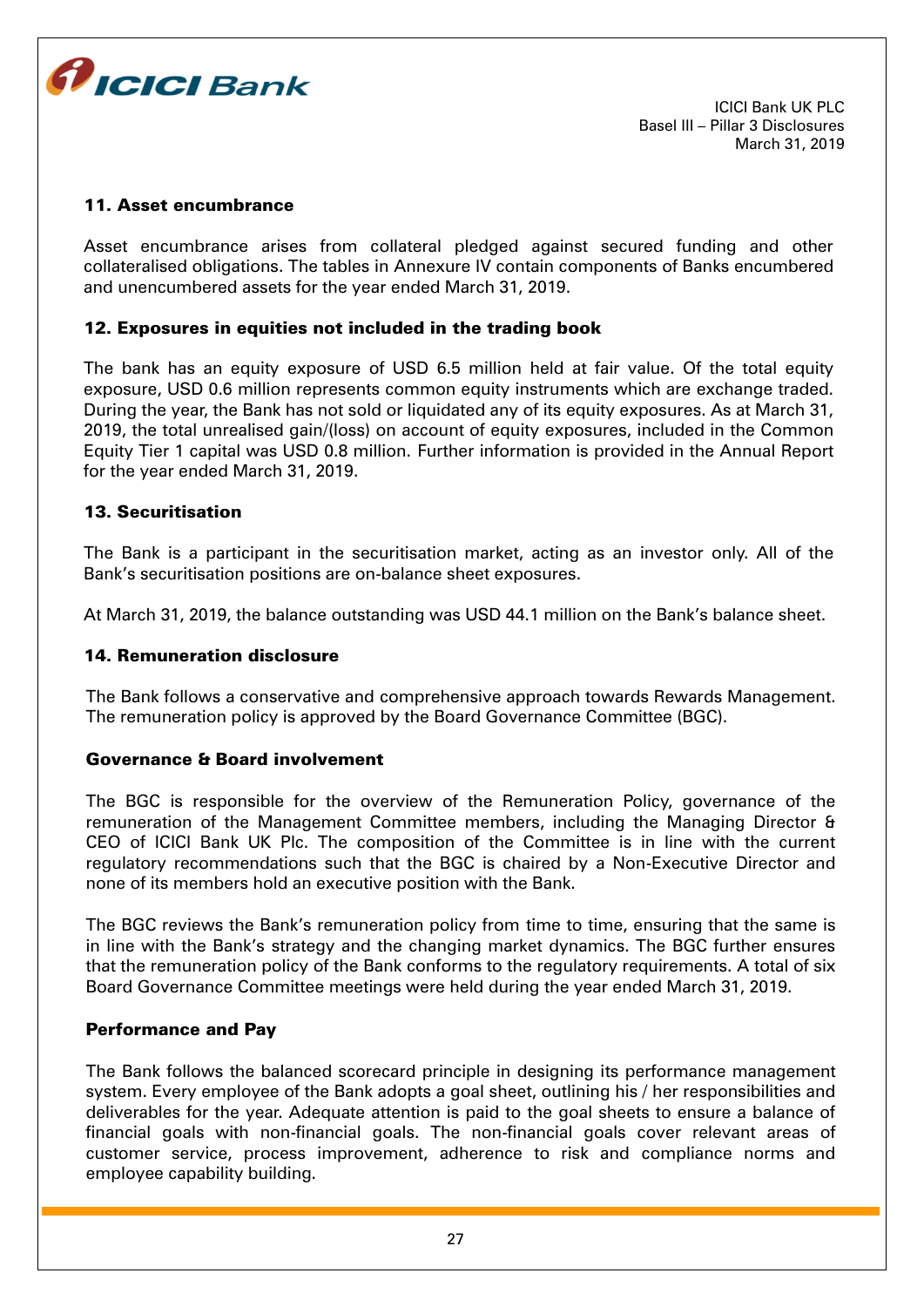## 11. Asset encumbrance

Asset encumbrance arises from collateral pledged against secured funding and other collateralised obligations. The tables in Annexure IV contain components of Banks encumbered and unencumbered assets for the year ended March 31, 2019.

## 12. Exposures in equities not included in the trading book

The bank has an equity exposure of USD 6.5 million held at fair value. Of the total equity exposure, USD 0.6 million represents common equity instruments which are exchange traded. During the year, the Bank has not sold or liquidated any of its equity exposures. As at March 31, 2019, the total unrealised gain/(loss) on account of equity exposures, included in the Common Equity Tier 1 capital was USD 0.8 million. Further information is provided in the Annual Report for the year ended March 31, 2019.

## 13. Securitisation

The Bank is a participant in the securitisation market, acting as an investor only. All of the Bank's securitisation positions are on-balance sheet exposures.

At March 31, 2019, the balance outstanding was USD 44.1 million on the Bank's balance sheet.

## 14. Remuneration disclosure

The Bank follows a conservative and comprehensive approach towards Rewards Management. The remuneration policy is approved by the Board Governance Committee (BGC).

### Governance & Board involvement

The BGC is responsible for the overview of the Remuneration Policy, governance of the remuneration of the Management Committee members, including the Managing Director & CEO of ICICI Bank UK Plc. The composition of the Committee is in line with the current regulatory recommendations such that the BGC is chaired by a Non-Executive Director and none of its members hold an executive position with the Bank.

The BGC reviews the Bank's remuneration policy from time to time, ensuring that the same is in line with the Bank's strategy and the changing market dynamics. The BGC further ensures that the remuneration policy of the Bank conforms to the regulatory requirements. A total of six Board Governance Committee meetings were held during the year ended March 31, 2019.

### Performance and Pay

The Bank follows the balanced scorecard principle in designing its performance management system. Every employee of the Bank adopts a goal sheet, outlining his / her responsibilities and deliverables for the year. Adequate attention is paid to the goal sheets to ensure a balance of financial goals with non-financial goals. The non-financial goals cover relevant areas of customer service, process improvement, adherence to risk and compliance norms and employee capability building.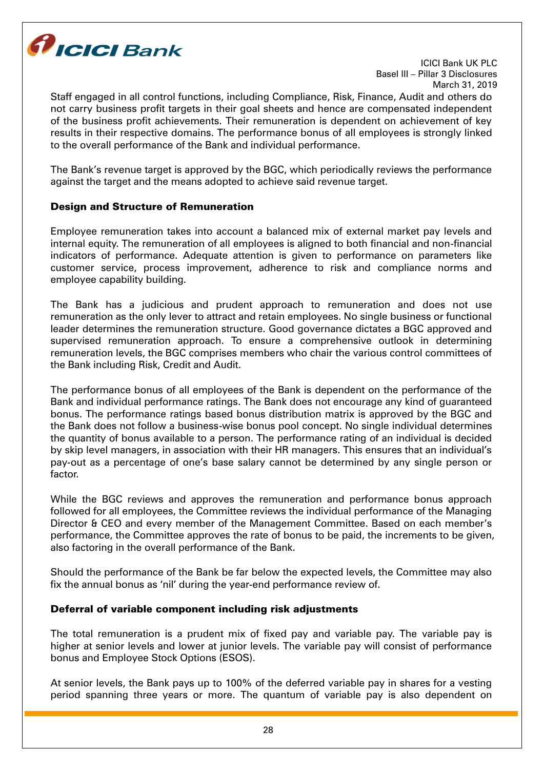Staff engaged in all control functions, including Compliance, Risk, Finance, Audit and others do not carry business profit targets in their goal sheets and hence are compensated independent of the business profit achievements. Their remuneration is dependent on achievement of key results in their respective domains. The performance bonus of all employees is strongly linked to the overall performance of the Bank and individual performance.

The Bank's revenue target is approved by the BGC, which periodically reviews the performance against the target and the means adopted to achieve said revenue target.

### Design and Structure of Remuneration

Employee remuneration takes into account a balanced mix of external market pay levels and internal equity. The remuneration of all employees is aligned to both financial and non-financial indicators of performance. Adequate attention is given to performance on parameters like customer service, process improvement, adherence to risk and compliance norms and employee capability building.

The Bank has a judicious and prudent approach to remuneration and does not use remuneration as the only lever to attract and retain employees. No single business or functional leader determines the remuneration structure. Good governance dictates a BGC approved and supervised remuneration approach. To ensure a comprehensive outlook in determining remuneration levels, the BGC comprises members who chair the various control committees of the Bank including Risk, Credit and Audit.

The performance bonus of all employees of the Bank is dependent on the performance of the Bank and individual performance ratings. The Bank does not encourage any kind of guaranteed bonus. The performance ratings based bonus distribution matrix is approved by the BGC and the Bank does not follow a business-wise bonus pool concept. No single individual determines the quantity of bonus available to a person. The performance rating of an individual is decided by skip level managers, in association with their HR managers. This ensures that an individual's pay-out as a percentage of one's base salary cannot be determined by any single person or factor.

While the BGC reviews and approves the remuneration and performance bonus approach followed for all employees, the Committee reviews the individual performance of the Managing Director & CEO and every member of the Management Committee. Based on each member's performance, the Committee approves the rate of bonus to be paid, the increments to be given, also factoring in the overall performance of the Bank.

Should the performance of the Bank be far below the expected levels, the Committee may also fix the annual bonus as 'nil' during the year-end performance review of.

### Deferral of variable component including risk adjustments

The total remuneration is a prudent mix of fixed pay and variable pay. The variable pay is higher at senior levels and lower at junior levels. The variable pay will consist of performance bonus and Employee Stock Options (ESOS).

At senior levels, the Bank pays up to 100% of the deferred variable pay in shares for a vesting period spanning three years or more. The quantum of variable pay is also dependent on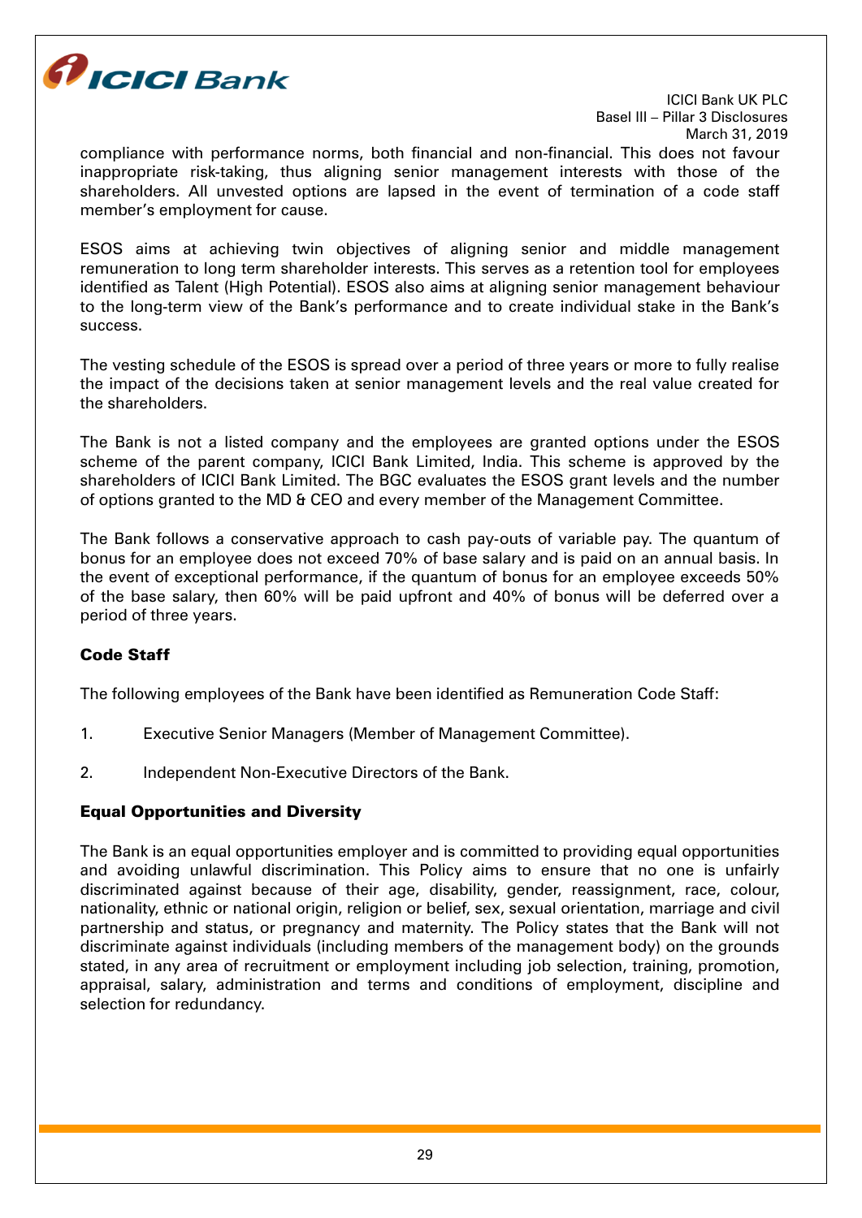compliance with performance norms, both financial and non-financial. This does not favour inappropriate risk-taking, thus aligning senior management interests with those of the shareholders. All unvested options are lapsed in the event of termination of a code staff member's employment for cause.

ESOS aims at achieving twin objectives of aligning senior and middle management remuneration to long term shareholder interests. This serves as a retention tool for employees identified as Talent (High Potential). ESOS also aims at aligning senior management behaviour to the long-term view of the Bank's performance and to create individual stake in the Bank's success.

The vesting schedule of the ESOS is spread over a period of three years or more to fully realise the impact of the decisions taken at senior management levels and the real value created for the shareholders.

The Bank is not a listed company and the employees are granted options under the ESOS scheme of the parent company, ICICI Bank Limited, India. This scheme is approved by the shareholders of ICICI Bank Limited. The BGC evaluates the ESOS grant levels and the number of options granted to the MD & CEO and every member of the Management Committee.

The Bank follows a conservative approach to cash pay-outs of variable pay. The quantum of bonus for an employee does not exceed 70% of base salary and is paid on an annual basis. In the event of exceptional performance, if the quantum of bonus for an employee exceeds 50% of the base salary, then 60% will be paid upfront and 40% of bonus will be deferred over a period of three years.

**Code Staff**

The following employees of the Bank have been identified as Remuneration Code Staff:

1. Executive Senior Managers (Member of Management Committee).
2. Independent Non-Executive Directors of the Bank.

**Equal Opportunities and Diversity**

The Bank is an equal opportunities employer and is committed to providing equal opportunities and avoiding unlawful discrimination. This Policy aims to ensure that no one is unfairly discriminated against because of their age, disability, gender, reassignment, race, colour, nationality, ethnic or national origin, religion or belief, sex, sexual orientation, marriage and civil partnership and status, or pregnancy and maternity. The Policy states that the Bank will not discriminate against individuals (including members of the management body) on the grounds stated, in any area of recruitment or employment including job selection, training, promotion, appraisal, salary, administration and terms and conditions of employment, discipline and selection for redundancy.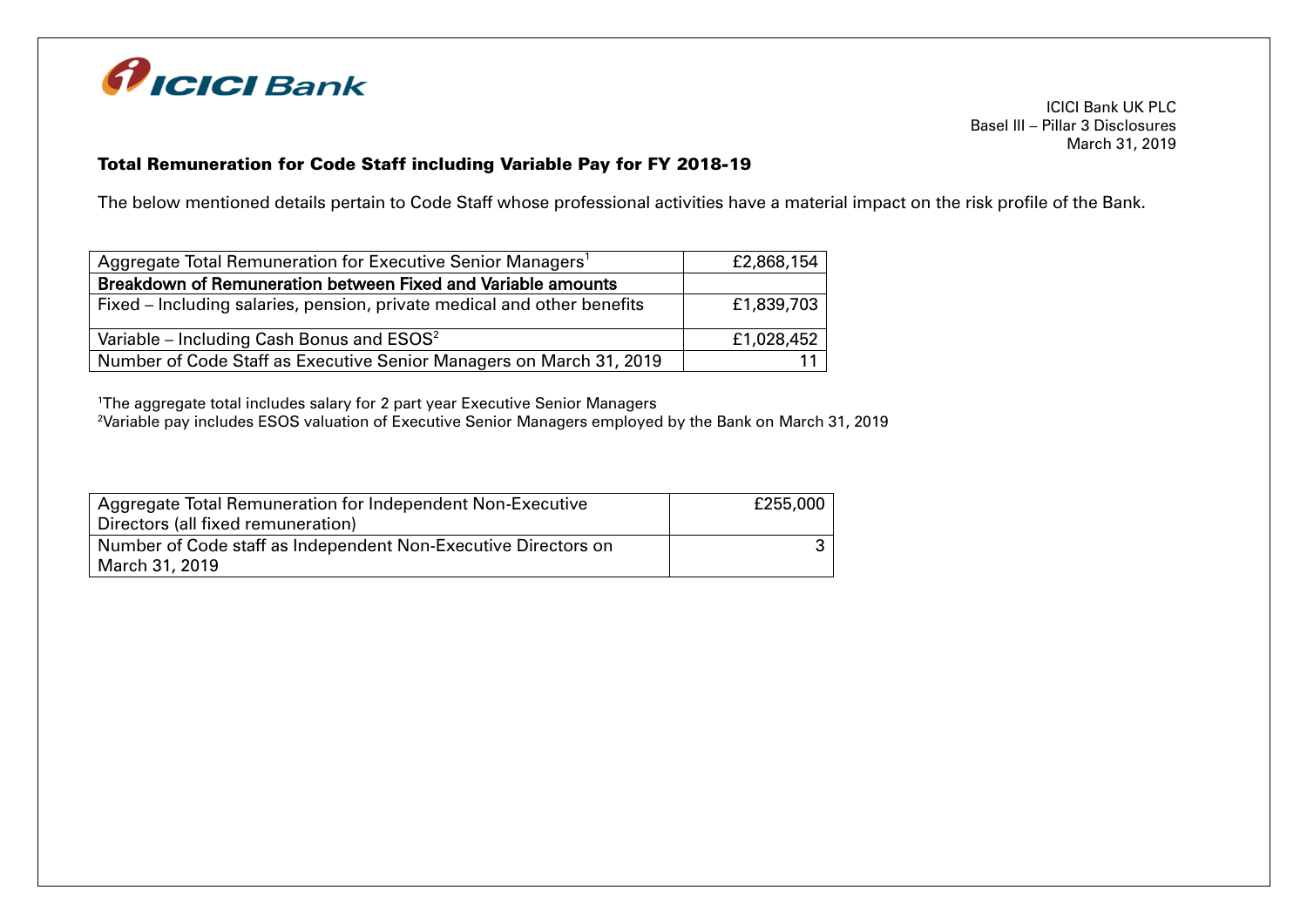## Total Remuneration for Code Staff including Variable Pay for FY 2018-19

The below mentioned details pertain to Code Staff whose professional activities have a material impact on the risk profile of the Bank.

| Aggregate Total Remuneration for Executive Senior Managers[1] | £2,868,154 |
|---|---|
| **Breakdown of Remuneration between Fixed and Variable amounts** | |
| Fixed – Including salaries, pension, private medical and other benefits | £1,839,703 |
| Variable – Including Cash Bonus and ESOS[2] | £1,028,452 |
| Number of Code Staff as Executive Senior Managers on March 31, 2019 | 11 |

[1]The aggregate total includes salary for 2 part year Executive Senior Managers
[2]Variable pay includes ESOS valuation of Executive Senior Managers employed by the Bank on March 31, 2019

| Aggregate Total Remuneration for Independent Non-Executive Directors (all fixed remuneration) | £255,000 |
|---|---|
| Number of Code staff as Independent Non-Executive Directors on March 31, 2019 | 3 |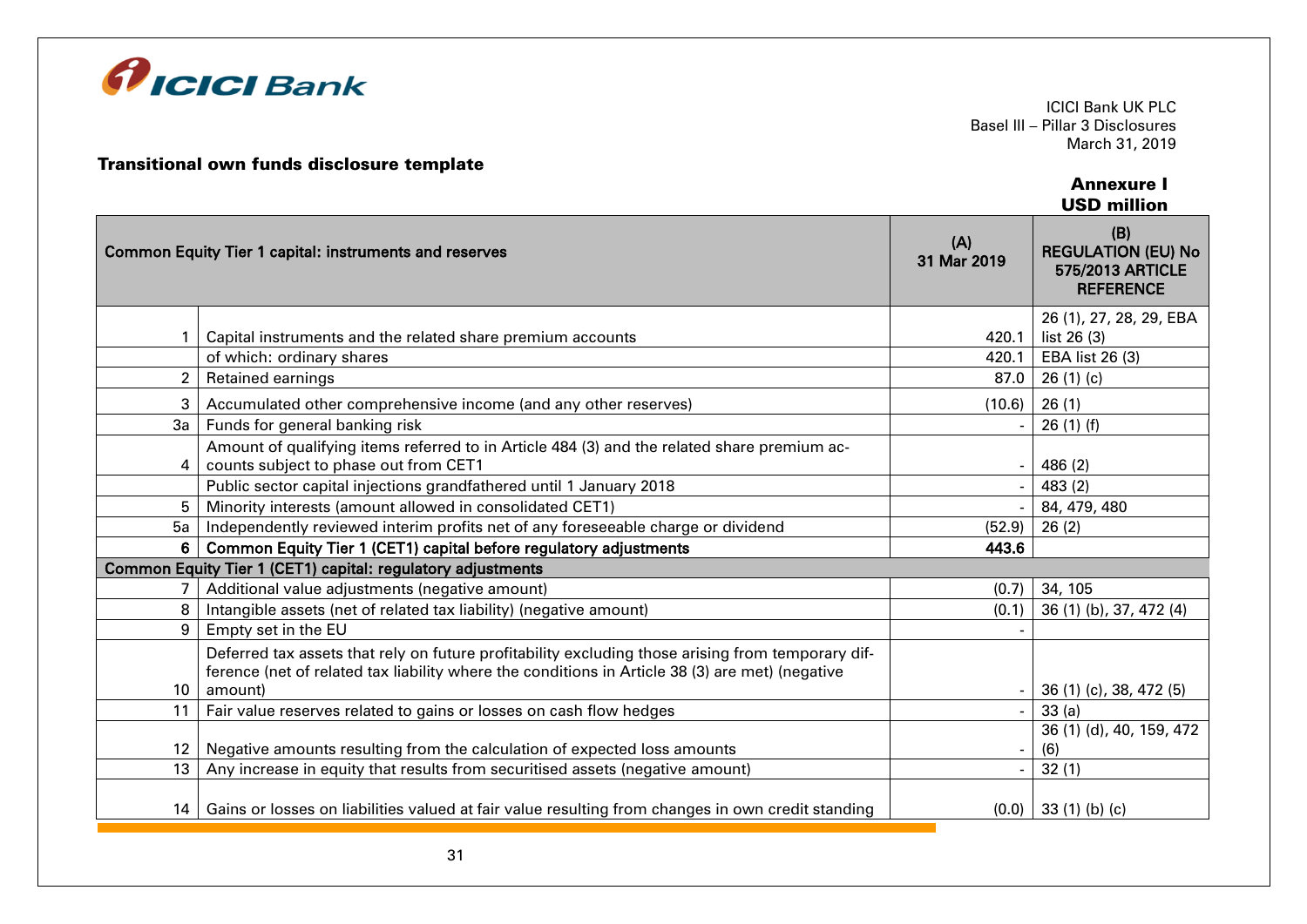### Transitional own funds disclosure template

**Annexure I**
**USD million**

| | Common Equity Tier 1 capital: instruments and reserves | (A) 31 Mar 2019 | (B) REGULATION (EU) No 575/2013 ARTICLE REFERENCE |
|---|---|---|---|
| 1 | Capital instruments and the related share premium accounts | 420.1 | 26 (1), 27, 28, 29, EBA list 26 (3) |
| | of which: ordinary shares | 420.1 | EBA list 26 (3) |
| 2 | Retained earnings | 87.0 | 26 (1) (c) |
| 3 | Accumulated other comprehensive income (and any other reserves) | (10.6) | 26 (1) |
| 3a | Funds for general banking risk | - | 26 (1) (f) |
| 4 | Amount of qualifying items referred to in Article 484 (3) and the related share premium accounts subject to phase out from CET1 | - | 486 (2) |
| | Public sector capital injections grandfathered until 1 January 2018 | - | 483 (2) |
| 5 | Minority interests (amount allowed in consolidated CET1) | - | 84, 479, 480 |
| 5a | Independently reviewed interim profits net of any foreseeable charge or dividend | (52.9) | 26 (2) |
| **6** | **Common Equity Tier 1 (CET1) capital before regulatory adjustments** | **443.6** | |
| **Common Equity Tier 1 (CET1) capital: regulatory adjustments** | | | |
| 7 | Additional value adjustments (negative amount) | (0.7) | 34, 105 |
| 8 | Intangible assets (net of related tax liability) (negative amount) | (0.1) | 36 (1) (b), 37, 472 (4) |
| 9 | Empty set in the EU | - | |
| 10 | Deferred tax assets that rely on future profitability excluding those arising from temporary difference (net of related tax liability where the conditions in Article 38 (3) are met) (negative amount) | - | 36 (1) (c), 38, 472 (5) |
| 11 | Fair value reserves related to gains or losses on cash flow hedges | - | 33 (a) |
| 12 | Negative amounts resulting from the calculation of expected loss amounts | - | 36 (1) (d), 40, 159, 472 (6) |
| 13 | Any increase in equity that results from securitised assets (negative amount) | - | 32 (1) |
| 14 | Gains or losses on liabilities valued at fair value resulting from changes in own credit standing | (0.0) | 33 (1) (b) (c) |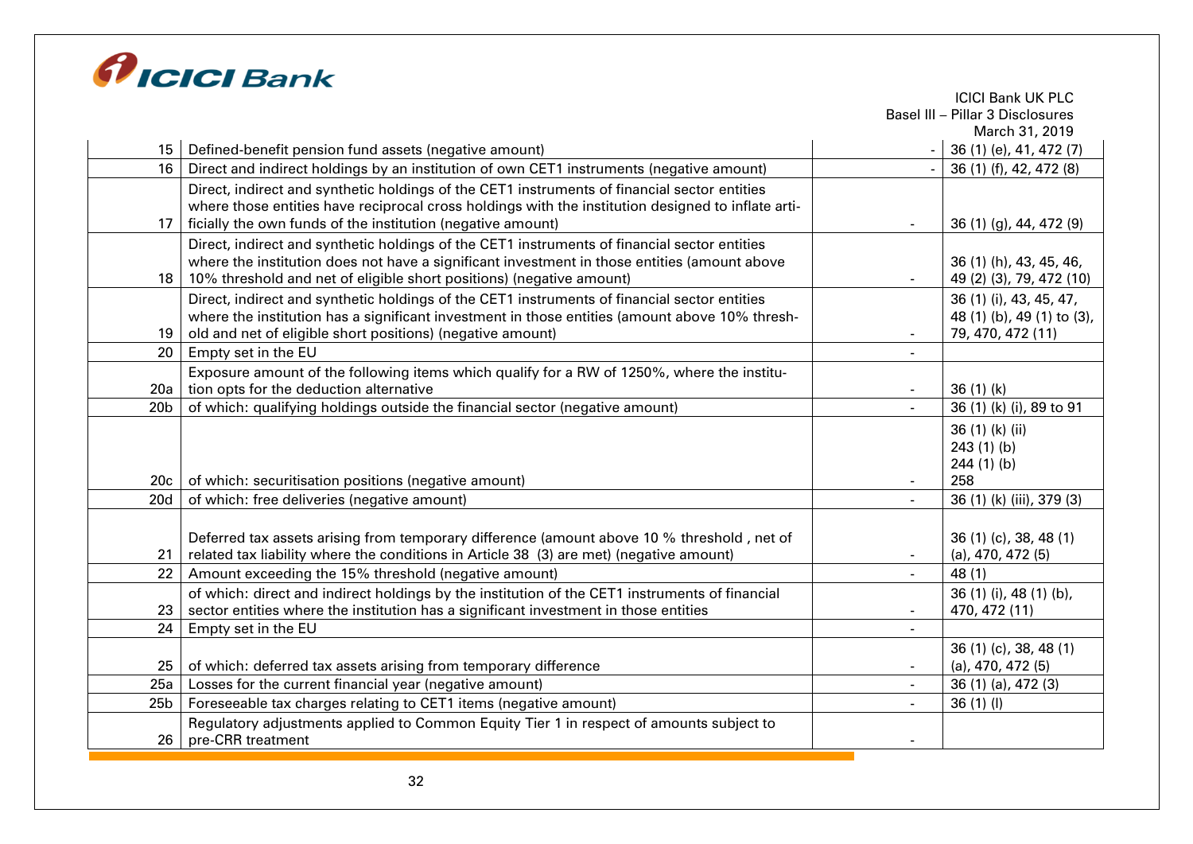| | | | |
|---|---|---|---|
| 15 | Defined-benefit pension fund assets (negative amount) | - | 36 (1) (e), 41, 472 (7) |
| 16 | Direct and indirect holdings by an institution of own CET1 instruments (negative amount) | - | 36 (1) (f), 42, 472 (8) |
| 17 | Direct, indirect and synthetic holdings of the CET1 instruments of financial sector entities where those entities have reciprocal cross holdings with the institution designed to inflate artificially the own funds of the institution (negative amount) | - | 36 (1) (g), 44, 472 (9) |
| 18 | Direct, indirect and synthetic holdings of the CET1 instruments of financial sector entities where the institution does not have a significant investment in those entities (amount above 10% threshold and net of eligible short positions) (negative amount) | - | 36 (1) (h), 43, 45, 46, 49 (2) (3), 79, 472 (10) |
| 19 | Direct, indirect and synthetic holdings of the CET1 instruments of financial sector entities where the institution has a significant investment in those entities (amount above 10% threshold and net of eligible short positions) (negative amount) | - | 36 (1) (i), 43, 45, 47, 48 (1) (b), 49 (1) to (3), 79, 470, 472 (11) |
| 20 | Empty set in the EU | - | |
| 20a | Exposure amount of the following items which qualify for a RW of 1250%, where the institution opts for the deduction alternative | - | 36 (1) (k) |
| 20b | of which: qualifying holdings outside the financial sector (negative amount) | - | 36 (1) (k) (i), 89 to 91 |
| 20c | of which: securitisation positions (negative amount) | - | 36 (1) (k) (ii) 243 (1) (b) 244 (1) (b) 258 |
| 20d | of which: free deliveries (negative amount) | - | 36 (1) (k) (iii), 379 (3) |
| 21 | Deferred tax assets arising from temporary difference (amount above 10 % threshold , net of related tax liability where the conditions in Article 38 (3) are met) (negative amount) | - | 36 (1) (c), 38, 48 (1) (a), 470, 472 (5) |
| 22 | Amount exceeding the 15% threshold (negative amount) | - | 48 (1) |
| 23 | of which: direct and indirect holdings by the institution of the CET1 instruments of financial sector entities where the institution has a significant investment in those entities | - | 36 (1) (i), 48 (1) (b), 470, 472 (11) |
| 24 | Empty set in the EU | - | |
| 25 | of which: deferred tax assets arising from temporary difference | - | 36 (1) (c), 38, 48 (1) (a), 470, 472 (5) |
| 25a | Losses for the current financial year (negative amount) | - | 36 (1) (a), 472 (3) |
| 25b | Foreseeable tax charges relating to CET1 items (negative amount) | - | 36 (1) (l) |
| 26 | Regulatory adjustments applied to Common Equity Tier 1 in respect of amounts subject to pre-CRR treatment | - | |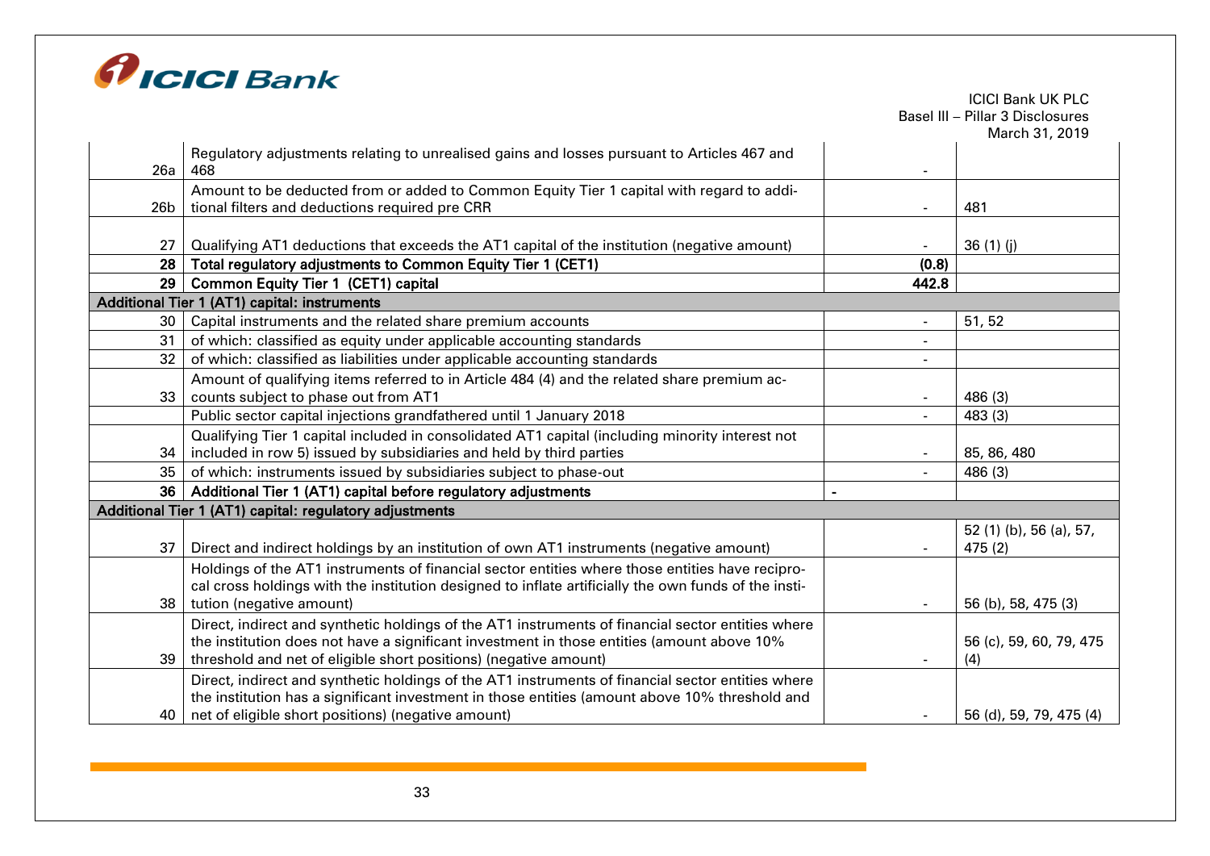| | | | |
|---|---|---|---|
| 26a | Regulatory adjustments relating to unrealised gains and losses pursuant to Articles 467 and 468 | - | |
| 26b | Amount to be deducted from or added to Common Equity Tier 1 capital with regard to additional filters and deductions required pre CRR | - | 481 |
| 27 | Qualifying AT1 deductions that exceeds the AT1 capital of the institution (negative amount) | - | 36 (1) (j) |
| **28** | **Total regulatory adjustments to Common Equity Tier 1 (CET1)** | **(0.8)** | |
| **29** | **Common Equity Tier 1 (CET1) capital** | **442.8** | |
| **Additional Tier 1 (AT1) capital: instruments** | | | |
| 30 | Capital instruments and the related share premium accounts | - | 51, 52 |
| 31 | of which: classified as equity under applicable accounting standards | - | |
| 32 | of which: classified as liabilities under applicable accounting standards | - | |
| 33 | Amount of qualifying items referred to in Article 484 (4) and the related share premium accounts subject to phase out from AT1 | - | 486 (3) |
| | Public sector capital injections grandfathered until 1 January 2018 | - | 483 (3) |
| 34 | Qualifying Tier 1 capital included in consolidated AT1 capital (including minority interest not included in row 5) issued by subsidiaries and held by third parties | - | 85, 86, 480 |
| 35 | of which: instruments issued by subsidiaries subject to phase-out | - | 486 (3) |
| **36** | **Additional Tier 1 (AT1) capital before regulatory adjustments** | - | |
| **Additional Tier 1 (AT1) capital: regulatory adjustments** | | | |
| 37 | Direct and indirect holdings by an institution of own AT1 instruments (negative amount) | - | 52 (1) (b), 56 (a), 57, 475 (2) |
| 38 | Holdings of the AT1 instruments of financial sector entities where those entities have reciprocal cross holdings with the institution designed to inflate artificially the own funds of the institution (negative amount) | - | 56 (b), 58, 475 (3) |
| 39 | Direct, indirect and synthetic holdings of the AT1 instruments of financial sector entities where the institution does not have a significant investment in those entities (amount above 10% threshold and net of eligible short positions) | - | 56 (c), 59, 60, 79, 475 (4) |
| 40 | Direct, indirect and synthetic holdings of the AT1 instruments of financial sector entities where the institution has a significant investment in those entities (amount above 10% threshold and net of eligible short positions) (negative amount) | - | 56 (d), 59, 79, 475 (4) |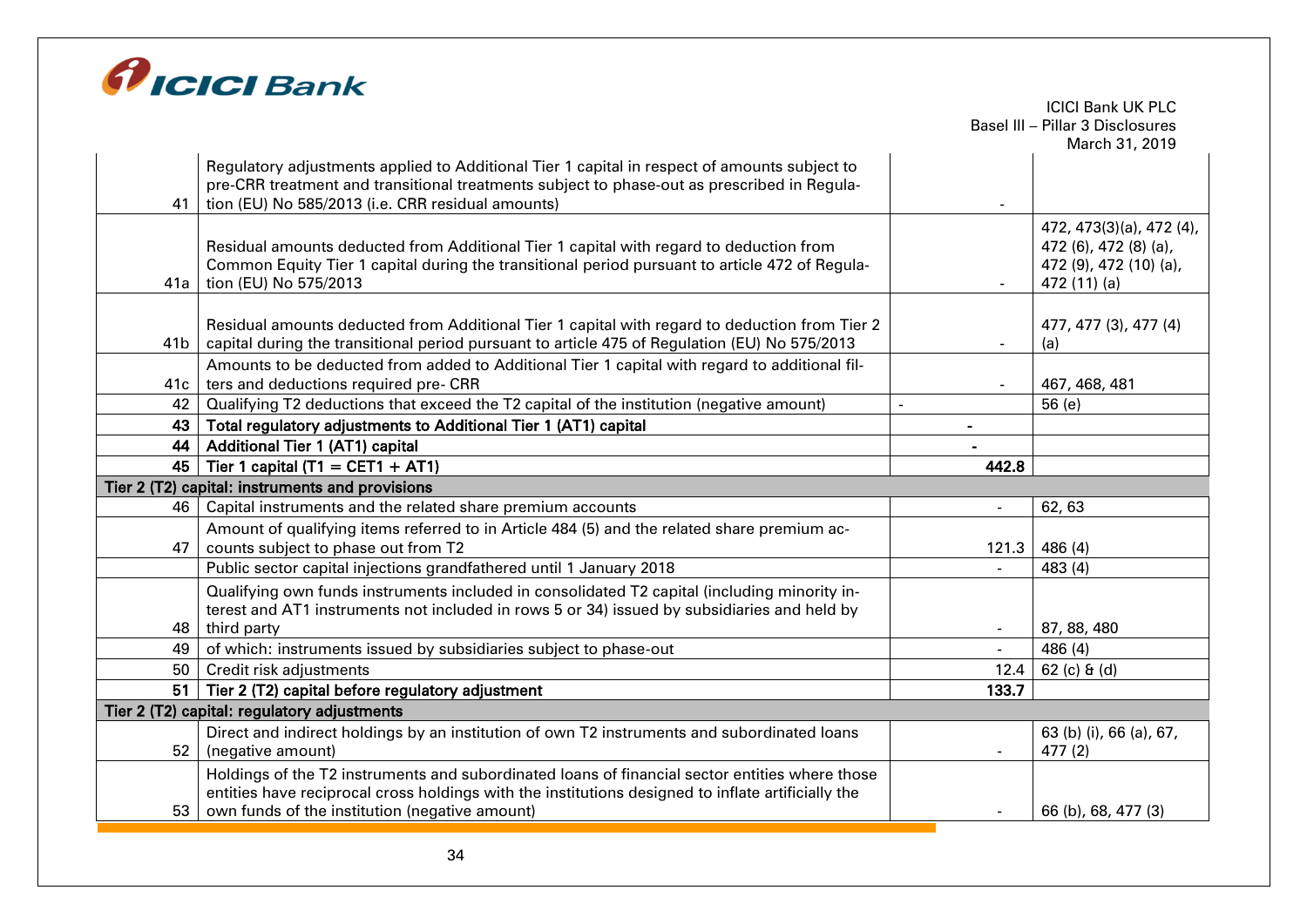| | | | |
|---|---|---|---|
| 41 | Regulatory adjustments applied to Additional Tier 1 capital in respect of amounts subject to pre-CRR treatment and transitional treatments subject to phase-out as prescribed in Regulation (EU) No 585/2013 (i.e. CRR residual amounts) | - | |
| 41a | Residual amounts deducted from Additional Tier 1 capital with regard to deduction from Common Equity Tier 1 capital during the transitional period pursuant to article 472 of Regulation (EU) No 575/2013 | - | 472, 473(3)(a), 472 (4), 472 (6), 472 (8) (a), 472 (9), 472 (10) (a), 472 (11) (a) |
| 41b | Residual amounts deducted from Additional Tier 1 capital with regard to deduction from Tier 2 capital during the transitional period pursuant to article 475 of Regulation (EU) No 575/2013 | - | 477, 477 (3), 477 (4) (a) |
| 41c | Amounts to be deducted from added to Additional Tier 1 capital with regard to additional filters and deductions required pre- CRR | - | 467, 468, 481 |
| 42 | Qualifying T2 deductions that exceed the T2 capital of the institution (negative amount) | - | 56 (e) |
| **43** | **Total regulatory adjustments to Additional Tier 1 (AT1) capital** | **-** | |
| **44** | **Additional Tier 1 (AT1) capital** | **-** | |
| **45** | **Tier 1 capital (T1 = CET1 + AT1)** | **442.8** | |
| **Tier 2 (T2) capital: instruments and provisions** | | | |
| 46 | Capital instruments and the related share premium accounts | - | 62, 63 |
| 47 | Amount of qualifying items referred to in Article 484 (5) and the related share premium accounts subject to phase out from T2 | 121.3 | 486 (4) |
| | Public sector capital injections grandfathered until 1 January 2018 | - | 483 (4) |
| 48 | Qualifying own funds instruments included in consolidated T2 capital (including minority interest and AT1 instruments not included in rows 5 or 34) issued by subsidiaries and held by third party | - | 87, 88, 480 |
| 49 | of which: instruments issued by subsidiaries subject to phase-out | - | 486 (4) |
| 50 | Credit risk adjustments | 12.4 | 62 (c) & (d) |
| **51** | **Tier 2 (T2) capital before regulatory adjustment** | **133.7** | |
| **Tier 2 (T2) capital: regulatory adjustments** | | | |
| 52 | Direct and indirect holdings by an institution of own T2 instruments and subordinated loans (negative amount) | - | 63 (b) (i), 66 (a), 67, 477 (2) |
| 53 | Holdings of the T2 instruments and subordinated loans of financial sector entities where those entities have reciprocal cross holdings with the institutions designed to inflate artificially the own funds of the institution (negative amount) | - | 66 (b), 68, 477 (3) |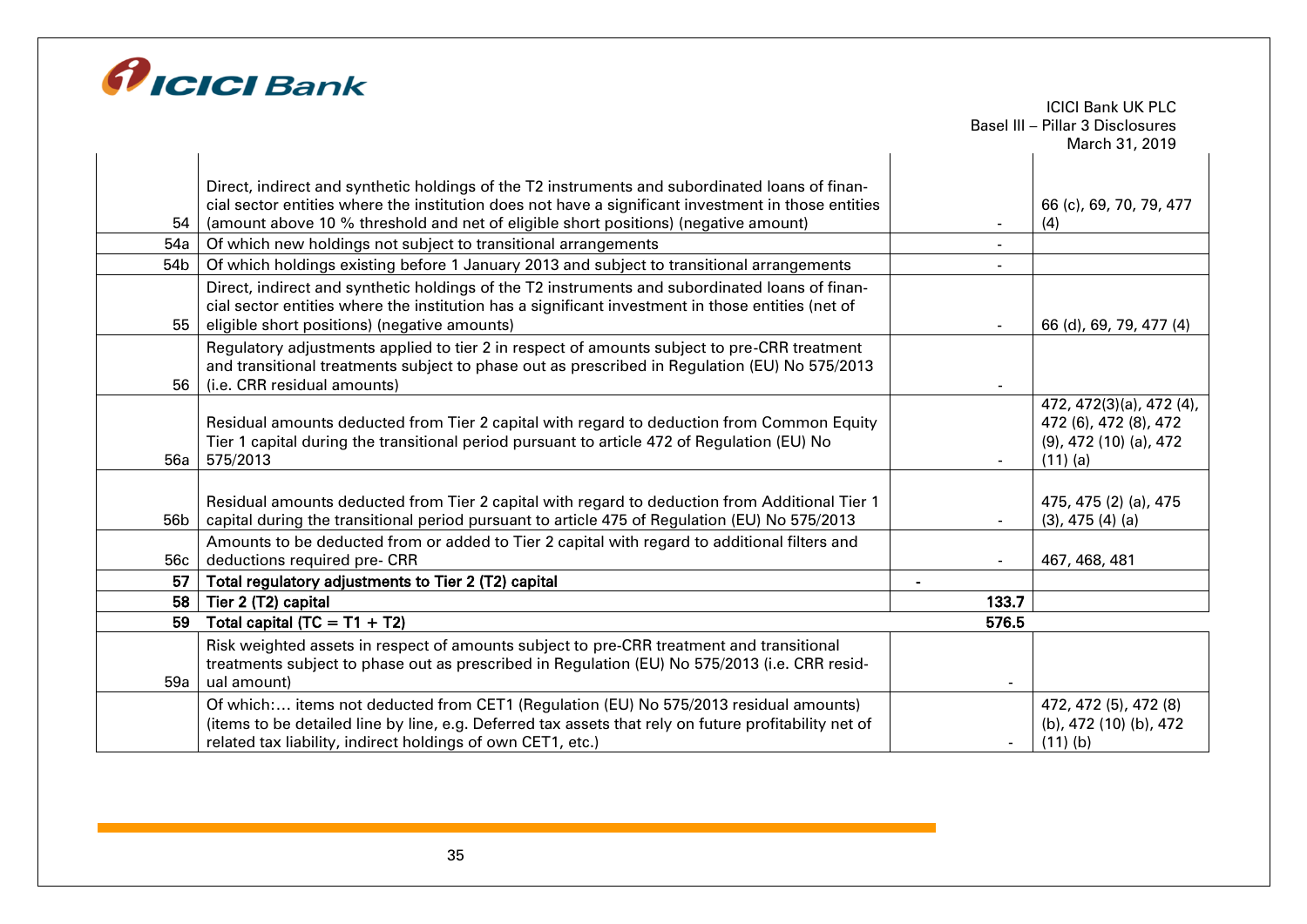| | | | |
|---|---|---|---|
| 54 | Direct, indirect and synthetic holdings of the T2 instruments and subordinated loans of financial sector entities where the institution does not have a significant investment in those entities (amount above 10 % threshold and net of eligible short positions) (negative amount) | - | 66 (c), 69, 70, 79, 477 (4) |
| 54a | Of which new holdings not subject to transitional arrangements | - | |
| 54b | Of which holdings existing before 1 January 2013 and subject to transitional arrangements | - | |
| 55 | Direct, indirect and synthetic holdings of the T2 instruments and subordinated loans of financial sector entities where the institution has a significant investment in those entities (net of eligible short positions) (negative amounts) | - | 66 (d), 69, 79, 477 (4) |
| 56 | Regulatory adjustments applied to tier 2 in respect of amounts subject to pre-CRR treatment and transitional treatments subject to phase out as prescribed in Regulation (EU) No 575/2013 (i.e. CRR residual amounts) | - | |
| 56a | Residual amounts deducted from Tier 2 capital with regard to deduction from Common Equity Tier 1 capital during the transitional period pursuant to article 472 of Regulation (EU) No 575/2013 | - | 472, 472(3)(a), 472 (4), 472 (6), 472 (8), 472 (9), 472 (10) (a), 472 (11) (a) |
| 56b | Residual amounts deducted from Tier 2 capital with regard to deduction from Additional Tier 1 capital during the transitional period pursuant to article 475 of Regulation (EU) No 575/2013 | - | 475, 475 (2) (a), 475 (3), 475 (4) (a) |
| 56c | Amounts to be deducted from or added to Tier 2 capital with regard to additional filters and deductions required pre- CRR | - | 467, 468, 481 |
| **57** | **Total regulatory adjustments to Tier 2 (T2) capital** | **-** | |
| **58** | **Tier 2 (T2) capital** | **133.7** | |
| **59** | **Total capital (TC = T1 + T2)** | **576.5** | |
| 59a | Risk weighted assets in respect of amounts subject to pre-CRR treatment and transitional treatments subject to phase out as prescribed in Regulation (EU) No 575/2013 (i.e. CRR residual amount) | - | |
| | Of which:… items not deducted from CET1 (Regulation (EU) No 575/2013 residual amounts) (items to be detailed line by line, e.g. Deferred tax assets that rely on future profitability net of related tax liability, indirect holdings of own CET1, etc.) | - | 472, 472 (5), 472 (8) (b), 472 (10) (b), 472 (11) (b) |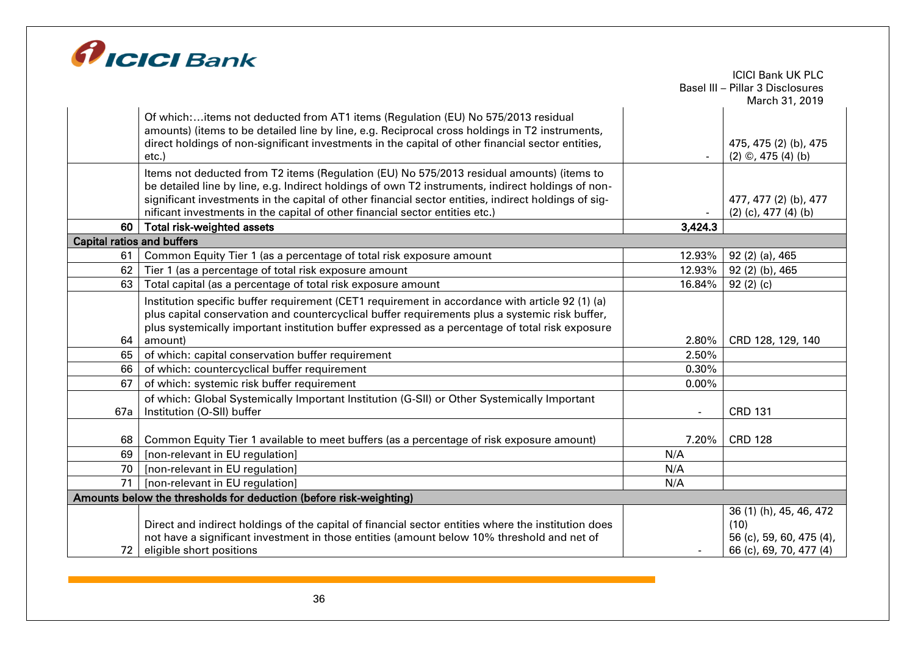| | | | |
|---|---|---|---|
| | Of which:…items not deducted from AT1 items (Regulation (EU) No 575/2013 residual amounts) (items to be detailed line by line, e.g. Reciprocal cross holdings in T2 instruments, direct holdings of non-significant investments in the capital of other financial sector entities, etc.) | - | 475, 475 (2) (b), 475 (2) ©, 475 (4) (b) |
| | Items not deducted from T2 items (Regulation (EU) No 575/2013 residual amounts) (items to be detailed line by line, e.g. Indirect holdings of own T2 instruments, indirect holdings of non-significant investments in the capital of other financial sector entities, indirect holdings of significant investments in the capital of other financial sector entities etc.) | - | 477, 477 (2) (b), 477 (2) (c), 477 (4) (b) |
| **60** | **Total risk-weighted assets** | **3,424.3** | |
| **Capital ratios and buffers** | | | |
| 61 | Common Equity Tier 1 (as a percentage of total risk exposure amount | 12.93% | 92 (2) (a), 465 |
| 62 | Tier 1 (as a percentage of total risk exposure amount | 12.93% | 92 (2) (b), 465 |
| 63 | Total capital (as a percentage of total risk exposure amount | 16.84% | 92 (2) (c) |
| 64 | Institution specific buffer requirement (CET1 requirement in accordance with article 92 (1) (a) plus capital conservation and countercyclical buffer requirements plus a systemic risk buffer, plus systemically important institution buffer expressed as a percentage of total risk exposure amount) | 2.80% | CRD 128, 129, 140 |
| 65 | of which: capital conservation buffer requirement | 2.50% | |
| 66 | of which: countercyclical buffer requirement | 0.30% | |
| 67 | of which: systemic risk buffer requirement | 0.00% | |
| 67a | of which: Global Systemically Important Institution (G-SII) or Other Systemically Important Institution (O-SII) buffer | - | CRD 131 |
| 68 | Common Equity Tier 1 available to meet buffers (as a percentage of risk exposure amount) | 7.20% | CRD 128 |
| 69 | [non-relevant in EU regulation] | N/A | |
| 70 | [non-relevant in EU regulation] | N/A | |
| 71 | [non-relevant in EU regulation] | N/A | |
| **Amounts below the thresholds for deduction (before risk-weighting)** | | | |
| 72 | Direct and indirect holdings of the capital of financial sector entities where the institution does not have a significant investment in those entities (amount below 10% threshold and net of eligible short positions | - | 36 (1) (h), 45, 46, 472 (10) 56 (c), 59, 60, 475 (4), 66 (c), 69, 70, 477 (4) |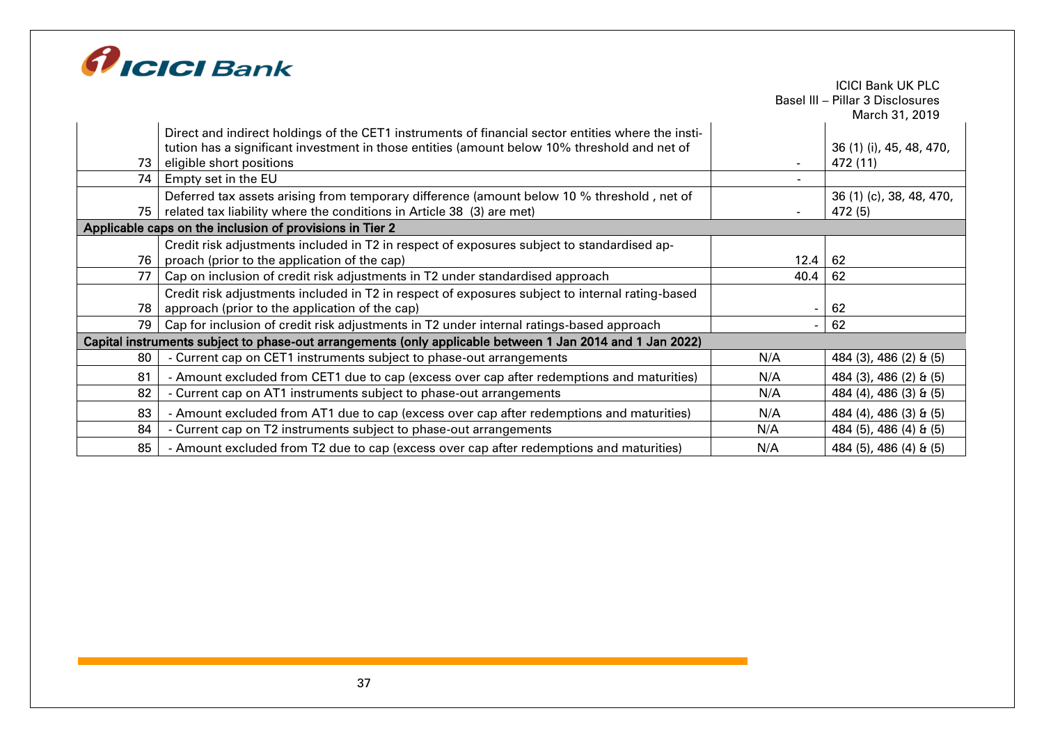| | | | |
|---|---|---|---|
| 73 | Direct and indirect holdings of the CET1 instruments of financial sector entities where the institution has a significant investment in those entities (amount below 10% threshold and net of eligible short positions | - | 36 (1) (i), 45, 48, 470, 472 (11) |
| 74 | Empty set in the EU | - | |
| 75 | Deferred tax assets arising from temporary difference (amount below 10 % threshold , net of related tax liability where the conditions in Article 38 (3) are met) | - | 36 (1) (c), 38, 48, 470, 472 (5) |
| **Applicable caps on the inclusion of provisions in Tier 2** | | | |
| 76 | Credit risk adjustments included in T2 in respect of exposures subject to standardised approach (prior to the application of the cap) | 12.4 | 62 |
| 77 | Cap on inclusion of credit risk adjustments in T2 under standardised approach | 40.4 | 62 |
| 78 | Credit risk adjustments included in T2 in respect of exposures subject to internal rating-based approach (prior to the application of the cap) | - | 62 |
| 79 | Cap for inclusion of credit risk adjustments in T2 under internal ratings-based approach | - | 62 |
| **Capital instruments subject to phase-out arrangements (only applicable between 1 Jan 2014 and 1 Jan 2022)** | | | |
| 80 | - Current cap on CET1 instruments subject to phase-out arrangements | N/A | 484 (3), 486 (2) & (5) |
| 81 | - Amount excluded from CET1 due to cap (excess over cap after redemptions and maturities) | N/A | 484 (3), 486 (2) & (5) |
| 82 | - Current cap on AT1 instruments subject to phase-out arrangements | N/A | 484 (4), 486 (3) & (5) |
| 83 | - Amount excluded from AT1 due to cap (excess over cap after redemptions and maturities) | N/A | 484 (4), 486 (3) & (5) |
| 84 | - Current cap on T2 instruments subject to phase-out arrangements | N/A | 484 (5), 486 (4) & (5) |
| 85 | - Amount excluded from T2 due to cap (excess over cap after redemptions and maturities) | N/A | 484 (5), 486 (4) & (5) |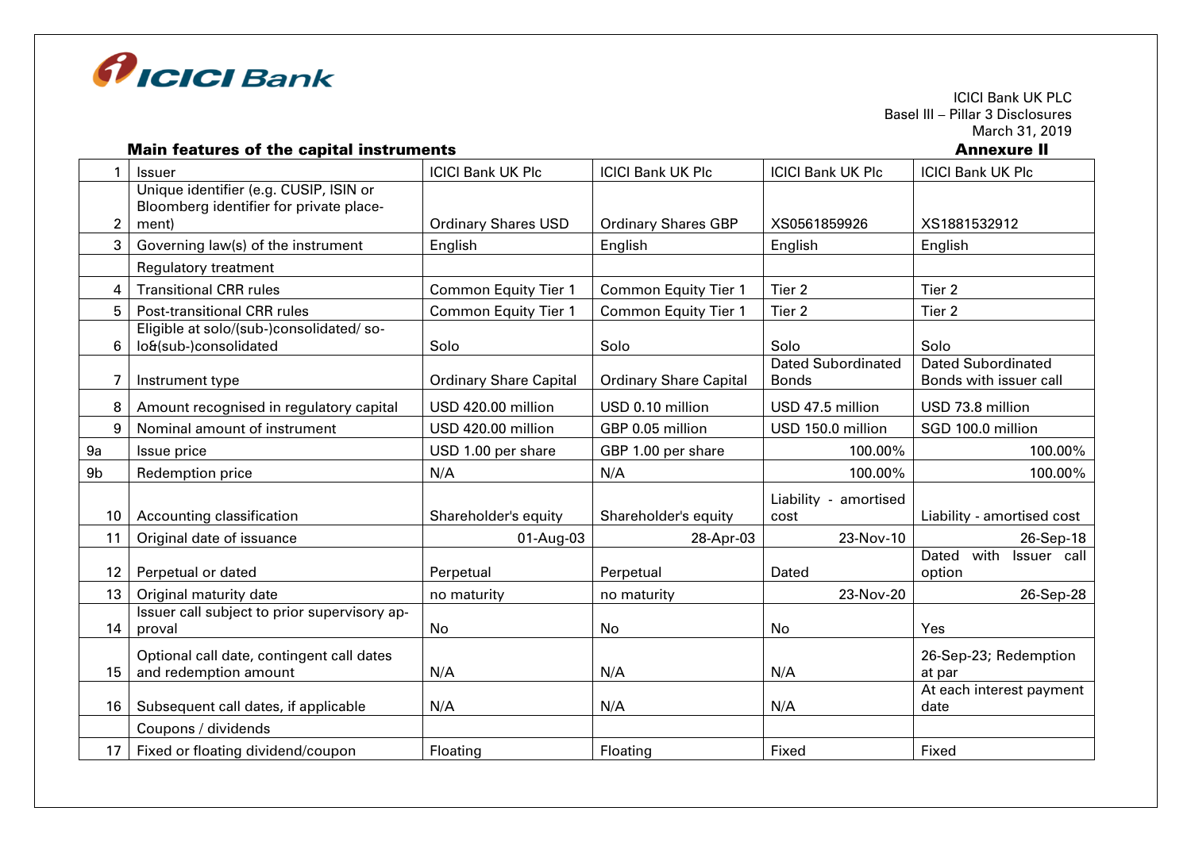ICICI Bank

ICICI Bank UK PLC
Basel III – Pillar 3 Disclosures
March 31, 2019

## Main features of the capital instruments

**Annexure II**

| | | | | | |
|---|---|---|---|---|---|
| 1 | Issuer | ICICI Bank UK Plc | ICICI Bank UK Plc | ICICI Bank UK Plc | ICICI Bank UK Plc |
| 2 | Unique identifier (e.g. CUSIP, ISIN or Bloomberg identifier for private placement) | Ordinary Shares USD | Ordinary Shares GBP | XS0561859926 | XS1881532912 |
| 3 | Governing law(s) of the instrument | English | English | English | English |
| | Regulatory treatment | | | | |
| 4 | Transitional CRR rules | Common Equity Tier 1 | Common Equity Tier 1 | Tier 2 | Tier 2 |
| 5 | Post-transitional CRR rules | Common Equity Tier 1 | Common Equity Tier 1 | Tier 2 | Tier 2 |
| 6 | Eligible at solo/(sub-)consolidated/ solo&(sub-)consolidated | Solo | Solo | Solo | Solo |
| 7 | Instrument type | Ordinary Share Capital | Ordinary Share Capital | Dated Subordinated Bonds | Dated Subordinated Bonds with issuer call |
| 8 | Amount recognised in regulatory capital | USD 420.00 million | USD 0.10 million | USD 47.5 million | USD 73.8 million |
| 9 | Nominal amount of instrument | USD 420.00 million | GBP 0.05 million | USD 150.0 million | SGD 100.0 million |
| 9a | Issue price | USD 1.00 per share | GBP 1.00 per share | 100.00% | 100.00% |
| 9b | Redemption price | N/A | N/A | 100.00% | 100.00% |
| 10 | Accounting classification | Shareholder's equity | Shareholder's equity | Liability - amortised cost | Liability - amortised cost |
| 11 | Original date of issuance | 01-Aug-03 | 28-Apr-03 | 23-Nov-10 | 26-Sep-18 |
| 12 | Perpetual or dated | Perpetual | Perpetual | Dated | Dated with Issuer call option |
| 13 | Original maturity date | no maturity | no maturity | 23-Nov-20 | 26-Sep-28 |
| 14 | Issuer call subject to prior supervisory approval | No | No | No | Yes |
| 15 | Optional call date, contingent call dates and redemption amount | N/A | N/A | N/A | 26-Sep-23; Redemption at par |
| 16 | Subsequent call dates, if applicable | N/A | N/A | N/A | At each interest payment date |
| | Coupons / dividends | | | | |
| 17 | Fixed or floating dividend/coupon | Floating | Floating | Fixed | Fixed |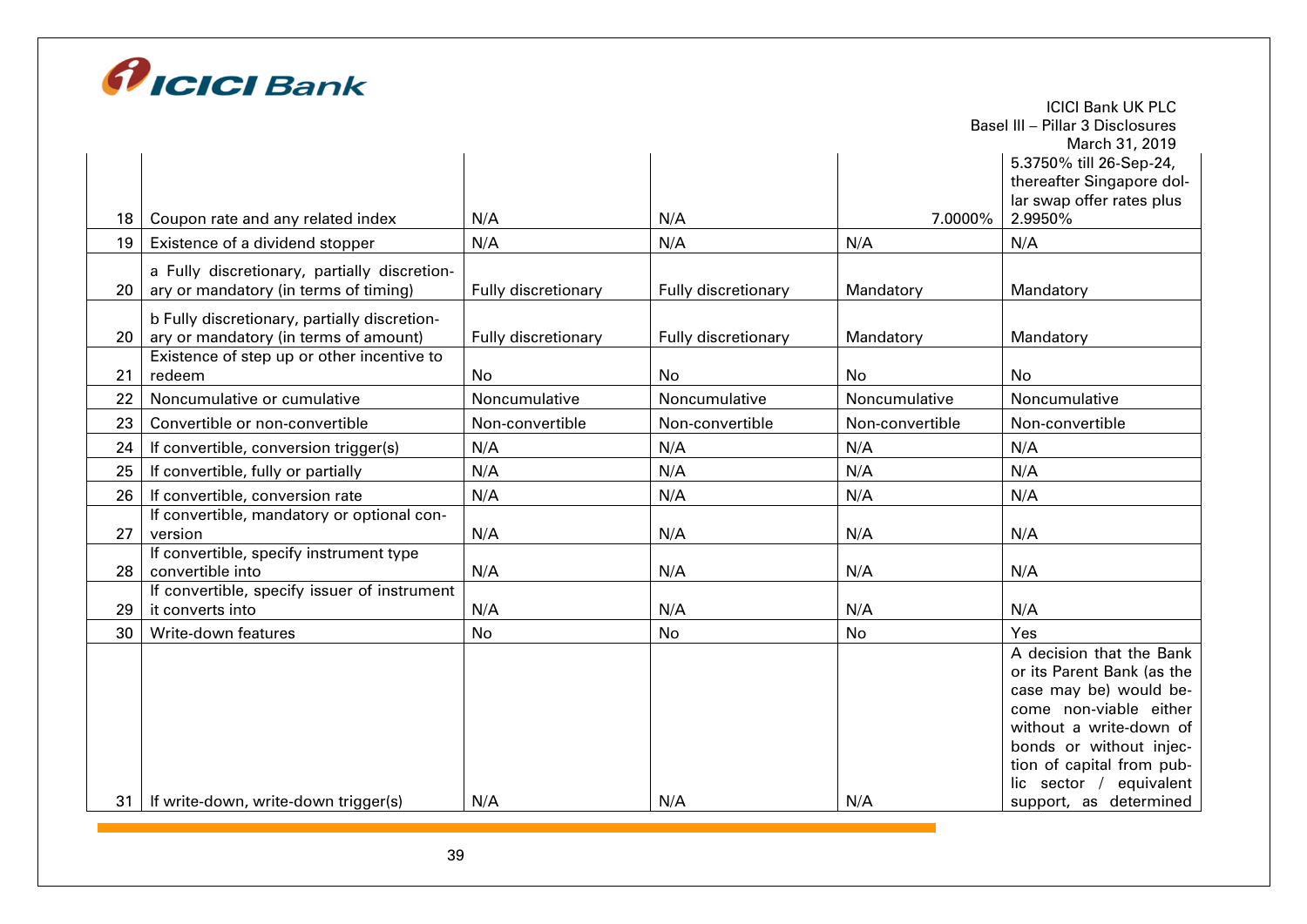| | | | | | |
|---|---|---|---|---|---|
| 18 | Coupon rate and any related index | N/A | N/A | 7.0000% | 5.3750% till 26-Sep-24, thereafter Singapore dollar swap offer rates plus 2.9950% |
| 19 | Existence of a dividend stopper | N/A | N/A | N/A | N/A |
| 20 | a Fully discretionary, partially discretionary or mandatory (in terms of timing) | Fully discretionary | Fully discretionary | Mandatory | Mandatory |
| 20 | b Fully discretionary, partially discretionary or mandatory (in terms of amount) | Fully discretionary | Fully discretionary | Mandatory | Mandatory |
| 21 | Existence of step up or other incentive to redeem | No | No | No | No |
| 22 | Noncumulative or cumulative | Noncumulative | Noncumulative | Noncumulative | Noncumulative |
| 23 | Convertible or non-convertible | Non-convertible | Non-convertible | Non-convertible | Non-convertible |
| 24 | If convertible, conversion trigger(s) | N/A | N/A | N/A | N/A |
| 25 | If convertible, fully or partially | N/A | N/A | N/A | N/A |
| 26 | If convertible, conversion rate | N/A | N/A | N/A | N/A |
| 27 | If convertible, mandatory or optional conversion | N/A | N/A | N/A | N/A |
| 28 | If convertible, specify instrument type convertible into | N/A | N/A | N/A | N/A |
| 29 | If convertible, specify issuer of instrument it converts into | N/A | N/A | N/A | N/A |
| 30 | Write-down features | No | No | No | Yes |
| 31 | If write-down, write-down trigger(s) | N/A | N/A | N/A | A decision that the Bank or its Parent Bank (as the case may be) would become non-viable either without a write-down of bonds or without injection of capital from public sector / equivalent support, as determined |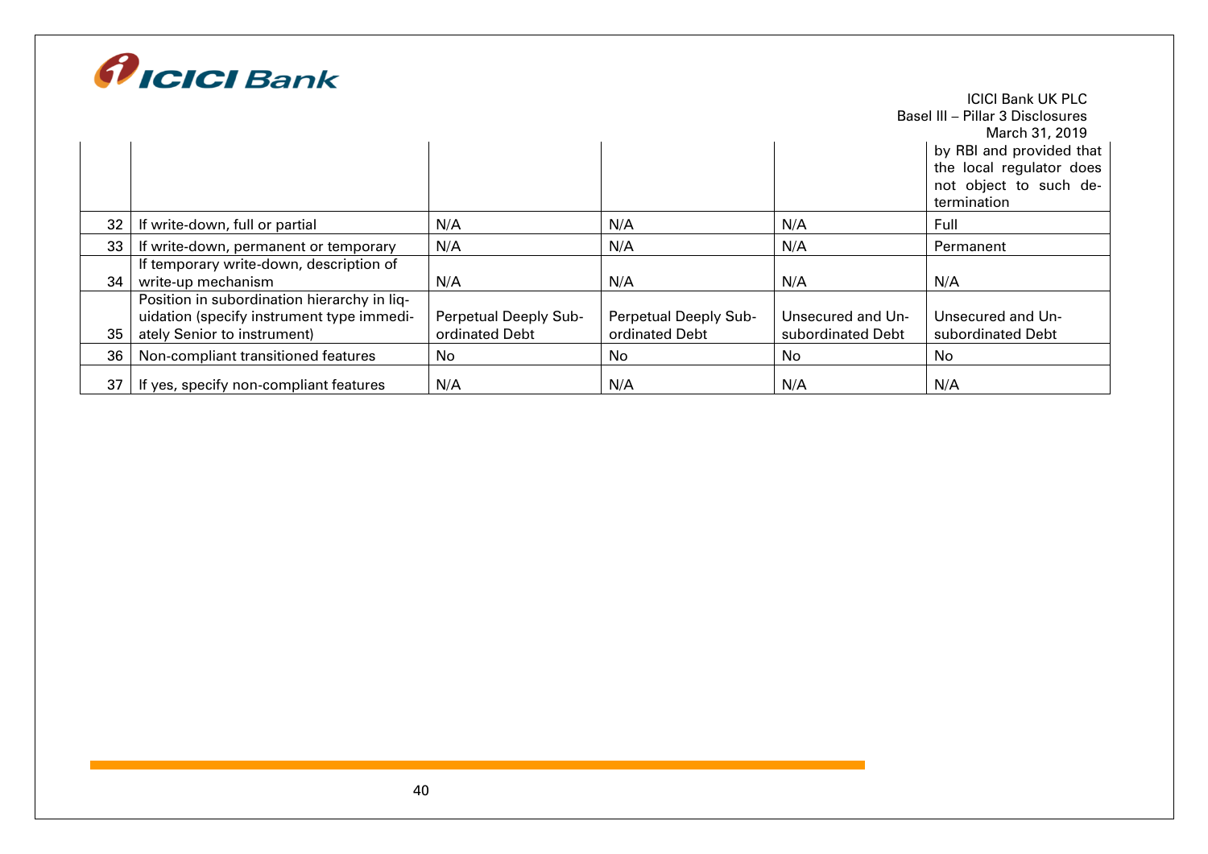| | | | | | |
|---|---|---|---|---|---|
| | | | | | by RBI and provided that the local regulator does not object to such determination |
| 32 | If write-down, full or partial | N/A | N/A | N/A | Full |
| 33 | If write-down, permanent or temporary | N/A | N/A | N/A | Permanent |
| 34 | If temporary write-down, description of write-up mechanism | N/A | N/A | N/A | N/A |
| 35 | Position in subordination hierarchy in liquidation (specify instrument type immediately Senior to instrument) | Perpetual Deeply Subordinated Debt | Perpetual Deeply Subordinated Debt | Unsecured and Unsubordinated Debt | Unsecured and Unsubordinated Debt |
| 36 | Non-compliant transitioned features | No | No | No | No |
| 37 | If yes, specify non-compliant features | N/A | N/A | N/A | N/A |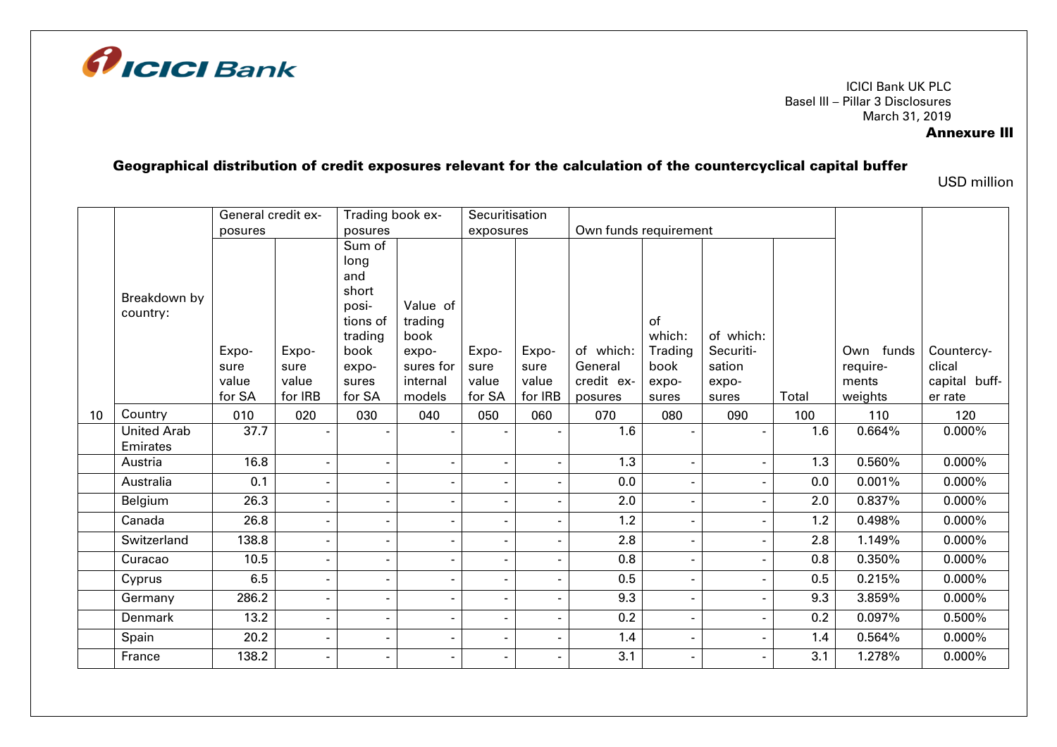ICICI Bank

ICICI Bank UK PLC
Basel III – Pillar 3 Disclosures
March 31, 2019

**Annexure III**

## Geographical distribution of credit exposures relevant for the calculation of the countercyclical capital buffer

USD million

| | Breakdown by country: | General credit exposures | | Trading book exposures | | Securitisation exposures | | Own funds requirement | | | | Own funds requirements weights | Countercyclical capital buffer rate |
|---|---|---|---|---|---|---|---|---|---|---|---|---|---|
| | | Exposure value for SA | Exposure value for IRB | Sum of long and short positions of trading book exposures for SA | Value of trading book exposures for internal models | Exposure value for SA | Exposure value for IRB | of which: General credit exposures | of which: Trading book exposures | of which: Securitisation exposures | Total | | |
| 10 | Country | 010 | 020 | 030 | 040 | 050 | 060 | 070 | 080 | 090 | 100 | 110 | 120 |
| | United Arab Emirates | 37.7 | - | - | - | - | - | 1.6 | - | - | 1.6 | 0.664% | 0.000% |
| | Austria | 16.8 | - | - | - | - | - | 1.3 | - | - | 1.3 | 0.560% | 0.000% |
| | Australia | 0.1 | - | - | - | - | - | 0.0 | - | - | 0.0 | 0.001% | 0.000% |
| | Belgium | 26.3 | - | - | - | - | - | 2.0 | - | - | 2.0 | 0.837% | 0.000% |
| | Canada | 26.8 | - | - | - | - | - | 1.2 | - | - | 1.2 | 0.498% | 0.000% |
| | Switzerland | 138.8 | - | - | - | - | - | 2.8 | - | - | 2.8 | 1.149% | 0.000% |
| | Curacao | 10.5 | - | - | - | - | - | 0.8 | - | - | 0.8 | 0.350% | 0.000% |
| | Cyprus | 6.5 | - | - | - | - | - | 0.5 | - | - | 0.5 | 0.215% | 0.000% |
| | Germany | 286.2 | - | - | - | - | - | 9.3 | - | - | 9.3 | 3.859% | 0.000% |
| | Denmark | 13.2 | - | - | - | - | - | 0.2 | - | - | 0.2 | 0.097% | 0.500% |
| | Spain | 20.2 | - | - | - | - | - | 1.4 | - | - | 1.4 | 0.564% | 0.000% |
| | France | 138.2 | - | - | - | - | - | 3.1 | - | - | 3.1 | 1.278% | 0.000% |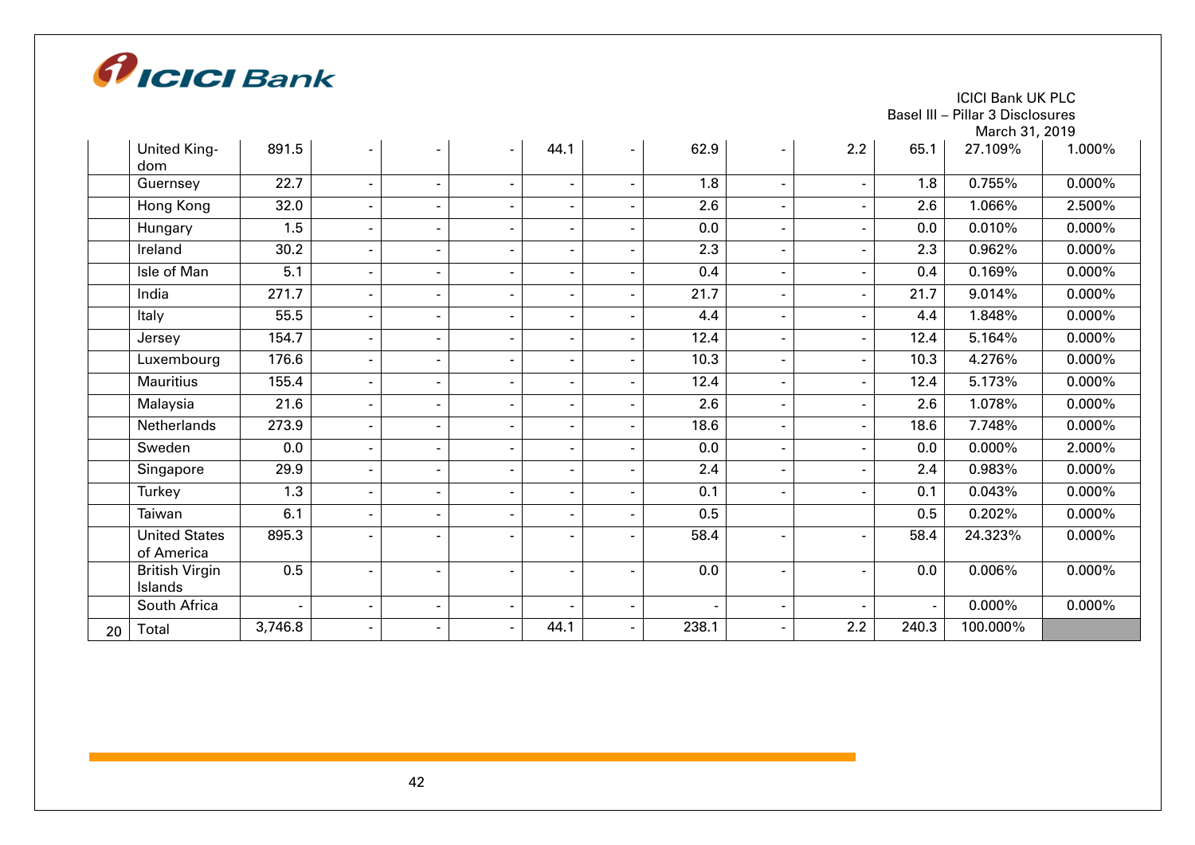| | | | | | | | | | | | | |
|---|---|---|---|---|---|---|---|---|---|---|---|---|
| | United Kingdom | 891.5 | - | - | - | 44.1 | - | 62.9 | - | 2.2 | 65.1 | 27.109% | 1.000% |
| | Guernsey | 22.7 | - | - | - | - | - | 1.8 | - | - | 1.8 | 0.755% | 0.000% |
| | Hong Kong | 32.0 | - | - | - | - | - | 2.6 | - | - | 2.6 | 1.066% | 2.500% |
| | Hungary | 1.5 | - | - | - | - | - | 0.0 | - | - | 0.0 | 0.010% | 0.000% |
| | Ireland | 30.2 | - | - | - | - | - | 2.3 | - | - | 2.3 | 0.962% | 0.000% |
| | Isle of Man | 5.1 | - | - | - | - | - | 0.4 | - | - | 0.4 | 0.169% | 0.000% |
| | India | 271.7 | - | - | - | - | - | 21.7 | - | - | 21.7 | 9.014% | 0.000% |
| | Italy | 55.5 | - | - | - | - | - | 4.4 | - | - | 4.4 | 1.848% | 0.000% |
| | Jersey | 154.7 | - | - | - | - | - | 12.4 | - | - | 12.4 | 5.164% | 0.000% |
| | Luxembourg | 176.6 | - | - | - | - | - | 10.3 | - | - | 10.3 | 4.276% | 0.000% |
| | Mauritius | 155.4 | - | - | - | - | - | 12.4 | - | - | 12.4 | 5.173% | 0.000% |
| | Malaysia | 21.6 | - | - | - | - | - | 2.6 | - | - | 2.6 | 1.078% | 0.000% |
| | Netherlands | 273.9 | - | - | - | - | - | 18.6 | - | - | 18.6 | 7.748% | 0.000% |
| | Sweden | 0.0 | - | - | - | - | - | 0.0 | - | - | 0.0 | 0.000% | 2.000% |
| | Singapore | 29.9 | - | - | - | - | - | 2.4 | - | - | 2.4 | 0.983% | 0.000% |
| | Turkey | 1.3 | - | - | - | - | - | 0.1 | - | - | 0.1 | 0.043% | 0.000% |
| | Taiwan | 6.1 | - | - | - | - | - | 0.5 | | | 0.5 | 0.202% | 0.000% |
| | United States of America | 895.3 | - | - | - | - | - | 58.4 | - | - | 58.4 | 24.323% | 0.000% |
| | British Virgin Islands | 0.5 | - | - | - | - | - | 0.0 | - | - | 0.0 | 0.006% | 0.000% |
| | South Africa | - | - | - | - | - | - | - | - | - | - | 0.000% | 0.000% |
| 20 | Total | 3,746.8 | - | - | - | 44.1 | - | 238.1 | - | 2.2 | 240.3 | 100.000% | |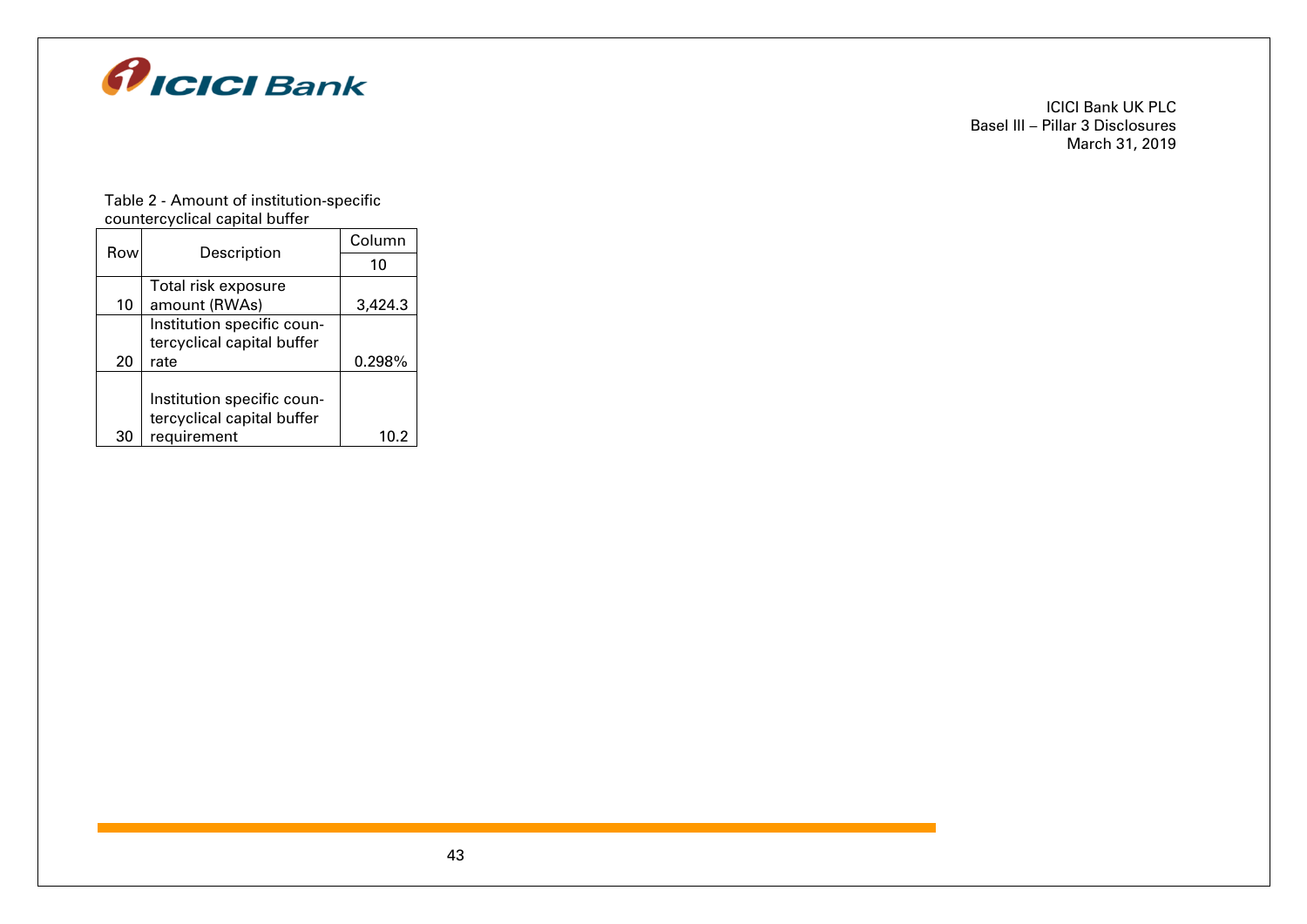Table 2 - Amount of institution-specific countercyclical capital buffer

| Row | Description | Column |
|---|---|---|
| | | 10 |
| 10 | Total risk exposure amount (RWAs) | 3,424.3 |
| 20 | Institution specific countercyclical capital buffer rate | 0.298% |
| 30 | Institution specific countercyclical capital buffer requirement | 10.2 |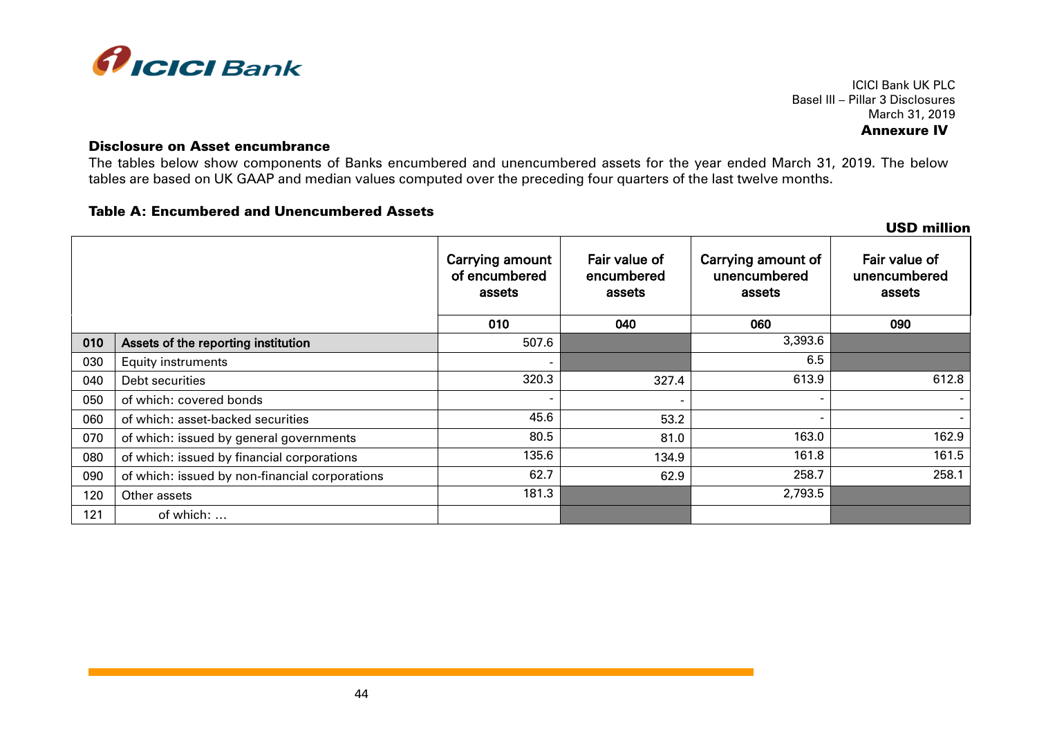ICICI Bank UK PLC
Basel III – Pillar 3 Disclosures
March 31, 2019

**Annexure IV**

**Disclosure on Asset encumbrance**

The tables below show components of Banks encumbered and unencumbered assets for the year ended March 31, 2019. The below tables are based on UK GAAP and median values computed over the preceding four quarters of the last twelve months.

**Table A: Encumbered and Unencumbered Assets**

**USD million**

| | | Carrying amount of encumbered assets | Fair value of encumbered assets | Carrying amount of unencumbered assets | Fair value of unencumbered assets |
|---|---|---|---|---|---|
| | | 010 | 040 | 060 | 090 |
| 010 | Assets of the reporting institution | 507.6 | | 3,393.6 | |
| 030 | Equity instruments | - | | 6.5 | |
| 040 | Debt securities | 320.3 | 327.4 | 613.9 | 612.8 |
| 050 | of which: covered bonds | - | - | - | - |
| 060 | of which: asset-backed securities | 45.6 | 53.2 | - | - |
| 070 | of which: issued by general governments | 80.5 | 81.0 | 163.0 | 162.9 |
| 080 | of which: issued by financial corporations | 135.6 | 134.9 | 161.8 | 161.5 |
| 090 | of which: issued by non-financial corporations | 62.7 | 62.9 | 258.7 | 258.1 |
| 120 | Other assets | 181.3 | | 2,793.5 | |
| 121 | of which: ... | | | | |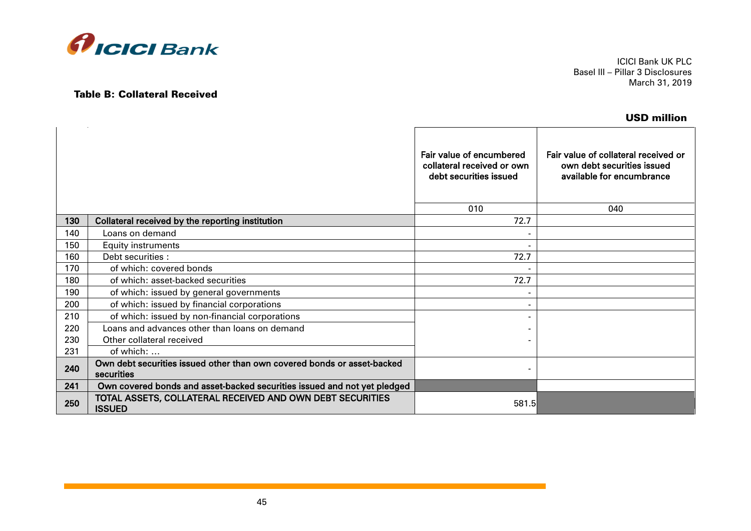### Table B: Collateral Received

**USD million**

| | | Fair value of encumbered collateral received or own debt securities issued | Fair value of collateral received or own debt securities issued available for encumbrance |
|---|---|---|---|
| | | 010 | 040 |
| **130** | **Collateral received by the reporting institution** | 72.7 | |
| 140 | Loans on demand | - | |
| 150 | Equity instruments | - | |
| 160 | Debt securities : | 72.7 | |
| 170 | of which: covered bonds | - | |
| 180 | of which: asset-backed securities | 72.7 | |
| 190 | of which: issued by general governments | - | |
| 200 | of which: issued by financial corporations | - | |
| 210 | of which: issued by non-financial corporations | - | |
| 220 | Loans and advances other than loans on demand | - | |
| 230 | Other collateral received | - | |
| 231 | of which: ... | | |
| **240** | **Own debt securities issued other than own covered bonds or asset-backed securities** | - | |
| **241** | **Own covered bonds and asset-backed securities issued and not yet pledged** | | |
| **250** | **TOTAL ASSETS, COLLATERAL RECEIVED AND OWN DEBT SECURITIES ISSUED** | 581.5 | |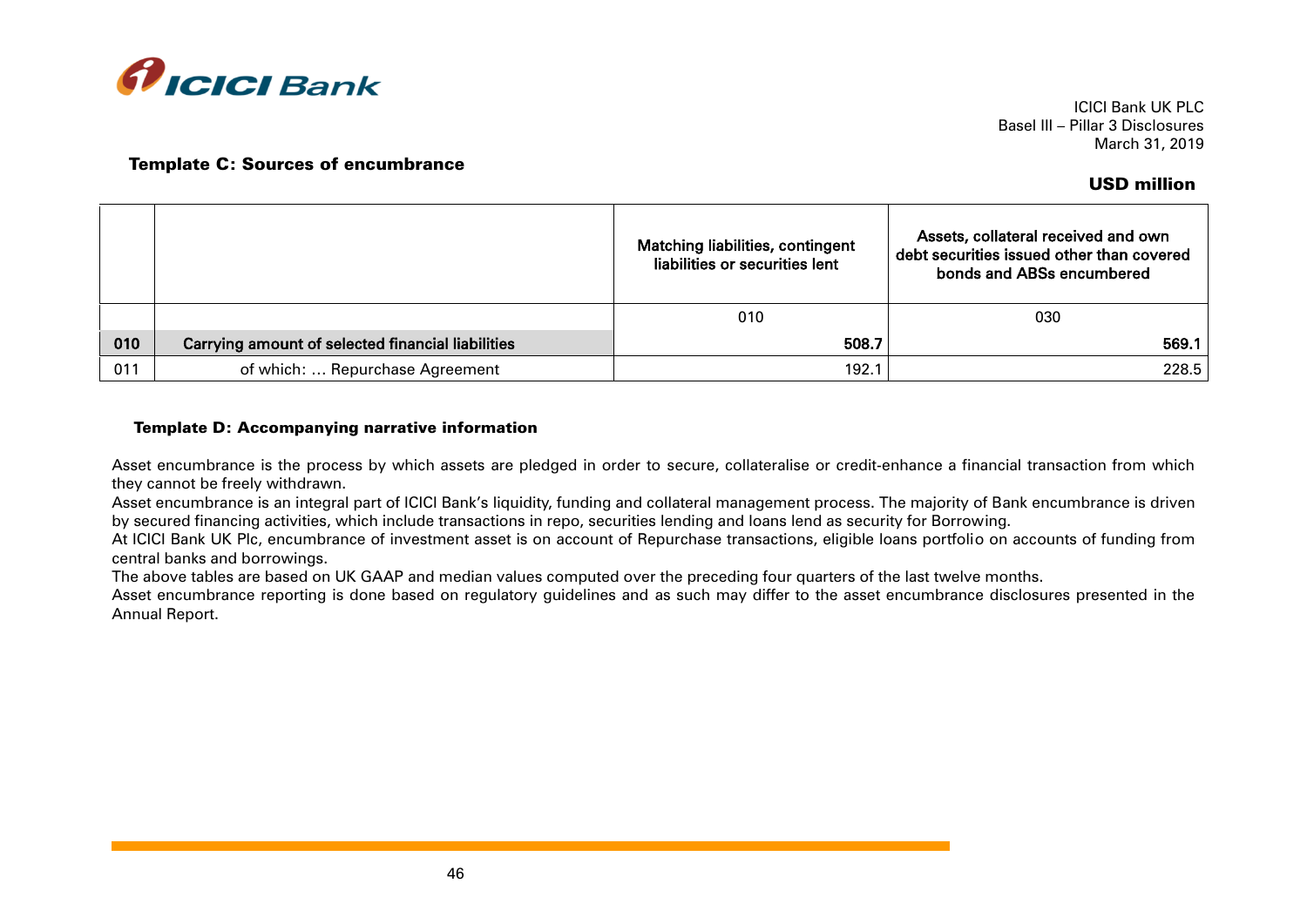## Template C: Sources of encumbrance

**USD million**

| | | Matching liabilities, contingent liabilities or securities lent | Assets, collateral received and own debt securities issued other than covered bonds and ABSs encumbered |
|---|---|---|---|
| | | 010 | 030 |
| **010** | **Carrying amount of selected financial liabilities** | **508.7** | **569.1** |
| 011 | of which: … Repurchase Agreement | 192.1 | 228.5 |

### Template D: Accompanying narrative information

Asset encumbrance is the process by which assets are pledged in order to secure, collateralise or credit-enhance a financial transaction from which they cannot be freely withdrawn.

Asset encumbrance is an integral part of ICICI Bank's liquidity, funding and collateral management process. The majority of Bank encumbrance is driven by secured financing activities, which include transactions in repo, securities lending and loans lend as security for Borrowing.

At ICICI Bank UK Plc, encumbrance of investment asset is on account of Repurchase transactions, eligible loans portfolio on accounts of funding from central banks and borrowings.

The above tables are based on UK GAAP and median values computed over the preceding four quarters of the last twelve months.

Asset encumbrance reporting is done based on regulatory guidelines and as such may differ to the asset encumbrance disclosures presented in the Annual Report.